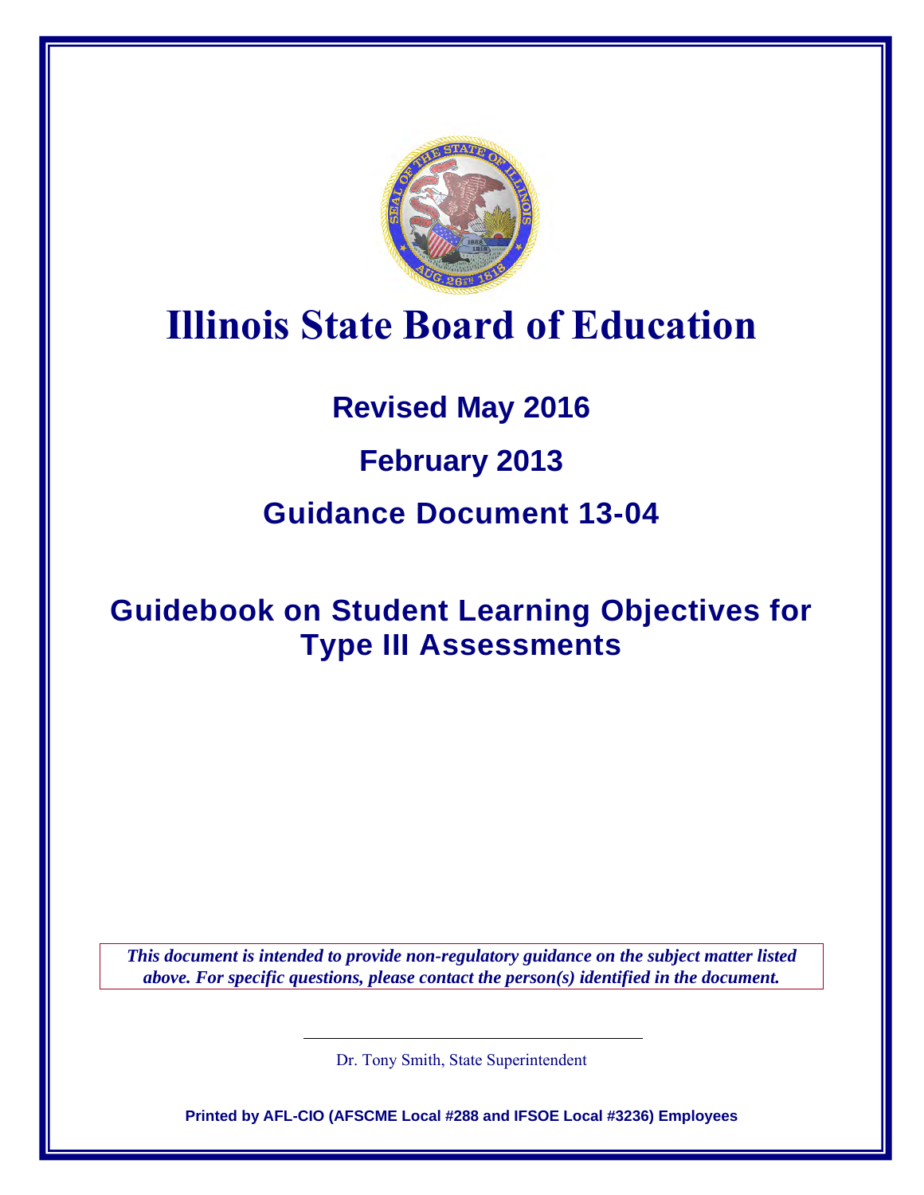# Illinois State Board of Education

## Revised May 2016

## February 2013

## Guidance Document 13-04

# Guidebook on Student Learning Objectives for Type III Assessments

***This document is intended to provide non-regulatory guidance on the subject matter listed above. For specific questions, please contact the person(s) identified in the document.***

Dr. Tony Smith, State Superintendent

**Printed by AFL-CIO (AFSCME Local #288 and IFSOE Local #3236) Employees**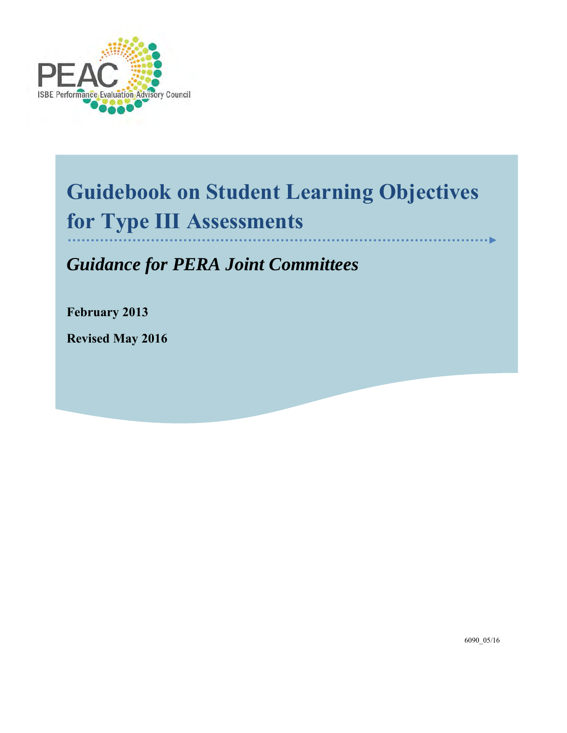PEAC

ISBE Performance Evaluation Advisory Council

# Guidebook on Student Learning Objectives for Type III Assessments

## *Guidance for PERA Joint Committees*

**February 2013**

**Revised May 2016**

6090_05/16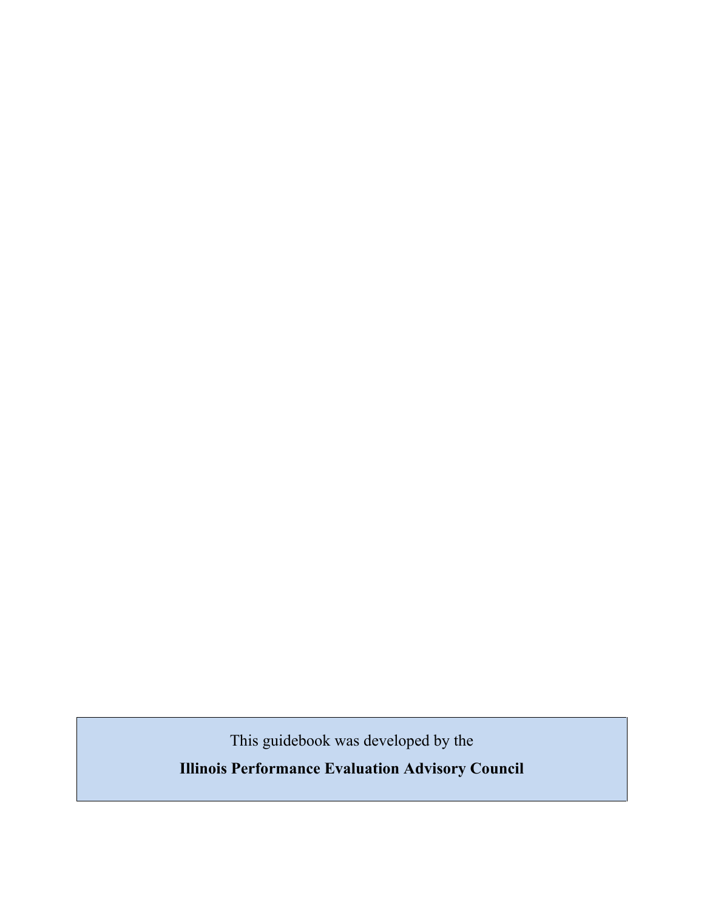This guidebook was developed by the

**Illinois Performance Evaluation Advisory Council**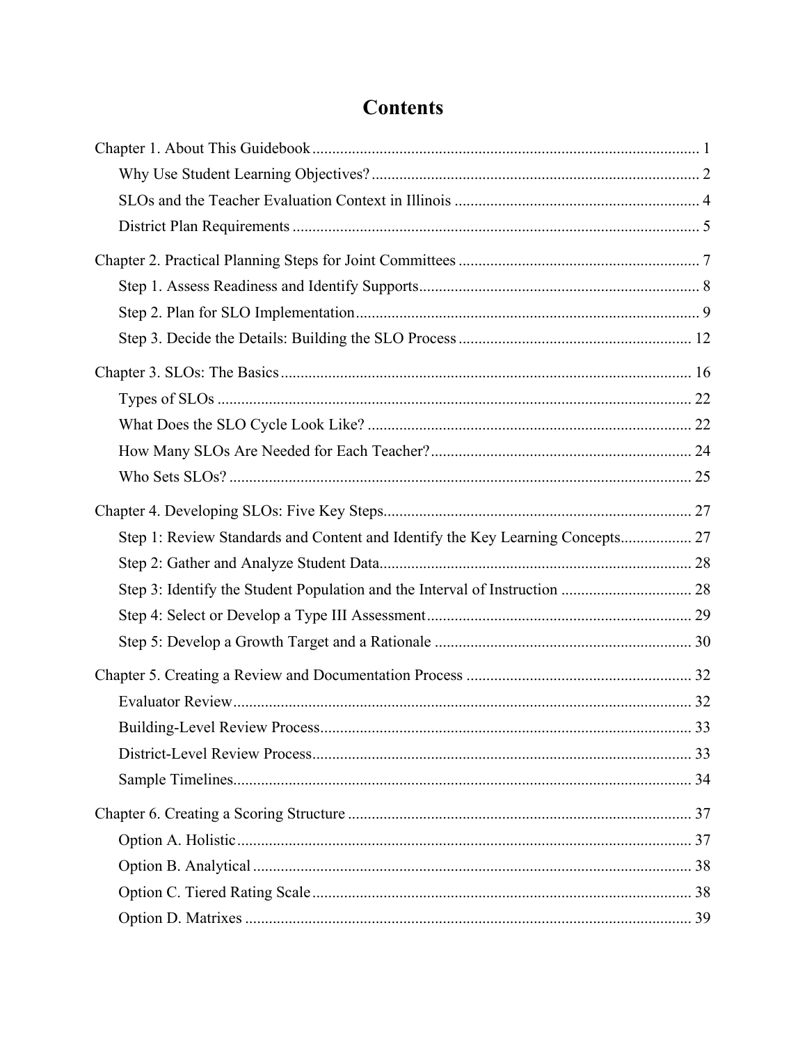# Contents

Chapter 1. About This Guidebook ........ 1

- Why Use Student Learning Objectives? ........ 2
- SLOs and the Teacher Evaluation Context in Illinois ........ 4
- District Plan Requirements ........ 5

Chapter 2. Practical Planning Steps for Joint Committees ........ 7

- Step 1. Assess Readiness and Identify Supports ........ 8
- Step 2. Plan for SLO Implementation ........ 9
- Step 3. Decide the Details: Building the SLO Process ........ 12

Chapter 3. SLOs: The Basics ........ 16

- Types of SLOs ........ 22
- What Does the SLO Cycle Look Like? ........ 22
- How Many SLOs Are Needed for Each Teacher? ........ 24
- Who Sets SLOs? ........ 25

Chapter 4. Developing SLOs: Five Key Steps ........ 27

- Step 1: Review Standards and Content and Identify the Key Learning Concepts ........ 27
- Step 2: Gather and Analyze Student Data ........ 28
- Step 3: Identify the Student Population and the Interval of Instruction ........ 28
- Step 4: Select or Develop a Type III Assessment ........ 29
- Step 5: Develop a Growth Target and a Rationale ........ 30

Chapter 5. Creating a Review and Documentation Process ........ 32

- Evaluator Review ........ 32
- Building-Level Review Process ........ 33
- District-Level Review Process ........ 33
- Sample Timelines ........ 34

Chapter 6. Creating a Scoring Structure ........ 37

- Option A. Holistic ........ 37
- Option B. Analytical ........ 38
- Option C. Tiered Rating Scale ........ 38
- Option D. Matrixes ........ 39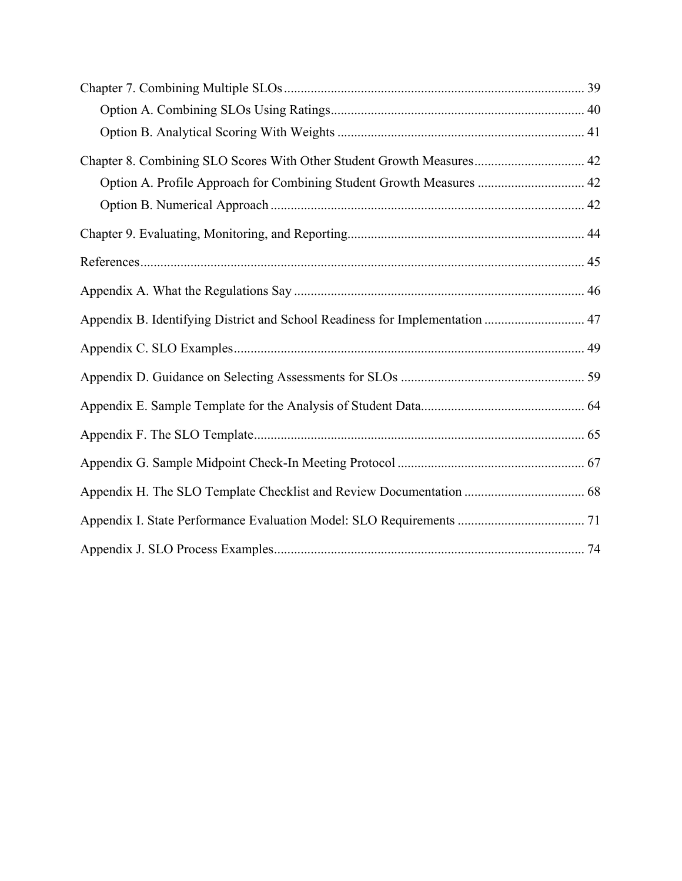Chapter 7. Combining Multiple SLOs ........................................................................................ 39

- Option A. Combining SLOs Using Ratings........................................................................... 40
- Option B. Analytical Scoring With Weights ......................................................................... 41

Chapter 8. Combining SLO Scores With Other Student Growth Measures................................. 42

- Option A. Profile Approach for Combining Student Growth Measures ................................ 42
- Option B. Numerical Approach ............................................................................................. 42

Chapter 9. Evaluating, Monitoring, and Reporting...................................................................... 44

References.................................................................................................................................... 45

Appendix A. What the Regulations Say ...................................................................................... 46

Appendix B. Identifying District and School Readiness for Implementation .............................. 47

Appendix C. SLO Examples........................................................................................................ 49

Appendix D. Guidance on Selecting Assessments for SLOs ...................................................... 59

Appendix E. Sample Template for the Analysis of Student Data................................................ 64

Appendix F. The SLO Template.................................................................................................. 65

Appendix G. Sample Midpoint Check-In Meeting Protocol ....................................................... 67

Appendix H. The SLO Template Checklist and Review Documentation ................................... 68

Appendix I. State Performance Evaluation Model: SLO Requirements ..................................... 71

Appendix J. SLO Process Examples............................................................................................ 74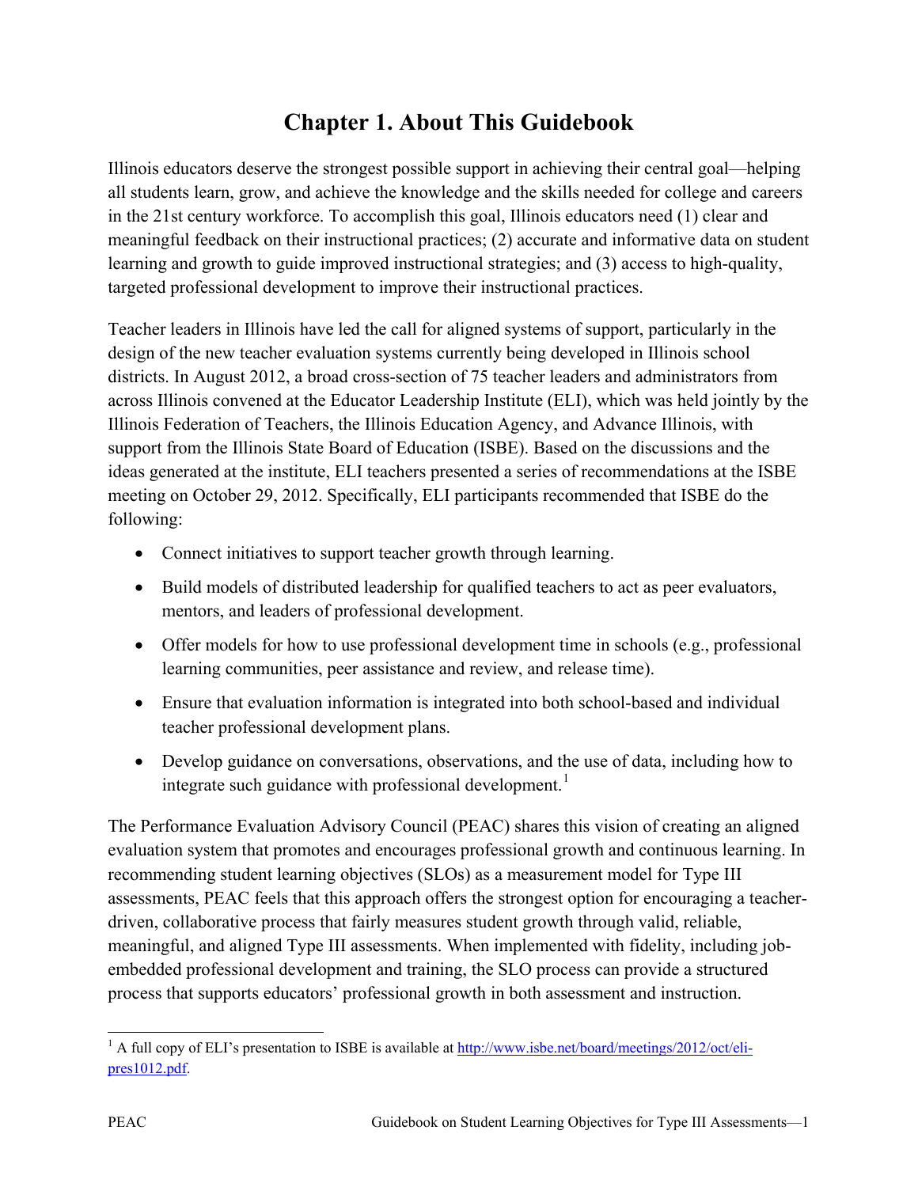# Chapter 1. About This Guidebook

Illinois educators deserve the strongest possible support in achieving their central goal—helping all students learn, grow, and achieve the knowledge and the skills needed for college and careers in the 21st century workforce. To accomplish this goal, Illinois educators need (1) clear and meaningful feedback on their instructional practices; (2) accurate and informative data on student learning and growth to guide improved instructional strategies; and (3) access to high-quality, targeted professional development to improve their instructional practices.

Teacher leaders in Illinois have led the call for aligned systems of support, particularly in the design of the new teacher evaluation systems currently being developed in Illinois school districts. In August 2012, a broad cross-section of 75 teacher leaders and administrators from across Illinois convened at the Educator Leadership Institute (ELI), which was held jointly by the Illinois Federation of Teachers, the Illinois Education Agency, and Advance Illinois, with support from the Illinois State Board of Education (ISBE). Based on the discussions and the ideas generated at the institute, ELI teachers presented a series of recommendations at the ISBE meeting on October 29, 2012. Specifically, ELI participants recommended that ISBE do the following:

- Connect initiatives to support teacher growth through learning.
- Build models of distributed leadership for qualified teachers to act as peer evaluators, mentors, and leaders of professional development.
- Offer models for how to use professional development time in schools (e.g., professional learning communities, peer assistance and review, and release time).
- Ensure that evaluation information is integrated into both school-based and individual teacher professional development plans.
- Develop guidance on conversations, observations, and the use of data, including how to integrate such guidance with professional development.[1]

The Performance Evaluation Advisory Council (PEAC) shares this vision of creating an aligned evaluation system that promotes and encourages professional growth and continuous learning. In recommending student learning objectives (SLOs) as a measurement model for Type III assessments, PEAC feels that this approach offers the strongest option for encouraging a teacher-driven, collaborative process that fairly measures student growth through valid, reliable, meaningful, and aligned Type III assessments. When implemented with fidelity, including job-embedded professional development and training, the SLO process can provide a structured process that supports educators' professional growth in both assessment and instruction.

---

[1] A full copy of ELI's presentation to ISBE is available at http://www.isbe.net/board/meetings/2012/oct/eli-pres1012.pdf.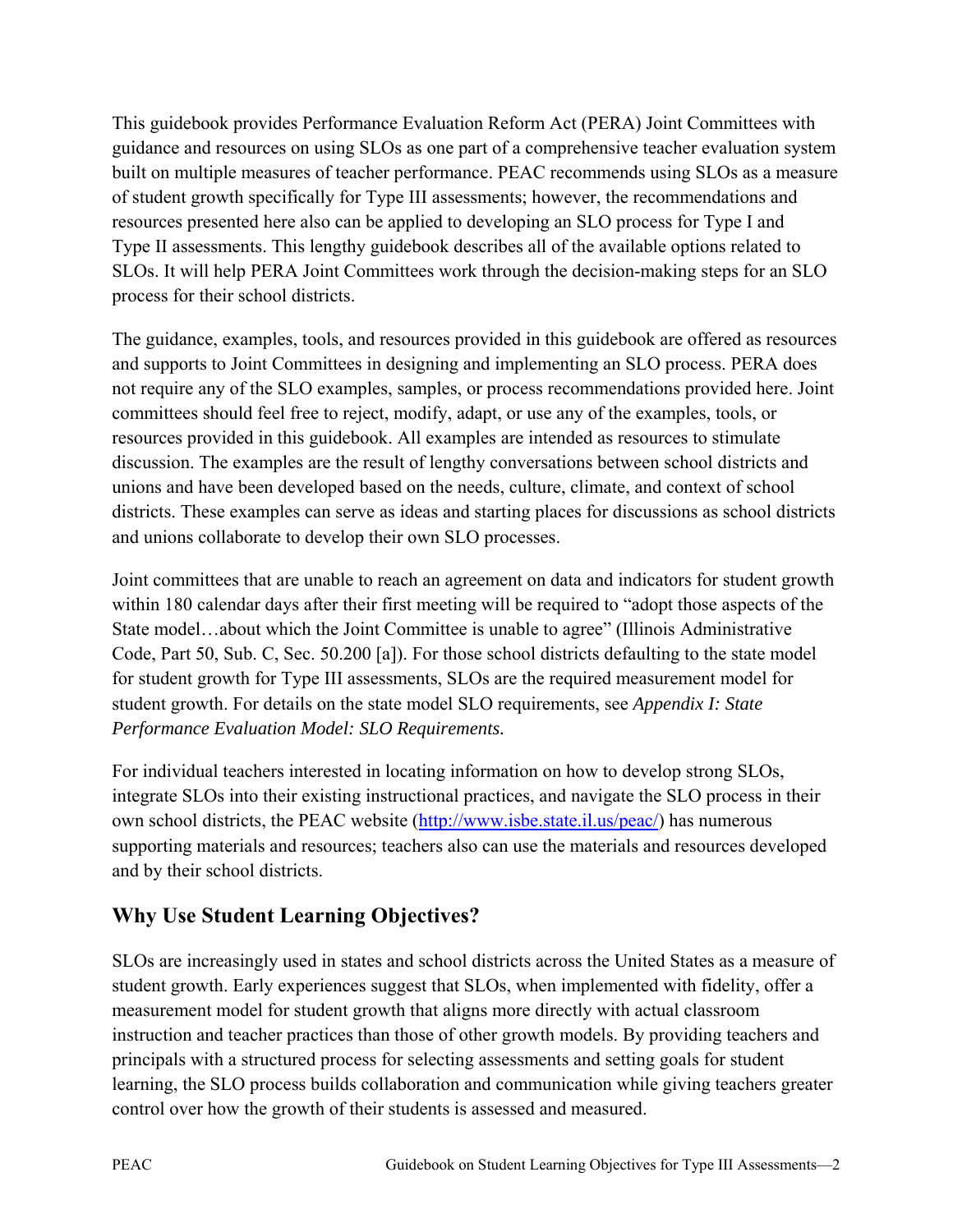This guidebook provides Performance Evaluation Reform Act (PERA) Joint Committees with guidance and resources on using SLOs as one part of a comprehensive teacher evaluation system built on multiple measures of teacher performance. PEAC recommends using SLOs as a measure of student growth specifically for Type III assessments; however, the recommendations and resources presented here also can be applied to developing an SLO process for Type I and Type II assessments. This lengthy guidebook describes all of the available options related to SLOs. It will help PERA Joint Committees work through the decision-making steps for an SLO process for their school districts.

The guidance, examples, tools, and resources provided in this guidebook are offered as resources and supports to Joint Committees in designing and implementing an SLO process. PERA does not require any of the SLO examples, samples, or process recommendations provided here. Joint committees should feel free to reject, modify, adapt, or use any of the examples, tools, or resources provided in this guidebook. All examples are intended as resources to stimulate discussion. The examples are the result of lengthy conversations between school districts and unions and have been developed based on the needs, culture, climate, and context of school districts. These examples can serve as ideas and starting places for discussions as school districts and unions collaborate to develop their own SLO processes.

Joint committees that are unable to reach an agreement on data and indicators for student growth within 180 calendar days after their first meeting will be required to "adopt those aspects of the State model…about which the Joint Committee is unable to agree" (Illinois Administrative Code, Part 50, Sub. C, Sec. 50.200 [a]). For those school districts defaulting to the state model for student growth for Type III assessments, SLOs are the required measurement model for student growth. For details on the state model SLO requirements, see *Appendix I: State Performance Evaluation Model: SLO Requirements.*

For individual teachers interested in locating information on how to develop strong SLOs, integrate SLOs into their existing instructional practices, and navigate the SLO process in their own school districts, the PEAC website (http://www.isbe.state.il.us/peac/) has numerous supporting materials and resources; teachers also can use the materials and resources developed and by their school districts.

## Why Use Student Learning Objectives?

SLOs are increasingly used in states and school districts across the United States as a measure of student growth. Early experiences suggest that SLOs, when implemented with fidelity, offer a measurement model for student growth that aligns more directly with actual classroom instruction and teacher practices than those of other growth models. By providing teachers and principals with a structured process for selecting assessments and setting goals for student learning, the SLO process builds collaboration and communication while giving teachers greater control over how the growth of their students is assessed and measured.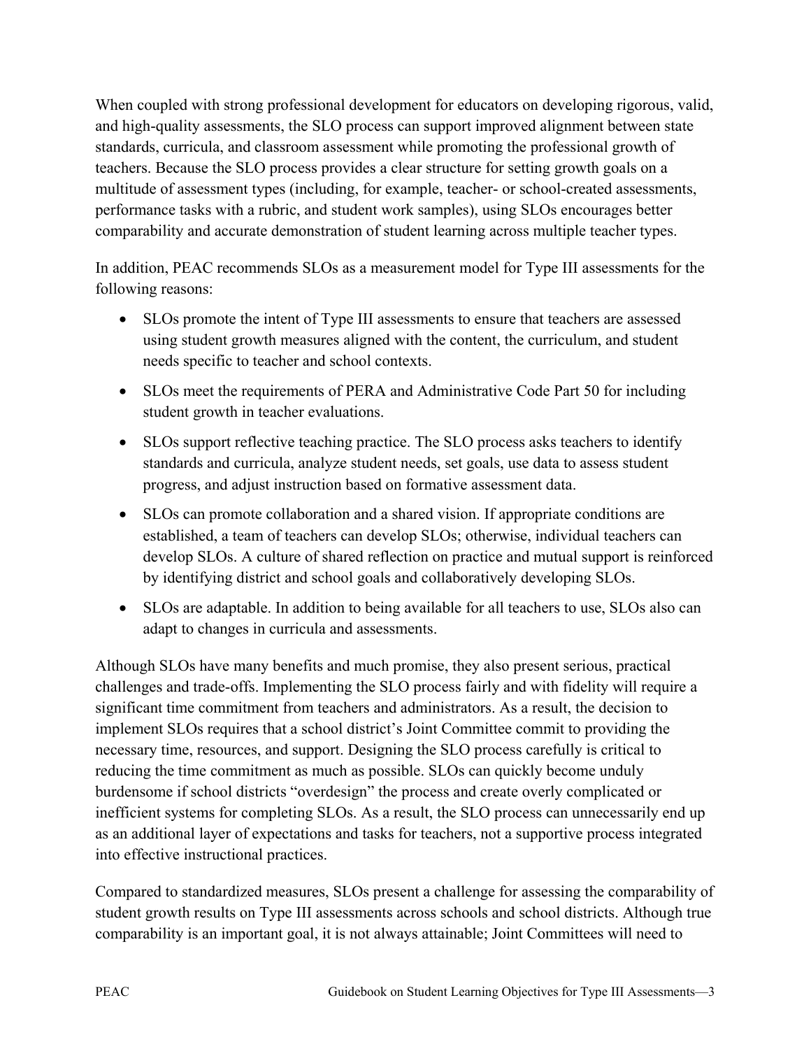When coupled with strong professional development for educators on developing rigorous, valid, and high-quality assessments, the SLO process can support improved alignment between state standards, curricula, and classroom assessment while promoting the professional growth of teachers. Because the SLO process provides a clear structure for setting growth goals on a multitude of assessment types (including, for example, teacher- or school-created assessments, performance tasks with a rubric, and student work samples), using SLOs encourages better comparability and accurate demonstration of student learning across multiple teacher types.

In addition, PEAC recommends SLOs as a measurement model for Type III assessments for the following reasons:

- SLOs promote the intent of Type III assessments to ensure that teachers are assessed using student growth measures aligned with the content, the curriculum, and student needs specific to teacher and school contexts.
- SLOs meet the requirements of PERA and Administrative Code Part 50 for including student growth in teacher evaluations.
- SLOs support reflective teaching practice. The SLO process asks teachers to identify standards and curricula, analyze student needs, set goals, use data to assess student progress, and adjust instruction based on formative assessment data.
- SLOs can promote collaboration and a shared vision. If appropriate conditions are established, a team of teachers can develop SLOs; otherwise, individual teachers can develop SLOs. A culture of shared reflection on practice and mutual support is reinforced by identifying district and school goals and collaboratively developing SLOs.
- SLOs are adaptable. In addition to being available for all teachers to use, SLOs also can adapt to changes in curricula and assessments.

Although SLOs have many benefits and much promise, they also present serious, practical challenges and trade-offs. Implementing the SLO process fairly and with fidelity will require a significant time commitment from teachers and administrators. As a result, the decision to implement SLOs requires that a school district's Joint Committee commit to providing the necessary time, resources, and support. Designing the SLO process carefully is critical to reducing the time commitment as much as possible. SLOs can quickly become unduly burdensome if school districts "overdesign" the process and create overly complicated or inefficient systems for completing SLOs. As a result, the SLO process can unnecessarily end up as an additional layer of expectations and tasks for teachers, not a supportive process integrated into effective instructional practices.

Compared to standardized measures, SLOs present a challenge for assessing the comparability of student growth results on Type III assessments across schools and school districts. Although true comparability is an important goal, it is not always attainable; Joint Committees will need to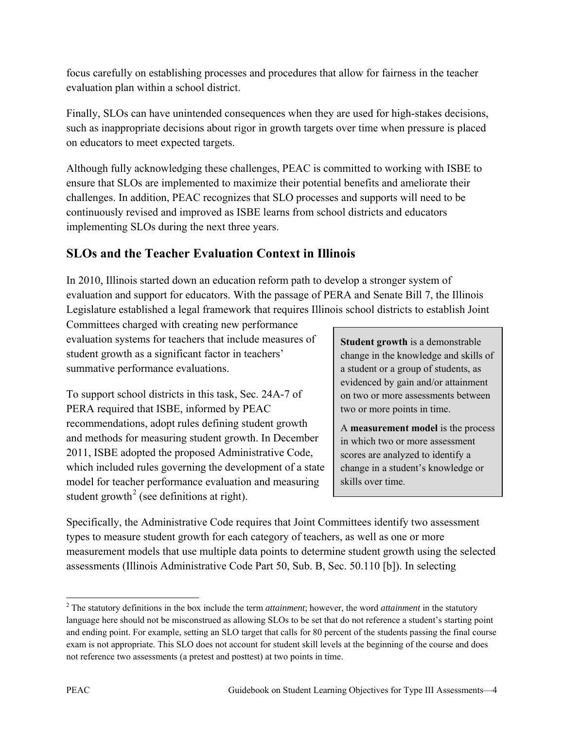focus carefully on establishing processes and procedures that allow for fairness in the teacher evaluation plan within a school district.

Finally, SLOs can have unintended consequences when they are used for high-stakes decisions, such as inappropriate decisions about rigor in growth targets over time when pressure is placed on educators to meet expected targets.

Although fully acknowledging these challenges, PEAC is committed to working with ISBE to ensure that SLOs are implemented to maximize their potential benefits and ameliorate their challenges. In addition, PEAC recognizes that SLO processes and supports will need to be continuously revised and improved as ISBE learns from school districts and educators implementing SLOs during the next three years.

## SLOs and the Teacher Evaluation Context in Illinois

In 2010, Illinois started down an education reform path to develop a stronger system of evaluation and support for educators. With the passage of PERA and Senate Bill 7, the Illinois Legislature established a legal framework that requires Illinois school districts to establish Joint Committees charged with creating new performance evaluation systems for teachers that include measures of student growth as a significant factor in teachers' summative performance evaluations.

To support school districts in this task, Sec. 24A-7 of PERA required that ISBE, informed by PEAC recommendations, adopt rules defining student growth and methods for measuring student growth. In December 2011, ISBE adopted the proposed Administrative Code, which included rules governing the development of a state model for teacher performance evaluation and measuring student growth[2] (see definitions at right).

> **Student growth** is a demonstrable change in the knowledge and skills of a student or a group of students, as evidenced by gain and/or attainment on two or more assessments between two or more points in time.
>
> A **measurement model** is the process in which two or more assessment scores are analyzed to identify a change in a student's knowledge or skills over time.

Specifically, the Administrative Code requires that Joint Committees identify two assessment types to measure student growth for each category of teachers, as well as one or more measurement models that use multiple data points to determine student growth using the selected assessments (Illinois Administrative Code Part 50, Sub. B, Sec. 50.110 [b]). In selecting

[2] The statutory definitions in the box include the term *attainment*; however, the word *attainment* in the statutory language here should not be misconstrued as allowing SLOs to be set that do not reference a student's starting point and ending point. For example, setting an SLO target that calls for 80 percent of the students passing the final course exam is not appropriate. This SLO does not account for student skill levels at the beginning of the course and does not reference two assessments (a pretest and posttest) at two points in time.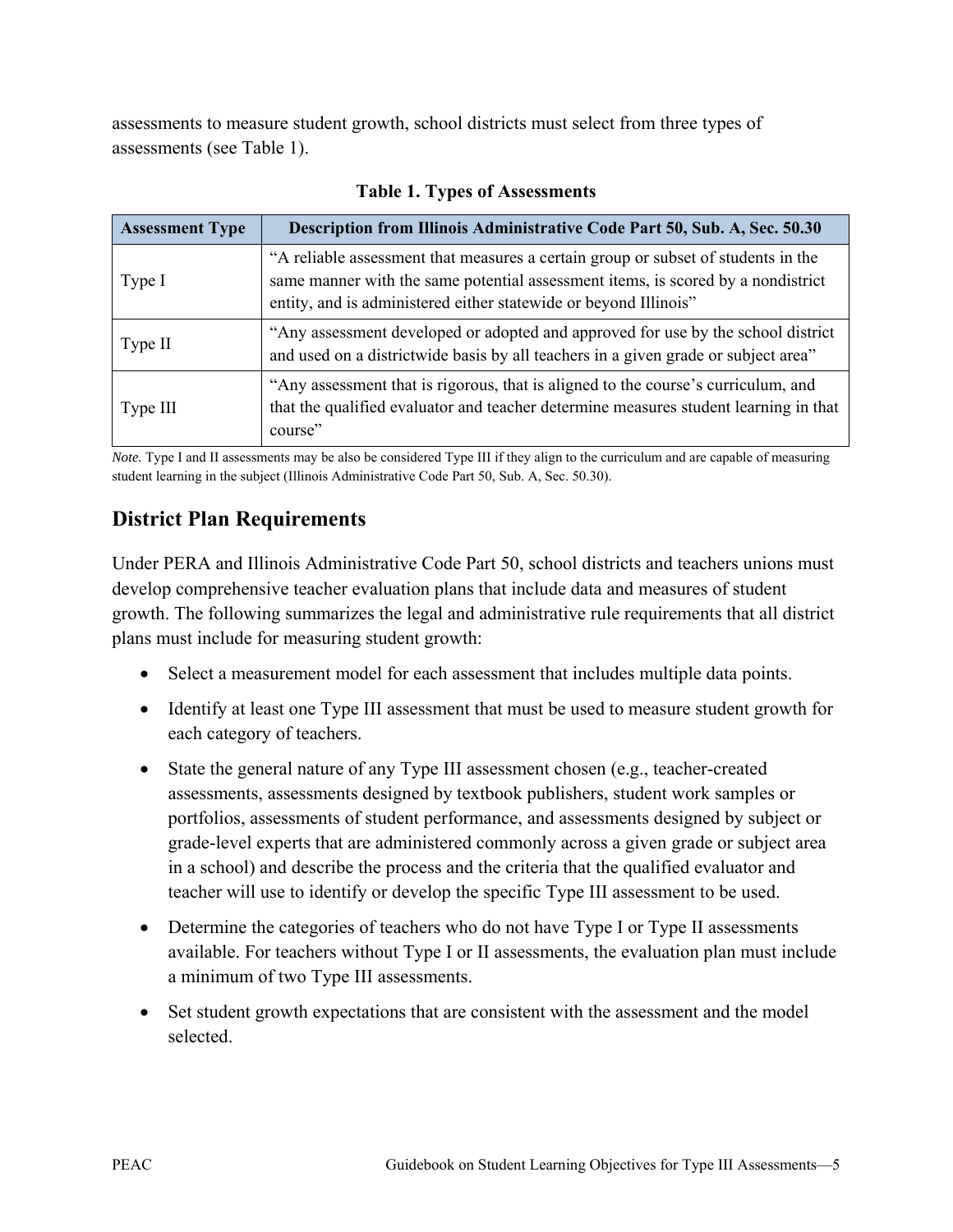assessments to measure student growth, school districts must select from three types of assessments (see Table 1).

**Table 1. Types of Assessments**

| Assessment Type | Description from Illinois Administrative Code Part 50, Sub. A, Sec. 50.30 |
|---|---|
| Type I | "A reliable assessment that measures a certain group or subset of students in the same manner with the same potential assessment items, is scored by a nondistrict entity, and is administered either statewide or beyond Illinois" |
| Type II | "Any assessment developed or adopted and approved for use by the school district and used on a districtwide basis by all teachers in a given grade or subject area" |
| Type III | "Any assessment that is rigorous, that is aligned to the course's curriculum, and that the qualified evaluator and teacher determine measures student learning in that course" |

*Note.* Type I and II assessments may be also be considered Type III if they align to the curriculum and are capable of measuring student learning in the subject (Illinois Administrative Code Part 50, Sub. A, Sec. 50.30).

## District Plan Requirements

Under PERA and Illinois Administrative Code Part 50, school districts and teachers unions must develop comprehensive teacher evaluation plans that include data and measures of student growth. The following summarizes the legal and administrative rule requirements that all district plans must include for measuring student growth:

- Select a measurement model for each assessment that includes multiple data points.
- Identify at least one Type III assessment that must be used to measure student growth for each category of teachers.
- State the general nature of any Type III assessment chosen (e.g., teacher-created assessments, assessments designed by textbook publishers, student work samples or portfolios, assessments of student performance, and assessments designed by subject or grade-level experts that are administered commonly across a given grade or subject area in a school) and describe the process and the criteria that the qualified evaluator and teacher will use to identify or develop the specific Type III assessment to be used.
- Determine the categories of teachers who do not have Type I or Type II assessments available. For teachers without Type I or II assessments, the evaluation plan must include a minimum of two Type III assessments.
- Set student growth expectations that are consistent with the assessment and the model selected.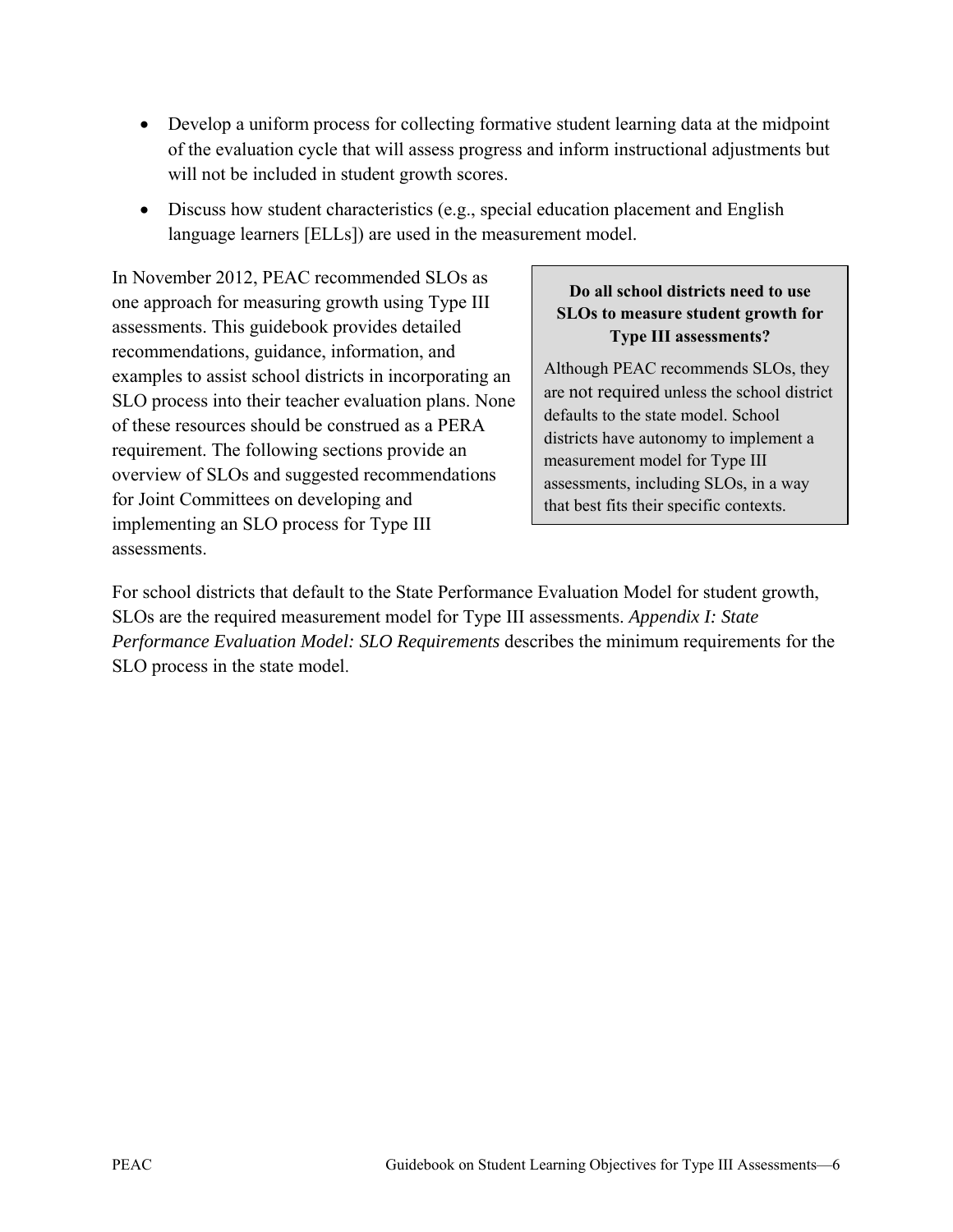- Develop a uniform process for collecting formative student learning data at the midpoint of the evaluation cycle that will assess progress and inform instructional adjustments but will not be included in student growth scores.
- Discuss how student characteristics (e.g., special education placement and English language learners [ELLs]) are used in the measurement model.

In November 2012, PEAC recommended SLOs as one approach for measuring growth using Type III assessments. This guidebook provides detailed recommendations, guidance, information, and examples to assist school districts in incorporating an SLO process into their teacher evaluation plans. None of these resources should be construed as a PERA requirement. The following sections provide an overview of SLOs and suggested recommendations for Joint Committees on developing and implementing an SLO process for Type III assessments.

> **Do all school districts need to use SLOs to measure student growth for Type III assessments?**
>
> Although PEAC recommends SLOs, they are not required unless the school district defaults to the state model. School districts have autonomy to implement a measurement model for Type III assessments, including SLOs, in a way that best fits their specific contexts.

For school districts that default to the State Performance Evaluation Model for student growth, SLOs are the required measurement model for Type III assessments. *Appendix I: State Performance Evaluation Model: SLO Requirements* describes the minimum requirements for the SLO process in the state model.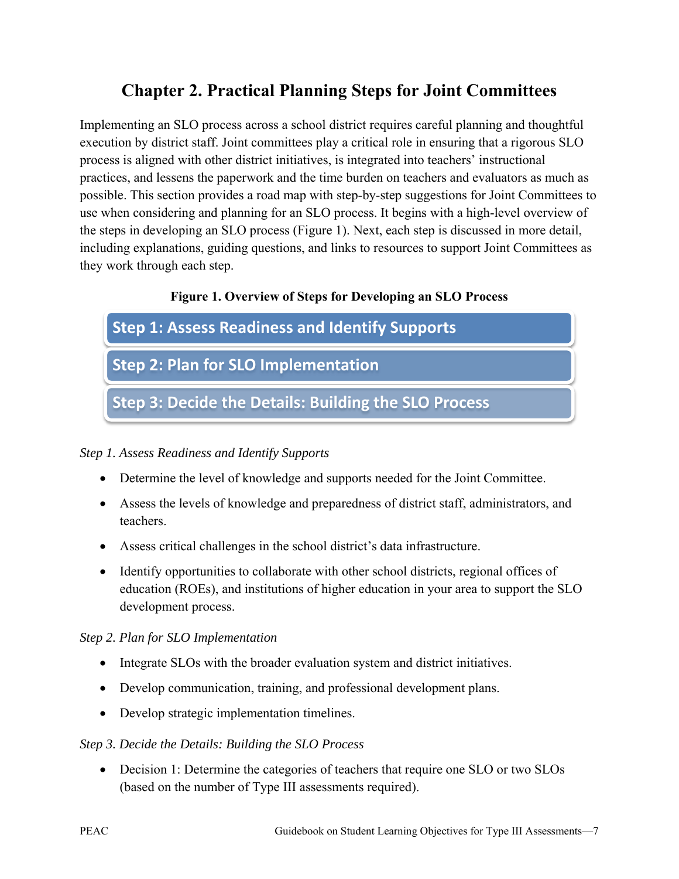# Chapter 2. Practical Planning Steps for Joint Committees

Implementing an SLO process across a school district requires careful planning and thoughtful execution by district staff. Joint committees play a critical role in ensuring that a rigorous SLO process is aligned with other district initiatives, is integrated into teachers' instructional practices, and lessens the paperwork and the time burden on teachers and evaluators as much as possible. This section provides a road map with step-by-step suggestions for Joint Committees to use when considering and planning for an SLO process. It begins with a high-level overview of the steps in developing an SLO process (Figure 1). Next, each step is discussed in more detail, including explanations, guiding questions, and links to resources to support Joint Committees as they work through each step.

**Figure 1. Overview of Steps for Developing an SLO Process**

**Step 1: Assess Readiness and Identify Supports**

**Step 2: Plan for SLO Implementation**

**Step 3: Decide the Details: Building the SLO Process**

*Step 1. Assess Readiness and Identify Supports*

- Determine the level of knowledge and supports needed for the Joint Committee.
- Assess the levels of knowledge and preparedness of district staff, administrators, and teachers.
- Assess critical challenges in the school district's data infrastructure.
- Identify opportunities to collaborate with other school districts, regional offices of education (ROEs), and institutions of higher education in your area to support the SLO development process.

*Step 2. Plan for SLO Implementation*

- Integrate SLOs with the broader evaluation system and district initiatives.
- Develop communication, training, and professional development plans.
- Develop strategic implementation timelines.

*Step 3. Decide the Details: Building the SLO Process*

- Decision 1: Determine the categories of teachers that require one SLO or two SLOs (based on the number of Type III assessments required).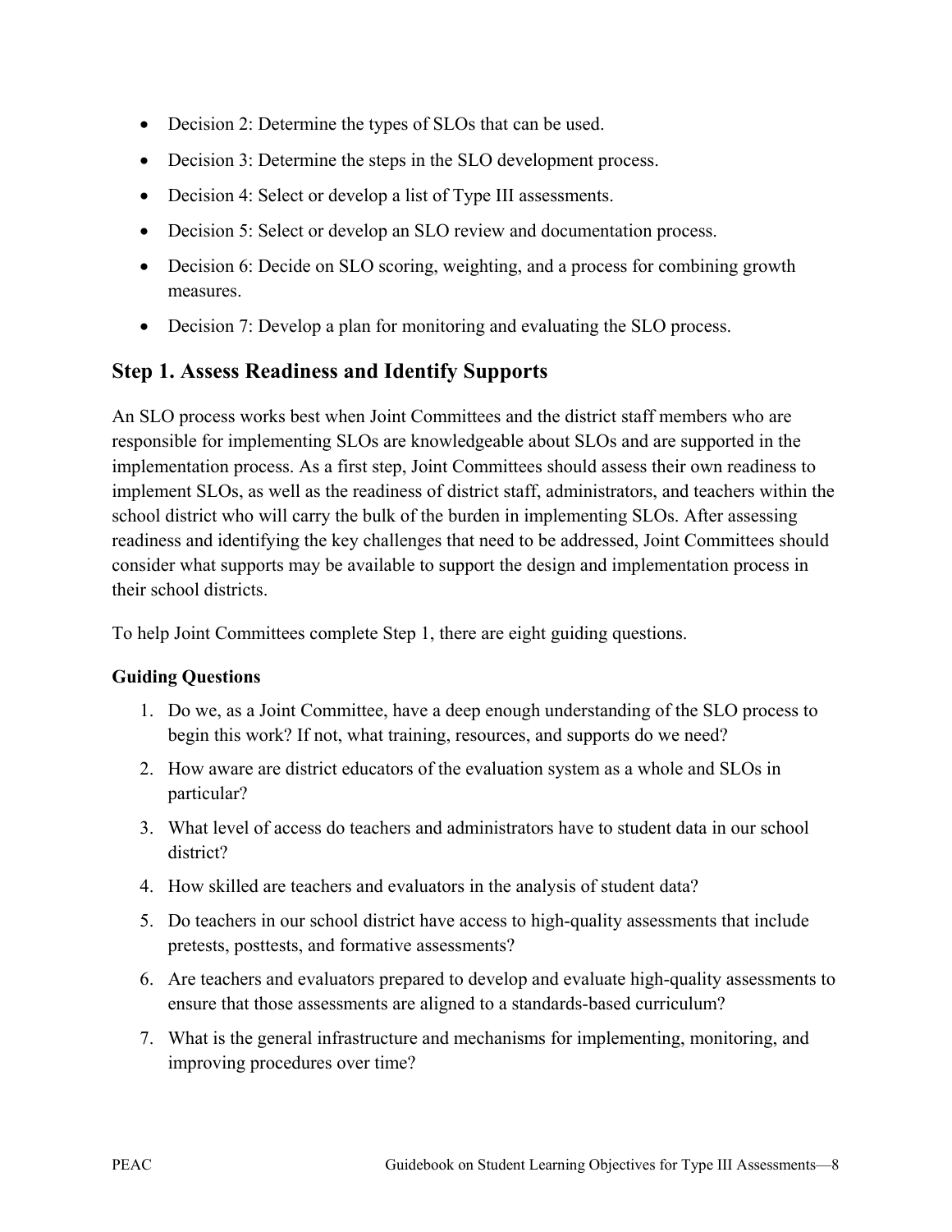- Decision 2: Determine the types of SLOs that can be used.
- Decision 3: Determine the steps in the SLO development process.
- Decision 4: Select or develop a list of Type III assessments.
- Decision 5: Select or develop an SLO review and documentation process.
- Decision 6: Decide on SLO scoring, weighting, and a process for combining growth measures.
- Decision 7: Develop a plan for monitoring and evaluating the SLO process.

## Step 1. Assess Readiness and Identify Supports

An SLO process works best when Joint Committees and the district staff members who are responsible for implementing SLOs are knowledgeable about SLOs and are supported in the implementation process. As a first step, Joint Committees should assess their own readiness to implement SLOs, as well as the readiness of district staff, administrators, and teachers within the school district who will carry the bulk of the burden in implementing SLOs. After assessing readiness and identifying the key challenges that need to be addressed, Joint Committees should consider what supports may be available to support the design and implementation process in their school districts.

To help Joint Committees complete Step 1, there are eight guiding questions.

### Guiding Questions

1. Do we, as a Joint Committee, have a deep enough understanding of the SLO process to begin this work? If not, what training, resources, and supports do we need?
2. How aware are district educators of the evaluation system as a whole and SLOs in particular?
3. What level of access do teachers and administrators have to student data in our school district?
4. How skilled are teachers and evaluators in the analysis of student data?
5. Do teachers in our school district have access to high-quality assessments that include pretests, posttests, and formative assessments?
6. Are teachers and evaluators prepared to develop and evaluate high-quality assessments to ensure that those assessments are aligned to a standards-based curriculum?
7. What is the general infrastructure and mechanisms for implementing, monitoring, and improving procedures over time?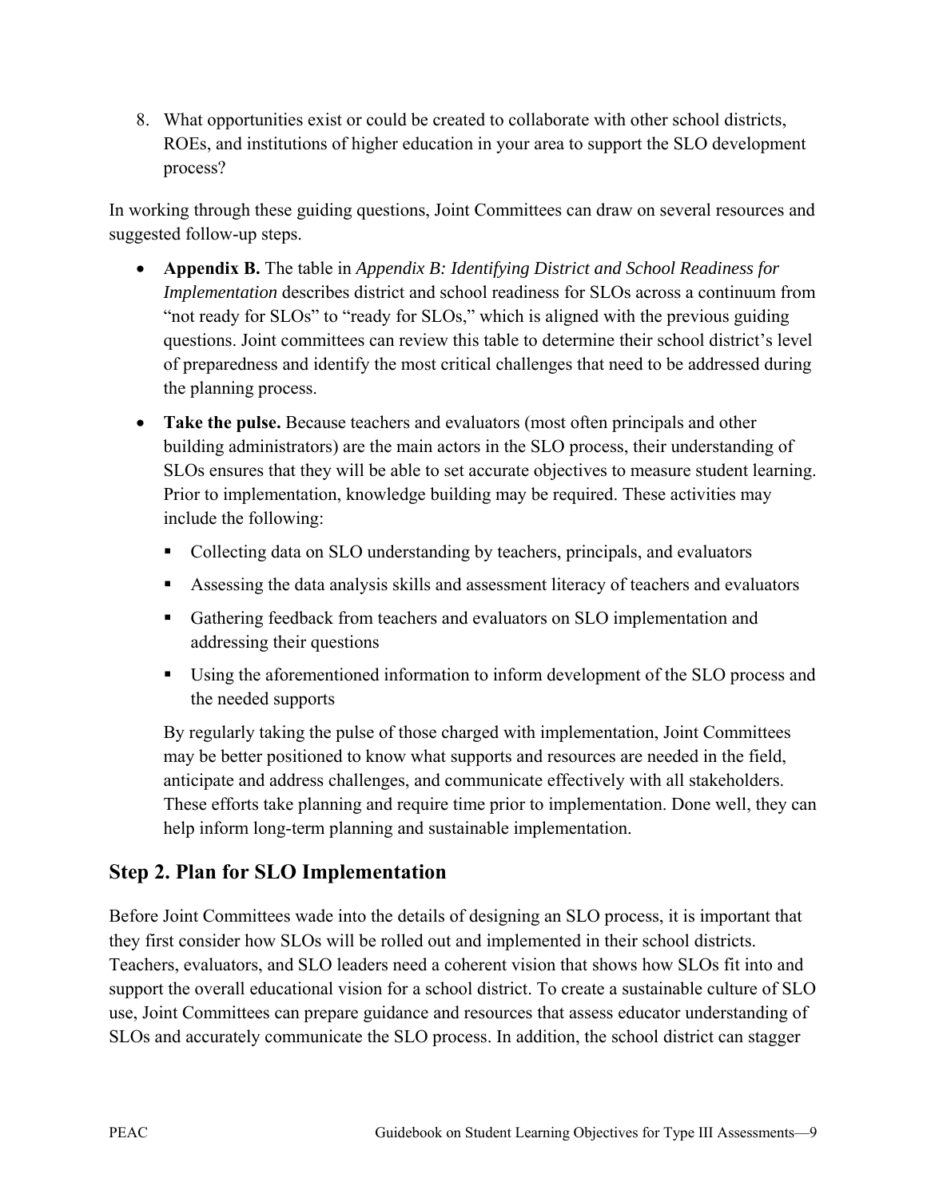8. What opportunities exist or could be created to collaborate with other school districts, ROEs, and institutions of higher education in your area to support the SLO development process?

In working through these guiding questions, Joint Committees can draw on several resources and suggested follow-up steps.

- **Appendix B.** The table in *Appendix B: Identifying District and School Readiness for Implementation* describes district and school readiness for SLOs across a continuum from "not ready for SLOs" to "ready for SLOs," which is aligned with the previous guiding questions. Joint committees can review this table to determine their school district's level of preparedness and identify the most critical challenges that need to be addressed during the planning process.
- **Take the pulse.** Because teachers and evaluators (most often principals and other building administrators) are the main actors in the SLO process, their understanding of SLOs ensures that they will be able to set accurate objectives to measure student learning. Prior to implementation, knowledge building may be required. These activities may include the following:
  - Collecting data on SLO understanding by teachers, principals, and evaluators
  - Assessing the data analysis skills and assessment literacy of teachers and evaluators
  - Gathering feedback from teachers and evaluators on SLO implementation and addressing their questions
  - Using the aforementioned information to inform development of the SLO process and the needed supports

  By regularly taking the pulse of those charged with implementation, Joint Committees may be better positioned to know what supports and resources are needed in the field, anticipate and address challenges, and communicate effectively with all stakeholders. These efforts take planning and require time prior to implementation. Done well, they can help inform long-term planning and sustainable implementation.

## Step 2. Plan for SLO Implementation

Before Joint Committees wade into the details of designing an SLO process, it is important that they first consider how SLOs will be rolled out and implemented in their school districts. Teachers, evaluators, and SLO leaders need a coherent vision that shows how SLOs fit into and support the overall educational vision for a school district. To create a sustainable culture of SLO use, Joint Committees can prepare guidance and resources that assess educator understanding of SLOs and accurately communicate the SLO process. In addition, the school district can stagger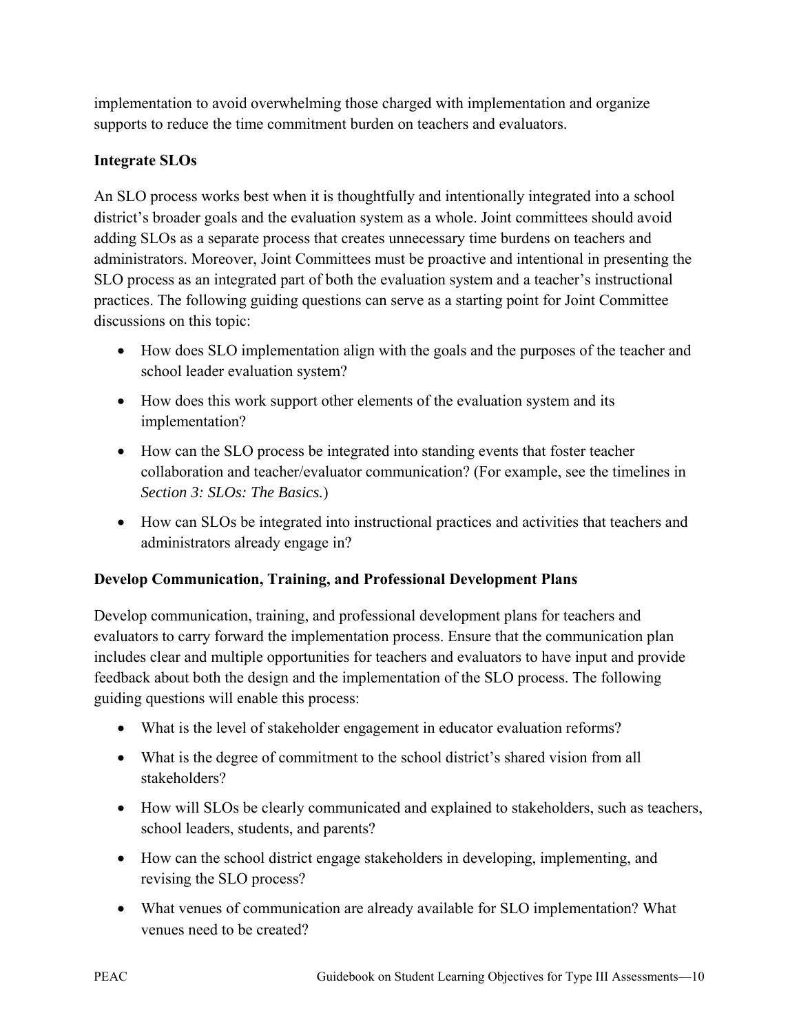implementation to avoid overwhelming those charged with implementation and organize supports to reduce the time commitment burden on teachers and evaluators.

### Integrate SLOs

An SLO process works best when it is thoughtfully and intentionally integrated into a school district's broader goals and the evaluation system as a whole. Joint committees should avoid adding SLOs as a separate process that creates unnecessary time burdens on teachers and administrators. Moreover, Joint Committees must be proactive and intentional in presenting the SLO process as an integrated part of both the evaluation system and a teacher's instructional practices. The following guiding questions can serve as a starting point for Joint Committee discussions on this topic:

- How does SLO implementation align with the goals and the purposes of the teacher and school leader evaluation system?
- How does this work support other elements of the evaluation system and its implementation?
- How can the SLO process be integrated into standing events that foster teacher collaboration and teacher/evaluator communication? (For example, see the timelines in *Section 3: SLOs: The Basics.*)
- How can SLOs be integrated into instructional practices and activities that teachers and administrators already engage in?

### Develop Communication, Training, and Professional Development Plans

Develop communication, training, and professional development plans for teachers and evaluators to carry forward the implementation process. Ensure that the communication plan includes clear and multiple opportunities for teachers and evaluators to have input and provide feedback about both the design and the implementation of the SLO process. The following guiding questions will enable this process:

- What is the level of stakeholder engagement in educator evaluation reforms?
- What is the degree of commitment to the school district's shared vision from all stakeholders?
- How will SLOs be clearly communicated and explained to stakeholders, such as teachers, school leaders, students, and parents?
- How can the school district engage stakeholders in developing, implementing, and revising the SLO process?
- What venues of communication are already available for SLO implementation? What venues need to be created?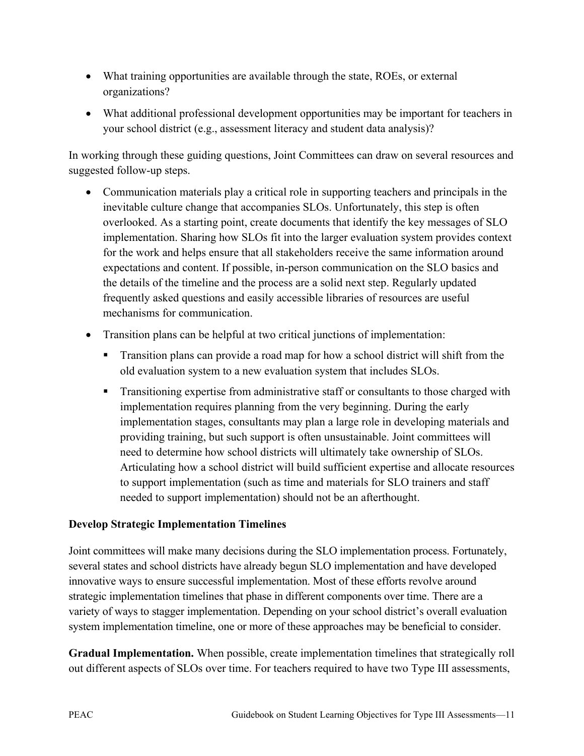- What training opportunities are available through the state, ROEs, or external organizations?
- What additional professional development opportunities may be important for teachers in your school district (e.g., assessment literacy and student data analysis)?

In working through these guiding questions, Joint Committees can draw on several resources and suggested follow-up steps.

- Communication materials play a critical role in supporting teachers and principals in the inevitable culture change that accompanies SLOs. Unfortunately, this step is often overlooked. As a starting point, create documents that identify the key messages of SLO implementation. Sharing how SLOs fit into the larger evaluation system provides context for the work and helps ensure that all stakeholders receive the same information around expectations and content. If possible, in-person communication on the SLO basics and the details of the timeline and the process are a solid next step. Regularly updated frequently asked questions and easily accessible libraries of resources are useful mechanisms for communication.
- Transition plans can be helpful at two critical junctions of implementation:
  - Transition plans can provide a road map for how a school district will shift from the old evaluation system to a new evaluation system that includes SLOs.
  - Transitioning expertise from administrative staff or consultants to those charged with implementation requires planning from the very beginning. During the early implementation stages, consultants may plan a large role in developing materials and providing training, but such support is often unsustainable. Joint committees will need to determine how school districts will ultimately take ownership of SLOs. Articulating how a school district will build sufficient expertise and allocate resources to support implementation (such as time and materials for SLO trainers and staff needed to support implementation) should not be an afterthought.

### Develop Strategic Implementation Timelines

Joint committees will make many decisions during the SLO implementation process. Fortunately, several states and school districts have already begun SLO implementation and have developed innovative ways to ensure successful implementation. Most of these efforts revolve around strategic implementation timelines that phase in different components over time. There are a variety of ways to stagger implementation. Depending on your school district's overall evaluation system implementation timeline, one or more of these approaches may be beneficial to consider.

**Gradual Implementation.** When possible, create implementation timelines that strategically roll out different aspects of SLOs over time. For teachers required to have two Type III assessments,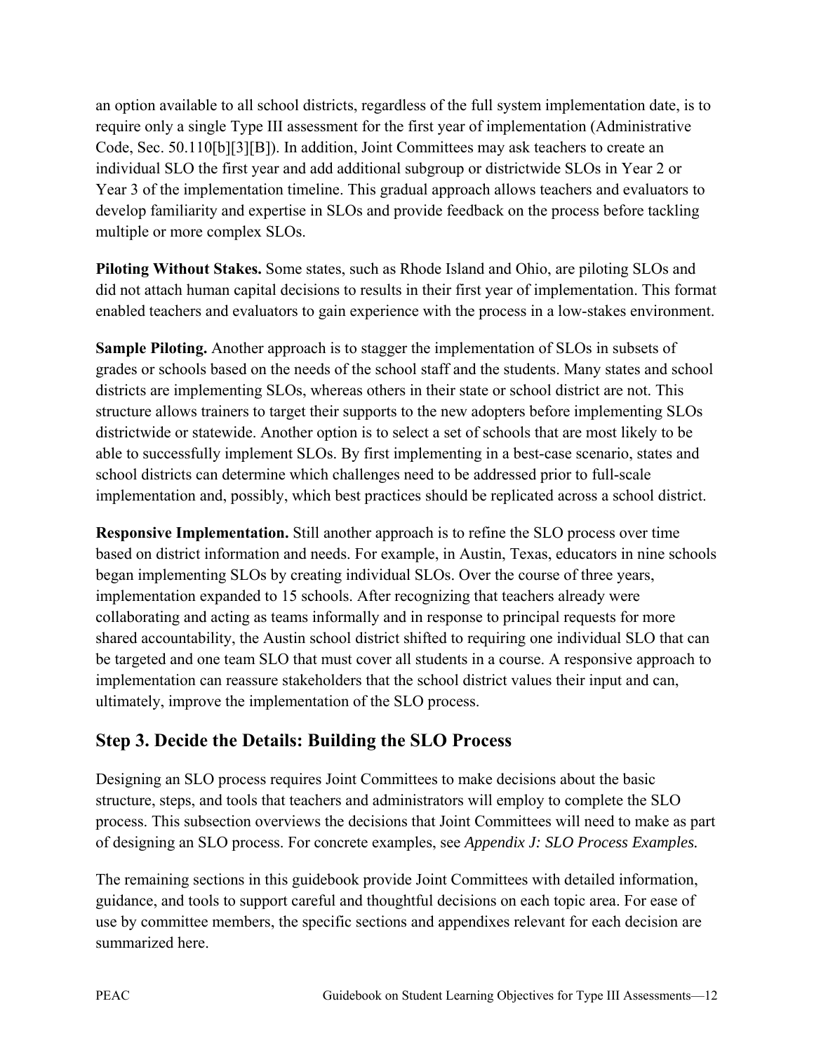an option available to all school districts, regardless of the full system implementation date, is to require only a single Type III assessment for the first year of implementation (Administrative Code, Sec. 50.110[b][3][B]). In addition, Joint Committees may ask teachers to create an individual SLO the first year and add additional subgroup or districtwide SLOs in Year 2 or Year 3 of the implementation timeline. This gradual approach allows teachers and evaluators to develop familiarity and expertise in SLOs and provide feedback on the process before tackling multiple or more complex SLOs.

**Piloting Without Stakes.** Some states, such as Rhode Island and Ohio, are piloting SLOs and did not attach human capital decisions to results in their first year of implementation. This format enabled teachers and evaluators to gain experience with the process in a low-stakes environment.

**Sample Piloting.** Another approach is to stagger the implementation of SLOs in subsets of grades or schools based on the needs of the school staff and the students. Many states and school districts are implementing SLOs, whereas others in their state or school district are not. This structure allows trainers to target their supports to the new adopters before implementing SLOs districtwide or statewide. Another option is to select a set of schools that are most likely to be able to successfully implement SLOs. By first implementing in a best-case scenario, states and school districts can determine which challenges need to be addressed prior to full-scale implementation and, possibly, which best practices should be replicated across a school district.

**Responsive Implementation.** Still another approach is to refine the SLO process over time based on district information and needs. For example, in Austin, Texas, educators in nine schools began implementing SLOs by creating individual SLOs. Over the course of three years, implementation expanded to 15 schools. After recognizing that teachers already were collaborating and acting as teams informally and in response to principal requests for more shared accountability, the Austin school district shifted to requiring one individual SLO that can be targeted and one team SLO that must cover all students in a course. A responsive approach to implementation can reassure stakeholders that the school district values their input and can, ultimately, improve the implementation of the SLO process.

## Step 3. Decide the Details: Building the SLO Process

Designing an SLO process requires Joint Committees to make decisions about the basic structure, steps, and tools that teachers and administrators will employ to complete the SLO process. This subsection overviews the decisions that Joint Committees will need to make as part of designing an SLO process. For concrete examples, see *Appendix J: SLO Process Examples.*

The remaining sections in this guidebook provide Joint Committees with detailed information, guidance, and tools to support careful and thoughtful decisions on each topic area. For ease of use by committee members, the specific sections and appendixes relevant for each decision are summarized here.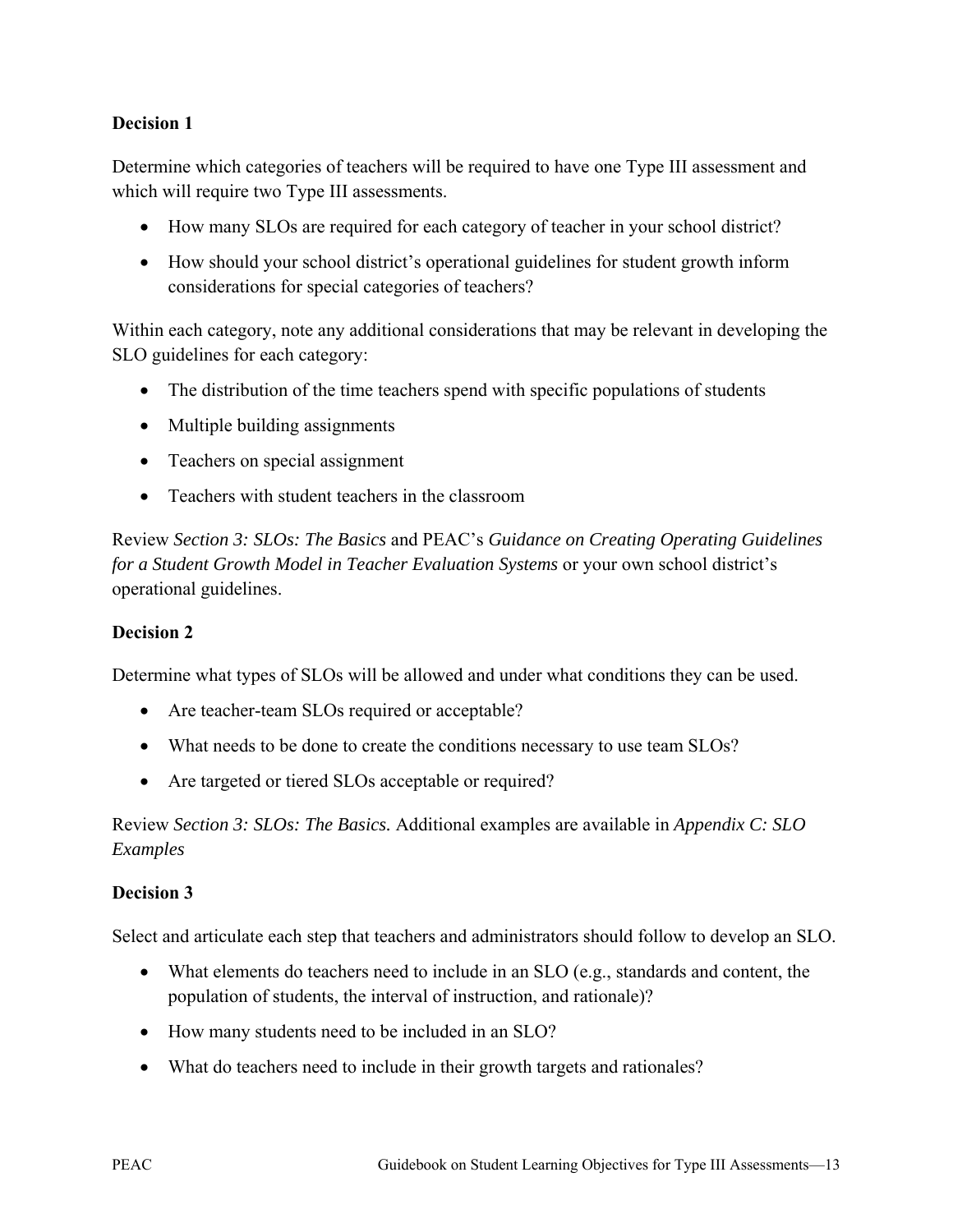**Decision 1**

Determine which categories of teachers will be required to have one Type III assessment and which will require two Type III assessments.

- How many SLOs are required for each category of teacher in your school district?
- How should your school district's operational guidelines for student growth inform considerations for special categories of teachers?

Within each category, note any additional considerations that may be relevant in developing the SLO guidelines for each category:

- The distribution of the time teachers spend with specific populations of students
- Multiple building assignments
- Teachers on special assignment
- Teachers with student teachers in the classroom

Review *Section 3: SLOs: The Basics* and PEAC's *Guidance on Creating Operating Guidelines for a Student Growth Model in Teacher Evaluation Systems* or your own school district's operational guidelines.

**Decision 2**

Determine what types of SLOs will be allowed and under what conditions they can be used.

- Are teacher-team SLOs required or acceptable?
- What needs to be done to create the conditions necessary to use team SLOs?
- Are targeted or tiered SLOs acceptable or required?

Review *Section 3: SLOs: The Basics.* Additional examples are available in *Appendix C: SLO Examples*

**Decision 3**

Select and articulate each step that teachers and administrators should follow to develop an SLO.

- What elements do teachers need to include in an SLO (e.g., standards and content, the population of students, the interval of instruction, and rationale)?
- How many students need to be included in an SLO?
- What do teachers need to include in their growth targets and rationales?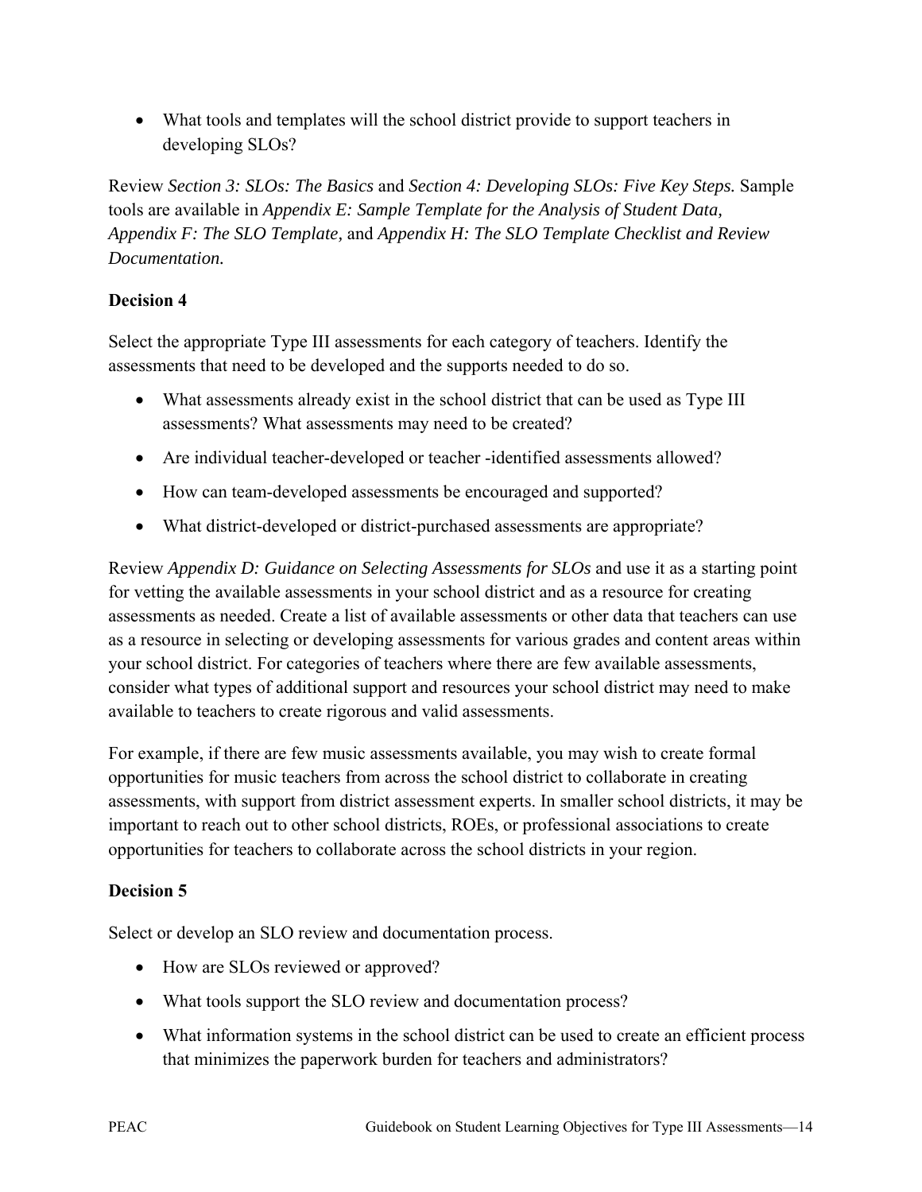- What tools and templates will the school district provide to support teachers in developing SLOs?

Review *Section 3: SLOs: The Basics* and *Section 4: Developing SLOs: Five Key Steps.* Sample tools are available in *Appendix E: Sample Template for the Analysis of Student Data, Appendix F: The SLO Template,* and *Appendix H: The SLO Template Checklist and Review Documentation.*

**Decision 4**

Select the appropriate Type III assessments for each category of teachers. Identify the assessments that need to be developed and the supports needed to do so.

- What assessments already exist in the school district that can be used as Type III assessments? What assessments may need to be created?
- Are individual teacher-developed or teacher -identified assessments allowed?
- How can team-developed assessments be encouraged and supported?
- What district-developed or district-purchased assessments are appropriate?

Review *Appendix D: Guidance on Selecting Assessments for SLOs* and use it as a starting point for vetting the available assessments in your school district and as a resource for creating assessments as needed. Create a list of available assessments or other data that teachers can use as a resource in selecting or developing assessments for various grades and content areas within your school district. For categories of teachers where there are few available assessments, consider what types of additional support and resources your school district may need to make available to teachers to create rigorous and valid assessments.

For example, if there are few music assessments available, you may wish to create formal opportunities for music teachers from across the school district to collaborate in creating assessments, with support from district assessment experts. In smaller school districts, it may be important to reach out to other school districts, ROEs, or professional associations to create opportunities for teachers to collaborate across the school districts in your region.

**Decision 5**

Select or develop an SLO review and documentation process.

- How are SLOs reviewed or approved?
- What tools support the SLO review and documentation process?
- What information systems in the school district can be used to create an efficient process that minimizes the paperwork burden for teachers and administrators?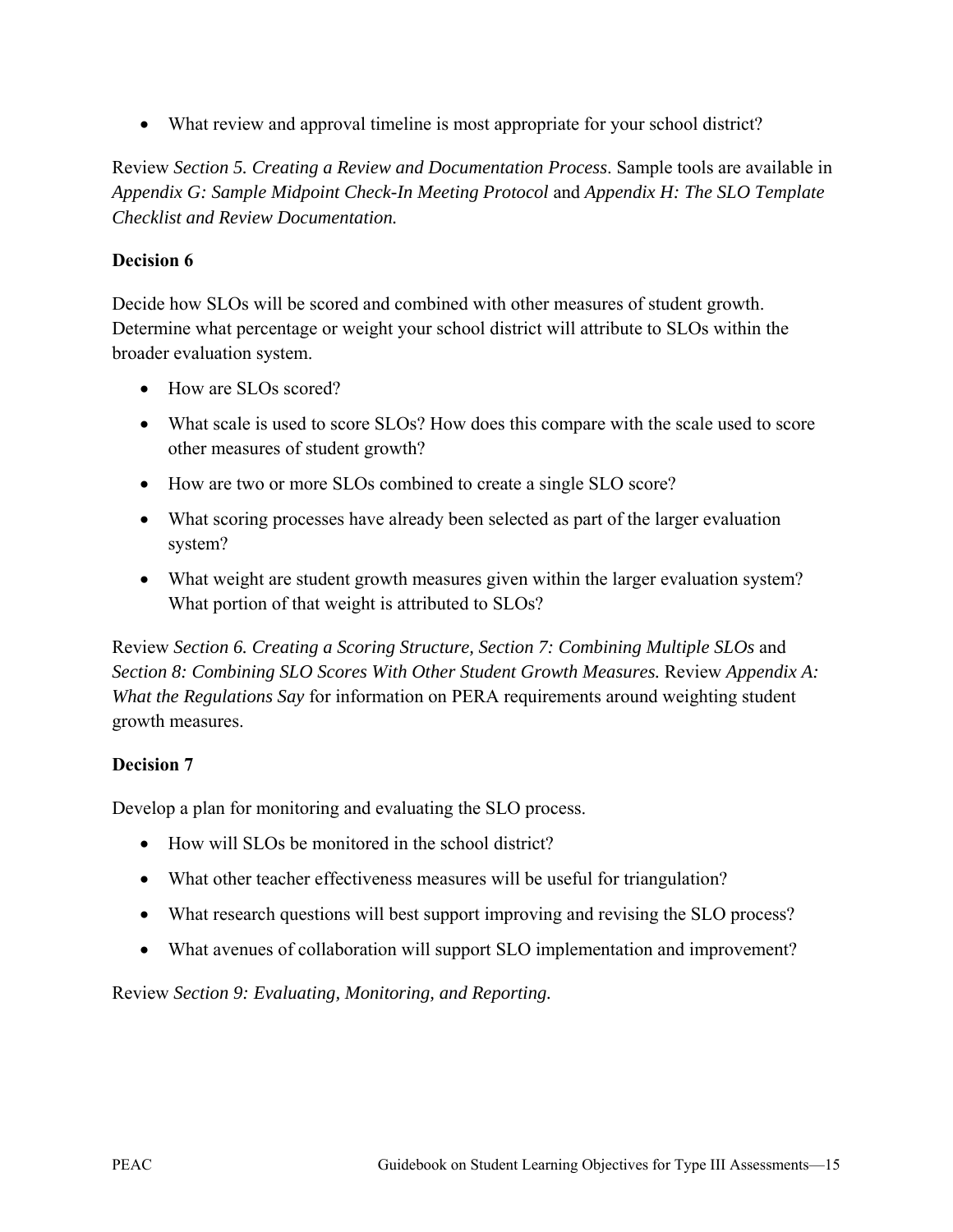- What review and approval timeline is most appropriate for your school district?

Review *Section 5. Creating a Review and Documentation Process*. Sample tools are available in *Appendix G: Sample Midpoint Check-In Meeting Protocol* and *Appendix H: The SLO Template Checklist and Review Documentation.*

**Decision 6**

Decide how SLOs will be scored and combined with other measures of student growth. Determine what percentage or weight your school district will attribute to SLOs within the broader evaluation system.

- How are SLOs scored?
- What scale is used to score SLOs? How does this compare with the scale used to score other measures of student growth?
- How are two or more SLOs combined to create a single SLO score?
- What scoring processes have already been selected as part of the larger evaluation system?
- What weight are student growth measures given within the larger evaluation system? What portion of that weight is attributed to SLOs?

Review *Section 6. Creating a Scoring Structure, Section 7: Combining Multiple SLOs* and *Section 8: Combining SLO Scores With Other Student Growth Measures.* Review *Appendix A: What the Regulations Say* for information on PERA requirements around weighting student growth measures.

**Decision 7**

Develop a plan for monitoring and evaluating the SLO process.

- How will SLOs be monitored in the school district?
- What other teacher effectiveness measures will be useful for triangulation?
- What research questions will best support improving and revising the SLO process?
- What avenues of collaboration will support SLO implementation and improvement?

Review *Section 9: Evaluating, Monitoring, and Reporting.*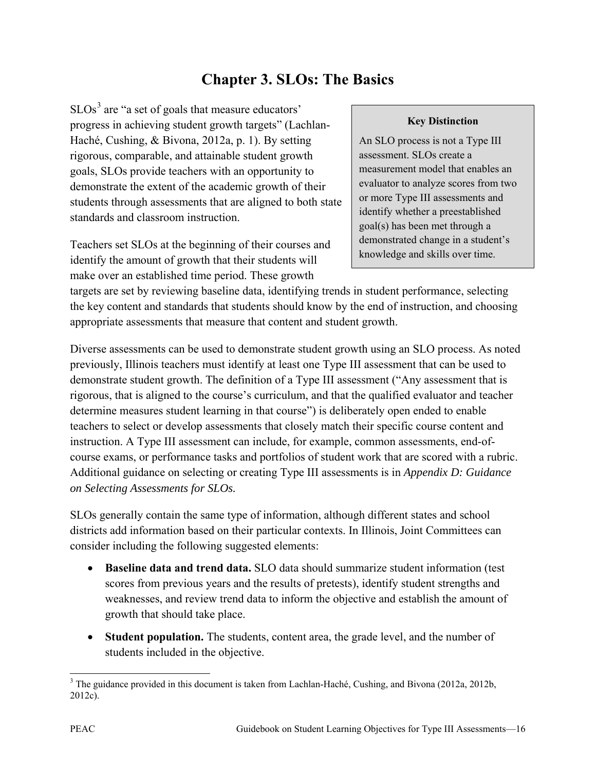# Chapter 3. SLOs: The Basics

SLOs[3] are "a set of goals that measure educators' progress in achieving student growth targets" (Lachlan-Haché, Cushing, & Bivona, 2012a, p. 1). By setting rigorous, comparable, and attainable student growth goals, SLOs provide teachers with an opportunity to demonstrate the extent of the academic growth of their students through assessments that are aligned to both state standards and classroom instruction.

> **Key Distinction**
>
> An SLO process is not a Type III assessment. SLOs create a measurement model that enables an evaluator to analyze scores from two or more Type III assessments and identify whether a preestablished goal(s) has been met through a demonstrated change in a student's knowledge and skills over time.

Teachers set SLOs at the beginning of their courses and identify the amount of growth that their students will make over an established time period. These growth targets are set by reviewing baseline data, identifying trends in student performance, selecting the key content and standards that students should know by the end of instruction, and choosing appropriate assessments that measure that content and student growth.

Diverse assessments can be used to demonstrate student growth using an SLO process. As noted previously, Illinois teachers must identify at least one Type III assessment that can be used to demonstrate student growth. The definition of a Type III assessment ("Any assessment that is rigorous, that is aligned to the course's curriculum, and that the qualified evaluator and teacher determine measures student learning in that course") is deliberately open ended to enable teachers to select or develop assessments that closely match their specific course content and instruction. A Type III assessment can include, for example, common assessments, end-of-course exams, or performance tasks and portfolios of student work that are scored with a rubric. Additional guidance on selecting or creating Type III assessments is in *Appendix D: Guidance on Selecting Assessments for SLOs.*

SLOs generally contain the same type of information, although different states and school districts add information based on their particular contexts. In Illinois, Joint Committees can consider including the following suggested elements:

- **Baseline data and trend data.** SLO data should summarize student information (test scores from previous years and the results of pretests), identify student strengths and weaknesses, and review trend data to inform the objective and establish the amount of growth that should take place.
- **Student population.** The students, content area, the grade level, and the number of students included in the objective.

[3] The guidance provided in this document is taken from Lachlan-Haché, Cushing, and Bivona (2012a, 2012b, 2012c).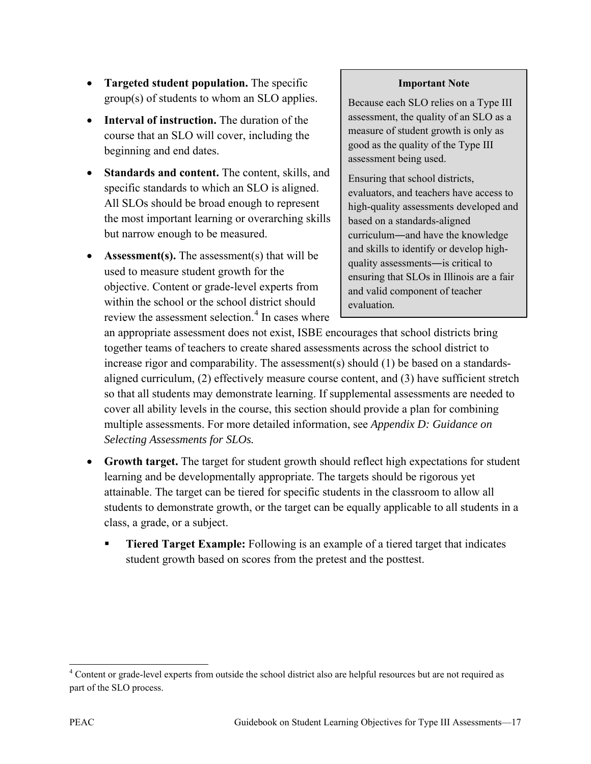- **Targeted student population.** The specific group(s) of students to whom an SLO applies.
- **Interval of instruction.** The duration of the course that an SLO will cover, including the beginning and end dates.
- **Standards and content.** The content, skills, and specific standards to which an SLO is aligned. All SLOs should be broad enough to represent the most important learning or overarching skills but narrow enough to be measured.
- **Assessment(s).** The assessment(s) that will be used to measure student growth for the objective. Content or grade-level experts from within the school or the school district should review the assessment selection.[4] In cases where an appropriate assessment does not exist, ISBE encourages that school districts bring together teams of teachers to create shared assessments across the school district to increase rigor and comparability. The assessment(s) should (1) be based on a standards-aligned curriculum, (2) effectively measure course content, and (3) have sufficient stretch so that all students may demonstrate learning. If supplemental assessments are needed to cover all ability levels in the course, this section should provide a plan for combining multiple assessments. For more detailed information, see *Appendix D: Guidance on Selecting Assessments for SLOs.*

> **Important Note**
>
> Because each SLO relies on a Type III assessment, the quality of an SLO as a measure of student growth is only as good as the quality of the Type III assessment being used.
>
> Ensuring that school districts, evaluators, and teachers have access to high-quality assessments developed and based on a standards-aligned curriculum―and have the knowledge and skills to identify or develop high-quality assessments―is critical to ensuring that SLOs in Illinois are a fair and valid component of teacher evaluation.

- **Growth target.** The target for student growth should reflect high expectations for student learning and be developmentally appropriate. The targets should be rigorous yet attainable. The target can be tiered for specific students in the classroom to allow all students to demonstrate growth, or the target can be equally applicable to all students in a class, a grade, or a subject.
    - **Tiered Target Example:** Following is an example of a tiered target that indicates student growth based on scores from the pretest and the posttest.

[4] Content or grade-level experts from outside the school district also are helpful resources but are not required as part of the SLO process.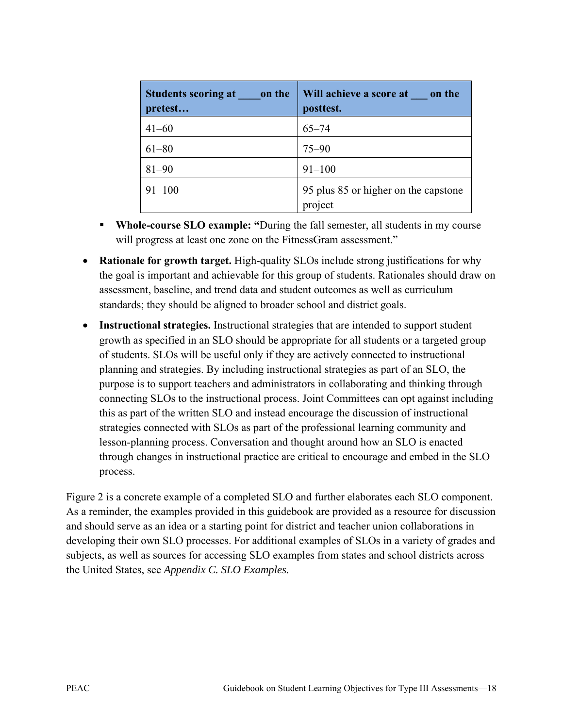| Students scoring at ____on the pretest… | Will achieve a score at ___ on the posttest. |
|---|---|
| 41–60 | 65–74 |
| 61–80 | 75–90 |
| 81–90 | 91–100 |
| 91–100 | 95 plus 85 or higher on the capstone project |

  - **Whole-course SLO example: “**During the fall semester, all students in my course will progress at least one zone on the FitnessGram assessment.”

- **Rationale for growth target.** High-quality SLOs include strong justifications for why the goal is important and achievable for this group of students. Rationales should draw on assessment, baseline, and trend data and student outcomes as well as curriculum standards; they should be aligned to broader school and district goals.
- **Instructional strategies.** Instructional strategies that are intended to support student growth as specified in an SLO should be appropriate for all students or a targeted group of students. SLOs will be useful only if they are actively connected to instructional planning and strategies. By including instructional strategies as part of an SLO, the purpose is to support teachers and administrators in collaborating and thinking through connecting SLOs to the instructional process. Joint Committees can opt against including this as part of the written SLO and instead encourage the discussion of instructional strategies connected with SLOs as part of the professional learning community and lesson-planning process. Conversation and thought around how an SLO is enacted through changes in instructional practice are critical to encourage and embed in the SLO process.

Figure 2 is a concrete example of a completed SLO and further elaborates each SLO component. As a reminder, the examples provided in this guidebook are provided as a resource for discussion and should serve as an idea or a starting point for district and teacher union collaborations in developing their own SLO processes. For additional examples of SLOs in a variety of grades and subjects, as well as sources for accessing SLO examples from states and school districts across the United States, see *Appendix C. SLO Examples.*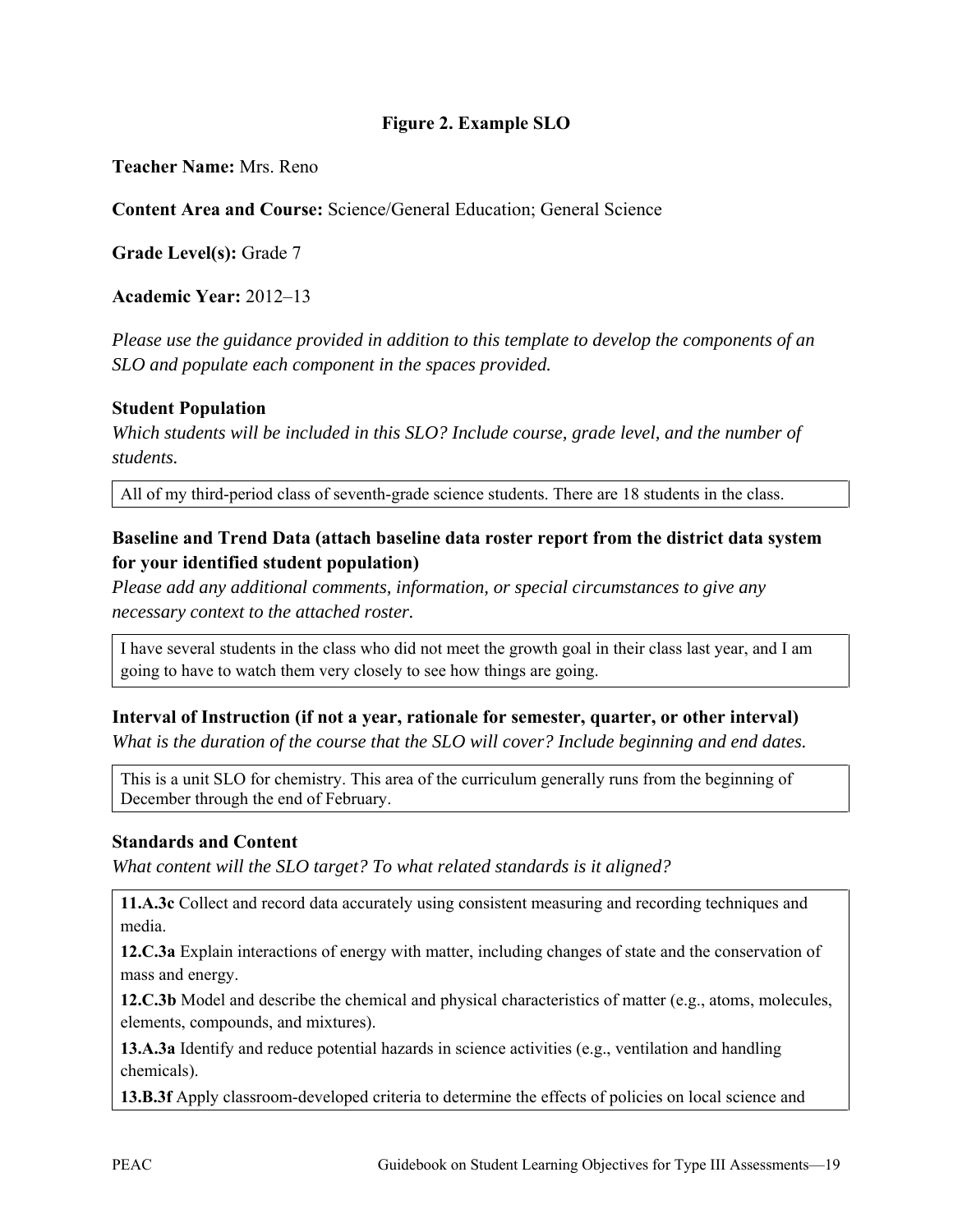**Figure 2. Example SLO**

**Teacher Name:** Mrs. Reno

**Content Area and Course:** Science/General Education; General Science

**Grade Level(s):** Grade 7

**Academic Year:** 2012–13

*Please use the guidance provided in addition to this template to develop the components of an SLO and populate each component in the spaces provided.*

### Student Population

*Which students will be included in this SLO? Include course, grade level, and the number of students.*

All of my third-period class of seventh-grade science students. There are 18 students in the class.

### Baseline and Trend Data (attach baseline data roster report from the district data system for your identified student population)

*Please add any additional comments, information, or special circumstances to give any necessary context to the attached roster.*

I have several students in the class who did not meet the growth goal in their class last year, and I am going to have to watch them very closely to see how things are going.

### Interval of Instruction (if not a year, rationale for semester, quarter, or other interval)

*What is the duration of the course that the SLO will cover? Include beginning and end dates.*

This is a unit SLO for chemistry. This area of the curriculum generally runs from the beginning of December through the end of February.

### Standards and Content

*What content will the SLO target? To what related standards is it aligned?*

**11.A.3c** Collect and record data accurately using consistent measuring and recording techniques and media.

**12.C.3a** Explain interactions of energy with matter, including changes of state and the conservation of mass and energy.

**12.C.3b** Model and describe the chemical and physical characteristics of matter (e.g., atoms, molecules, elements, compounds, and mixtures).

**13.A.3a** Identify and reduce potential hazards in science activities (e.g., ventilation and handling chemicals).

**13.B.3f** Apply classroom-developed criteria to determine the effects of policies on local science and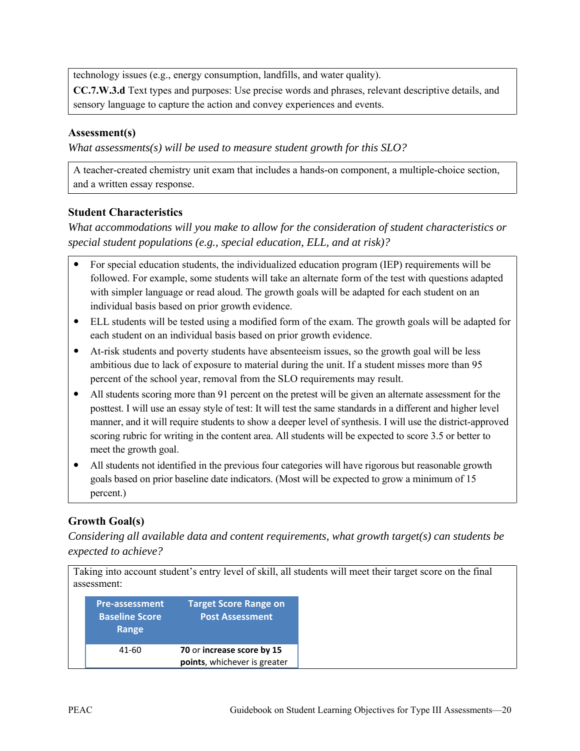technology issues (e.g., energy consumption, landfills, and water quality).

**CC.7.W.3.d** Text types and purposes: Use precise words and phrases, relevant descriptive details, and sensory language to capture the action and convey experiences and events.

### Assessment(s)

*What assessments(s) will be used to measure student growth for this SLO?*

A teacher-created chemistry unit exam that includes a hands-on component, a multiple-choice section, and a written essay response.

### Student Characteristics

*What accommodations will you make to allow for the consideration of student characteristics or special student populations (e.g., special education, ELL, and at risk)?*

- For special education students, the individualized education program (IEP) requirements will be followed. For example, some students will take an alternate form of the test with questions adapted with simpler language or read aloud. The growth goals will be adapted for each student on an individual basis based on prior growth evidence.
- ELL students will be tested using a modified form of the exam. The growth goals will be adapted for each student on an individual basis based on prior growth evidence.
- At-risk students and poverty students have absenteeism issues, so the growth goal will be less ambitious due to lack of exposure to material during the unit. If a student misses more than 95 percent of the school year, removal from the SLO requirements may result.
- All students scoring more than 91 percent on the pretest will be given an alternate assessment for the posttest. I will use an essay style of test: It will test the same standards in a different and higher level manner, and it will require students to show a deeper level of synthesis. I will use the district-approved scoring rubric for writing in the content area. All students will be expected to score 3.5 or better to meet the growth goal.
- All students not identified in the previous four categories will have rigorous but reasonable growth goals based on prior baseline date indicators. (Most will be expected to grow a minimum of 15 percent.)

### Growth Goal(s)

*Considering all available data and content requirements, what growth target(s) can students be expected to achieve?*

Taking into account student's entry level of skill, all students will meet their target score on the final assessment:

| Pre-assessment Baseline Score Range | Target Score Range on Post Assessment |
|---|---|
| 41-60 | **70** or **increase score by 15 points**, whichever is greater |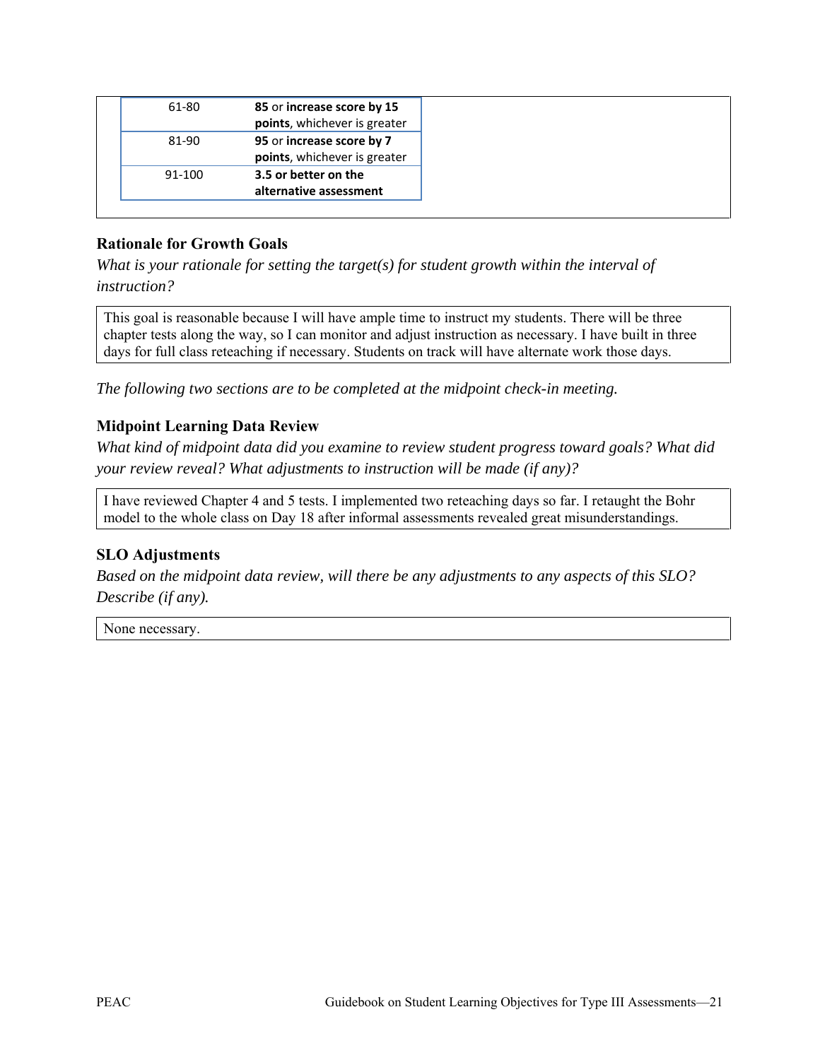| | |
|---|---|
| 61-80 | **85** or **increase score by 15 points**, whichever is greater |
| 81-90 | **95** or **increase score by 7 points**, whichever is greater |
| 91-100 | **3.5 or better on the alternative assessment** |

### Rationale for Growth Goals

*What is your rationale for setting the target(s) for student growth within the interval of instruction?*

This goal is reasonable because I will have ample time to instruct my students. There will be three chapter tests along the way, so I can monitor and adjust instruction as necessary. I have built in three days for full class reteaching if necessary. Students on track will have alternate work those days.

*The following two sections are to be completed at the midpoint check-in meeting.*

### Midpoint Learning Data Review

*What kind of midpoint data did you examine to review student progress toward goals? What did your review reveal? What adjustments to instruction will be made (if any)?*

I have reviewed Chapter 4 and 5 tests. I implemented two reteaching days so far. I retaught the Bohr model to the whole class on Day 18 after informal assessments revealed great misunderstandings.

### SLO Adjustments

*Based on the midpoint data review, will there be any adjustments to any aspects of this SLO? Describe (if any).*

None necessary.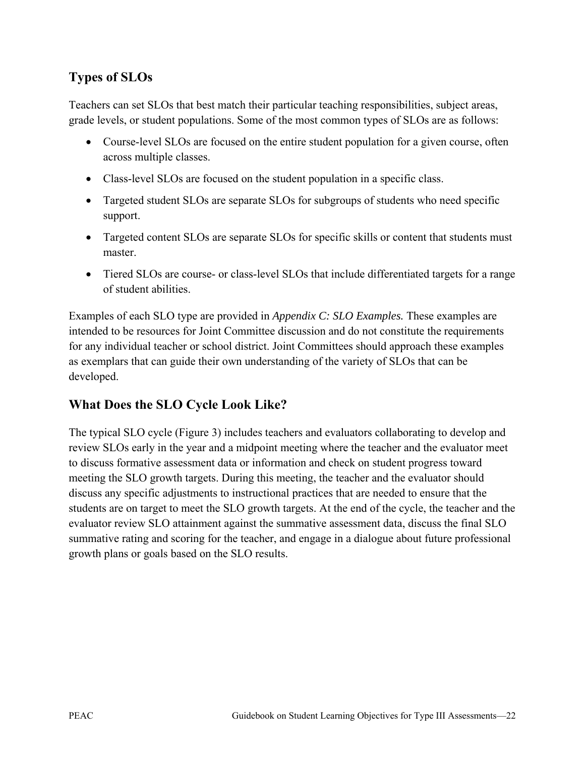## Types of SLOs

Teachers can set SLOs that best match their particular teaching responsibilities, subject areas, grade levels, or student populations. Some of the most common types of SLOs are as follows:

- Course-level SLOs are focused on the entire student population for a given course, often across multiple classes.
- Class-level SLOs are focused on the student population in a specific class.
- Targeted student SLOs are separate SLOs for subgroups of students who need specific support.
- Targeted content SLOs are separate SLOs for specific skills or content that students must master.
- Tiered SLOs are course- or class-level SLOs that include differentiated targets for a range of student abilities.

Examples of each SLO type are provided in *Appendix C: SLO Examples.* These examples are intended to be resources for Joint Committee discussion and do not constitute the requirements for any individual teacher or school district. Joint Committees should approach these examples as exemplars that can guide their own understanding of the variety of SLOs that can be developed.

## What Does the SLO Cycle Look Like?

The typical SLO cycle (Figure 3) includes teachers and evaluators collaborating to develop and review SLOs early in the year and a midpoint meeting where the teacher and the evaluator meet to discuss formative assessment data or information and check on student progress toward meeting the SLO growth targets. During this meeting, the teacher and the evaluator should discuss any specific adjustments to instructional practices that are needed to ensure that the students are on target to meet the SLO growth targets. At the end of the cycle, the teacher and the evaluator review SLO attainment against the summative assessment data, discuss the final SLO summative rating and scoring for the teacher, and engage in a dialogue about future professional growth plans or goals based on the SLO results.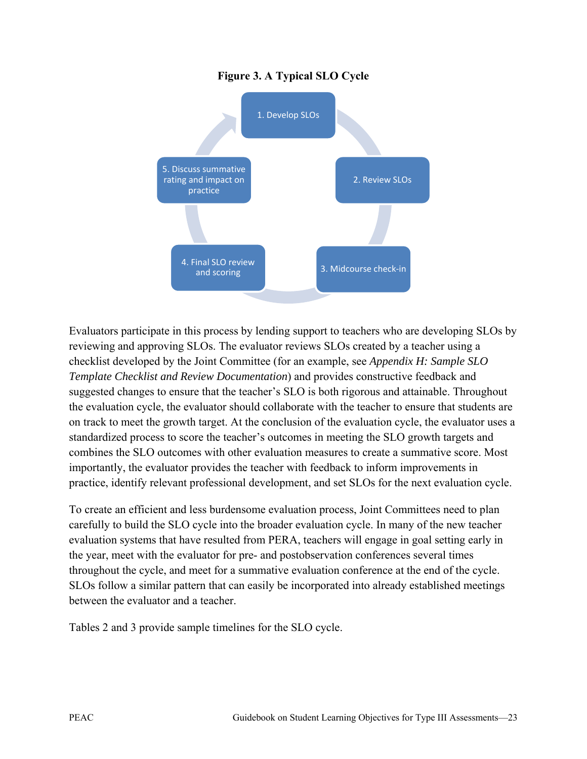**Figure 3. A Typical SLO Cycle**

1. Develop SLOs
2. Review SLOs
3. Midcourse check-in
4. Final SLO review and scoring
5. Discuss summative rating and impact on practice

Evaluators participate in this process by lending support to teachers who are developing SLOs by reviewing and approving SLOs. The evaluator reviews SLOs created by a teacher using a checklist developed by the Joint Committee (for an example, see *Appendix H: Sample SLO Template Checklist and Review Documentation*) and provides constructive feedback and suggested changes to ensure that the teacher's SLO is both rigorous and attainable. Throughout the evaluation cycle, the evaluator should collaborate with the teacher to ensure that students are on track to meet the growth target. At the conclusion of the evaluation cycle, the evaluator uses a standardized process to score the teacher's outcomes in meeting the SLO growth targets and combines the SLO outcomes with other evaluation measures to create a summative score. Most importantly, the evaluator provides the teacher with feedback to inform improvements in practice, identify relevant professional development, and set SLOs for the next evaluation cycle.

To create an efficient and less burdensome evaluation process, Joint Committees need to plan carefully to build the SLO cycle into the broader evaluation cycle. In many of the new teacher evaluation systems that have resulted from PERA, teachers will engage in goal setting early in the year, meet with the evaluator for pre- and postobservation conferences several times throughout the cycle, and meet for a summative evaluation conference at the end of the cycle. SLOs follow a similar pattern that can easily be incorporated into already established meetings between the evaluator and a teacher.

Tables 2 and 3 provide sample timelines for the SLO cycle.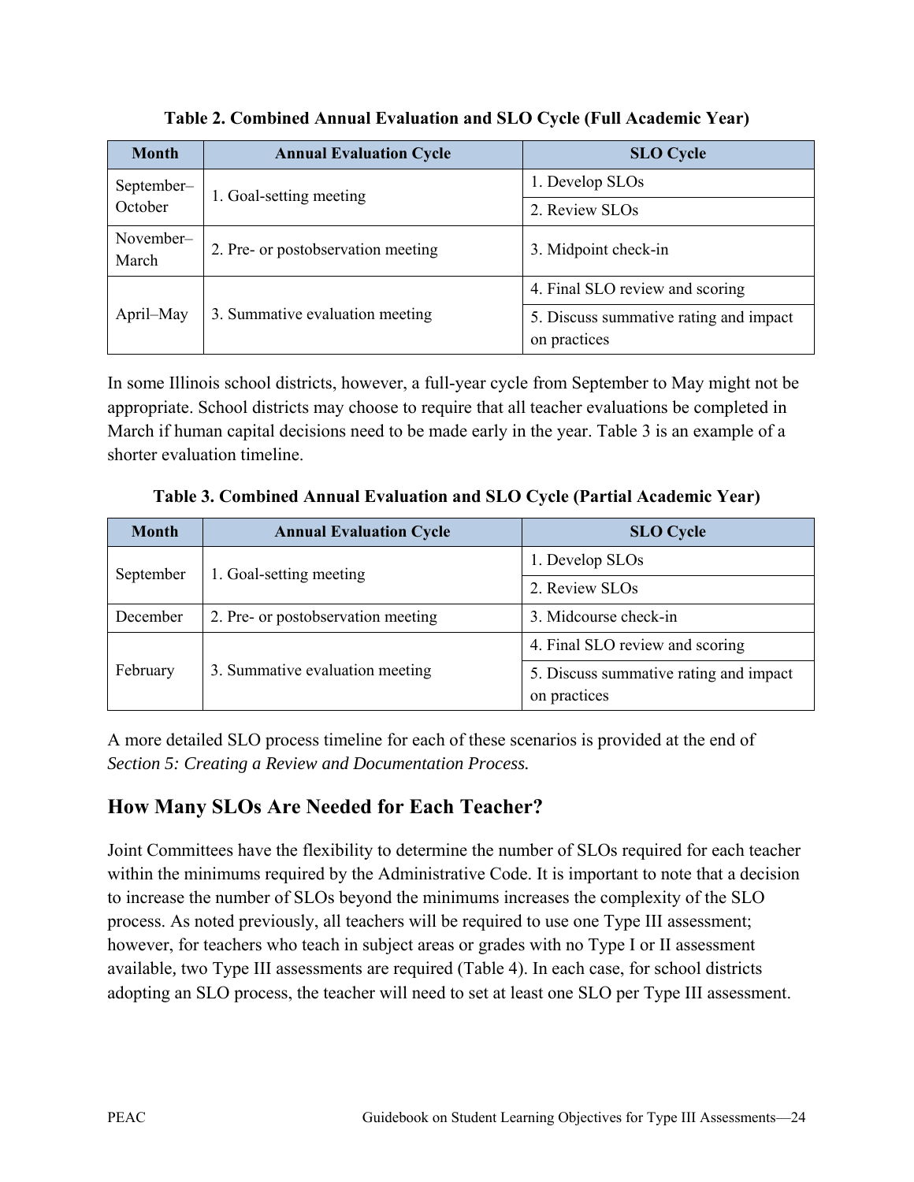**Table 2. Combined Annual Evaluation and SLO Cycle (Full Academic Year)**

| Month | Annual Evaluation Cycle | SLO Cycle |
|---|---|---|
| September–October | 1. Goal-setting meeting | 1. Develop SLOs |
| | | 2. Review SLOs |
| November–March | 2. Pre- or postobservation meeting | 3. Midpoint check-in |
| April–May | 3. Summative evaluation meeting | 4. Final SLO review and scoring |
| | | 5. Discuss summative rating and impact on practices |

In some Illinois school districts, however, a full-year cycle from September to May might not be appropriate. School districts may choose to require that all teacher evaluations be completed in March if human capital decisions need to be made early in the year. Table 3 is an example of a shorter evaluation timeline.

**Table 3. Combined Annual Evaluation and SLO Cycle (Partial Academic Year)**

| Month | Annual Evaluation Cycle | SLO Cycle |
|---|---|---|
| September | 1. Goal-setting meeting | 1. Develop SLOs |
| | | 2. Review SLOs |
| December | 2. Pre- or postobservation meeting | 3. Midcourse check-in |
| February | 3. Summative evaluation meeting | 4. Final SLO review and scoring |
| | | 5. Discuss summative rating and impact on practices |

A more detailed SLO process timeline for each of these scenarios is provided at the end of *Section 5: Creating a Review and Documentation Process.*

## How Many SLOs Are Needed for Each Teacher?

Joint Committees have the flexibility to determine the number of SLOs required for each teacher within the minimums required by the Administrative Code. It is important to note that a decision to increase the number of SLOs beyond the minimums increases the complexity of the SLO process. As noted previously, all teachers will be required to use one Type III assessment; however, for teachers who teach in subject areas or grades with no Type I or II assessment available, two Type III assessments are required (Table 4). In each case, for school districts adopting an SLO process, the teacher will need to set at least one SLO per Type III assessment.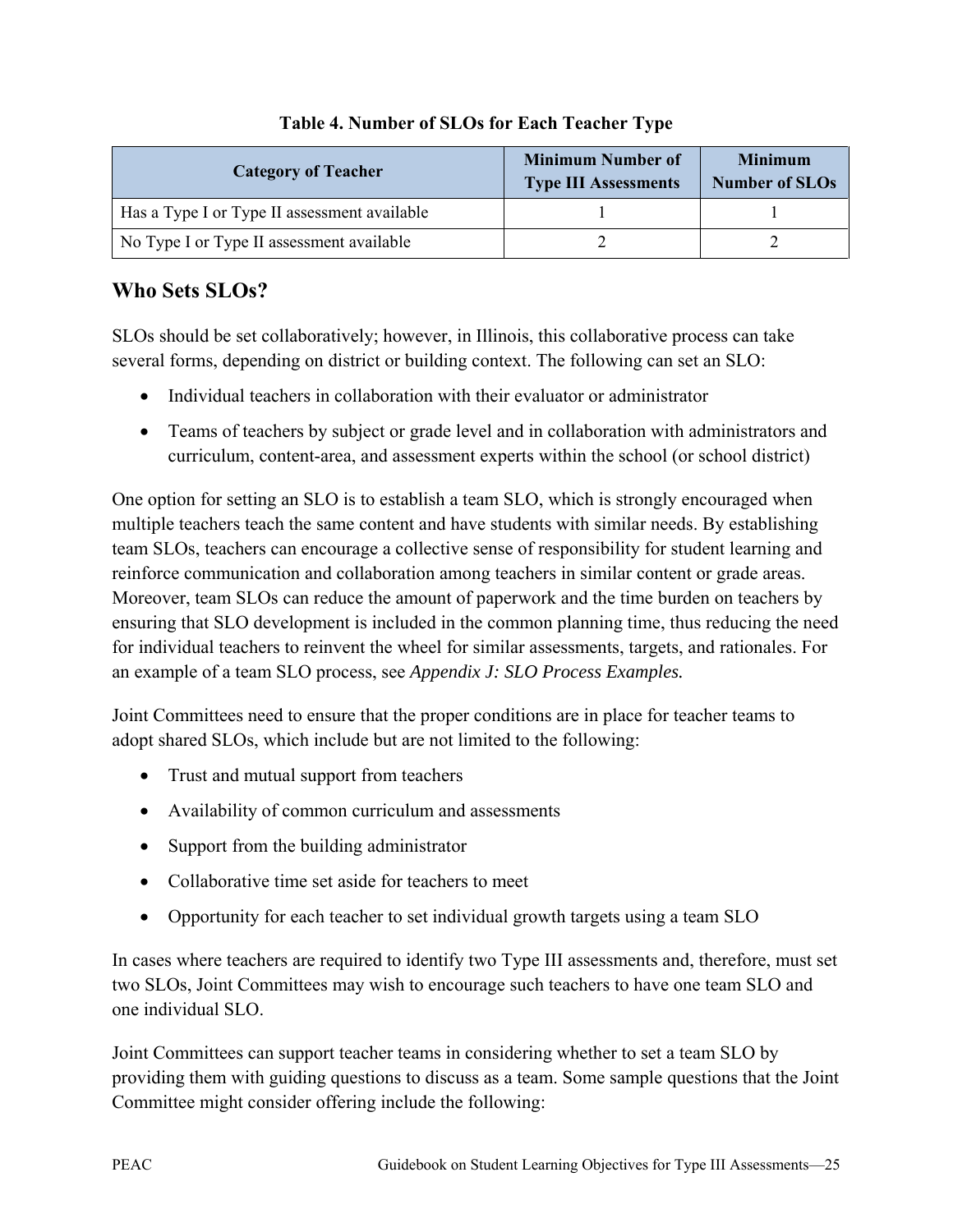**Table 4. Number of SLOs for Each Teacher Type**

| Category of Teacher | Minimum Number of Type III Assessments | Minimum Number of SLOs |
|---|---|---|
| Has a Type I or Type II assessment available | 1 | 1 |
| No Type I or Type II assessment available | 2 | 2 |

## Who Sets SLOs?

SLOs should be set collaboratively; however, in Illinois, this collaborative process can take several forms, depending on district or building context. The following can set an SLO:

- Individual teachers in collaboration with their evaluator or administrator
- Teams of teachers by subject or grade level and in collaboration with administrators and curriculum, content-area, and assessment experts within the school (or school district)

One option for setting an SLO is to establish a team SLO, which is strongly encouraged when multiple teachers teach the same content and have students with similar needs. By establishing team SLOs, teachers can encourage a collective sense of responsibility for student learning and reinforce communication and collaboration among teachers in similar content or grade areas. Moreover, team SLOs can reduce the amount of paperwork and the time burden on teachers by ensuring that SLO development is included in the common planning time, thus reducing the need for individual teachers to reinvent the wheel for similar assessments, targets, and rationales. For an example of a team SLO process, see *Appendix J: SLO Process Examples.*

Joint Committees need to ensure that the proper conditions are in place for teacher teams to adopt shared SLOs, which include but are not limited to the following:

- Trust and mutual support from teachers
- Availability of common curriculum and assessments
- Support from the building administrator
- Collaborative time set aside for teachers to meet
- Opportunity for each teacher to set individual growth targets using a team SLO

In cases where teachers are required to identify two Type III assessments and, therefore, must set two SLOs, Joint Committees may wish to encourage such teachers to have one team SLO and one individual SLO.

Joint Committees can support teacher teams in considering whether to set a team SLO by providing them with guiding questions to discuss as a team. Some sample questions that the Joint Committee might consider offering include the following: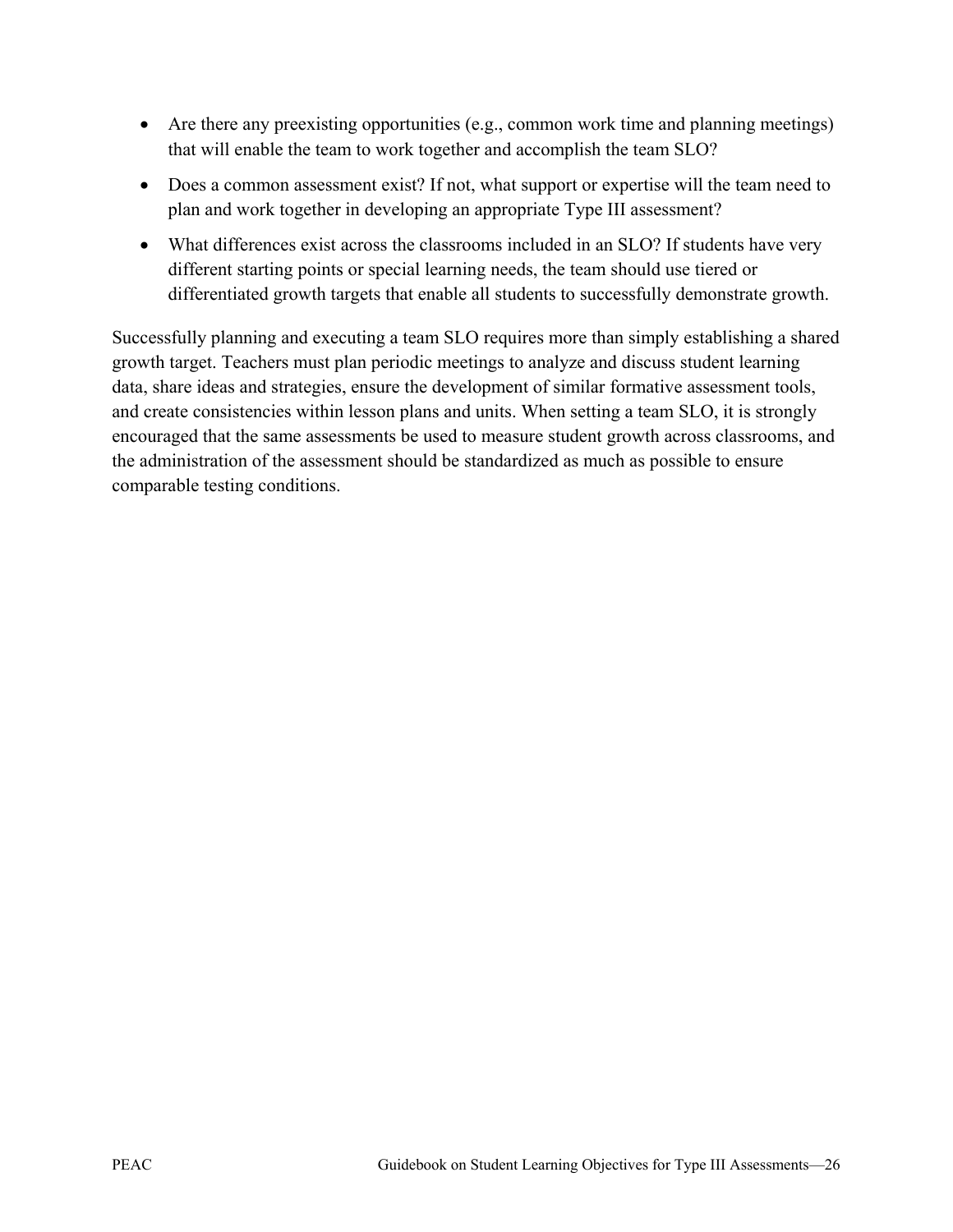- Are there any preexisting opportunities (e.g., common work time and planning meetings) that will enable the team to work together and accomplish the team SLO?
- Does a common assessment exist? If not, what support or expertise will the team need to plan and work together in developing an appropriate Type III assessment?
- What differences exist across the classrooms included in an SLO? If students have very different starting points or special learning needs, the team should use tiered or differentiated growth targets that enable all students to successfully demonstrate growth.

Successfully planning and executing a team SLO requires more than simply establishing a shared growth target. Teachers must plan periodic meetings to analyze and discuss student learning data, share ideas and strategies, ensure the development of similar formative assessment tools, and create consistencies within lesson plans and units. When setting a team SLO, it is strongly encouraged that the same assessments be used to measure student growth across classrooms, and the administration of the assessment should be standardized as much as possible to ensure comparable testing conditions.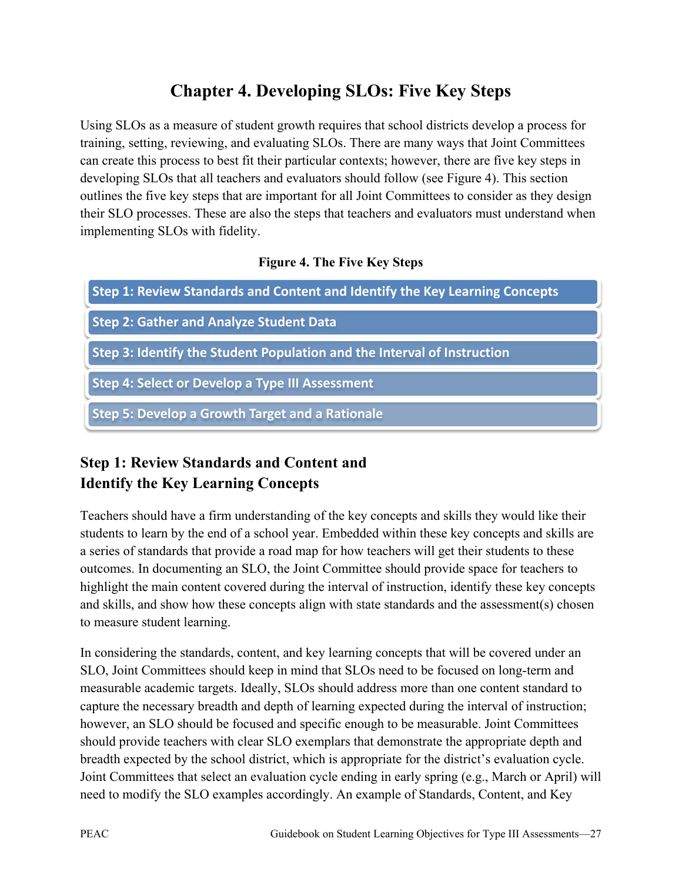# Chapter 4. Developing SLOs: Five Key Steps

Using SLOs as a measure of student growth requires that school districts develop a process for training, setting, reviewing, and evaluating SLOs. There are many ways that Joint Committees can create this process to best fit their particular contexts; however, there are five key steps in developing SLOs that all teachers and evaluators should follow (see Figure 4). This section outlines the five key steps that are important for all Joint Committees to consider as they design their SLO processes. These are also the steps that teachers and evaluators must understand when implementing SLOs with fidelity.

**Figure 4. The Five Key Steps**

- **Step 1: Review Standards and Content and Identify the Key Learning Concepts**
- **Step 2: Gather and Analyze Student Data**
- **Step 3: Identify the Student Population and the Interval of Instruction**
- **Step 4: Select or Develop a Type III Assessment**
- **Step 5: Develop a Growth Target and a Rationale**

## Step 1: Review Standards and Content and Identify the Key Learning Concepts

Teachers should have a firm understanding of the key concepts and skills they would like their students to learn by the end of a school year. Embedded within these key concepts and skills are a series of standards that provide a road map for how teachers will get their students to these outcomes. In documenting an SLO, the Joint Committee should provide space for teachers to highlight the main content covered during the interval of instruction, identify these key concepts and skills, and show how these concepts align with state standards and the assessment(s) chosen to measure student learning.

In considering the standards, content, and key learning concepts that will be covered under an SLO, Joint Committees should keep in mind that SLOs need to be focused on long-term and measurable academic targets. Ideally, SLOs should address more than one content standard to capture the necessary breadth and depth of learning expected during the interval of instruction; however, an SLO should be focused and specific enough to be measurable. Joint Committees should provide teachers with clear SLO exemplars that demonstrate the appropriate depth and breadth expected by the school district, which is appropriate for the district's evaluation cycle. Joint Committees that select an evaluation cycle ending in early spring (e.g., March or April) will need to modify the SLO examples accordingly. An example of Standards, Content, and Key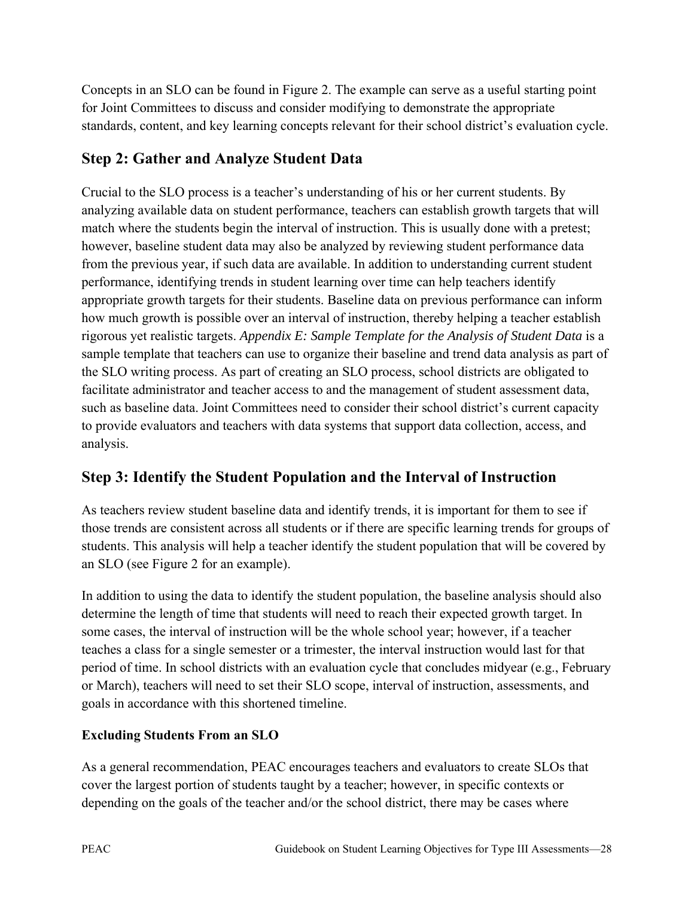Concepts in an SLO can be found in Figure 2. The example can serve as a useful starting point for Joint Committees to discuss and consider modifying to demonstrate the appropriate standards, content, and key learning concepts relevant for their school district's evaluation cycle.

## Step 2: Gather and Analyze Student Data

Crucial to the SLO process is a teacher's understanding of his or her current students. By analyzing available data on student performance, teachers can establish growth targets that will match where the students begin the interval of instruction. This is usually done with a pretest; however, baseline student data may also be analyzed by reviewing student performance data from the previous year, if such data are available. In addition to understanding current student performance, identifying trends in student learning over time can help teachers identify appropriate growth targets for their students. Baseline data on previous performance can inform how much growth is possible over an interval of instruction, thereby helping a teacher establish rigorous yet realistic targets. *Appendix E: Sample Template for the Analysis of Student Data* is a sample template that teachers can use to organize their baseline and trend data analysis as part of the SLO writing process. As part of creating an SLO process, school districts are obligated to facilitate administrator and teacher access to and the management of student assessment data, such as baseline data. Joint Committees need to consider their school district's current capacity to provide evaluators and teachers with data systems that support data collection, access, and analysis.

## Step 3: Identify the Student Population and the Interval of Instruction

As teachers review student baseline data and identify trends, it is important for them to see if those trends are consistent across all students or if there are specific learning trends for groups of students. This analysis will help a teacher identify the student population that will be covered by an SLO (see Figure 2 for an example).

In addition to using the data to identify the student population, the baseline analysis should also determine the length of time that students will need to reach their expected growth target. In some cases, the interval of instruction will be the whole school year; however, if a teacher teaches a class for a single semester or a trimester, the interval instruction would last for that period of time. In school districts with an evaluation cycle that concludes midyear (e.g., February or March), teachers will need to set their SLO scope, interval of instruction, assessments, and goals in accordance with this shortened timeline.

### Excluding Students From an SLO

As a general recommendation, PEAC encourages teachers and evaluators to create SLOs that cover the largest portion of students taught by a teacher; however, in specific contexts or depending on the goals of the teacher and/or the school district, there may be cases where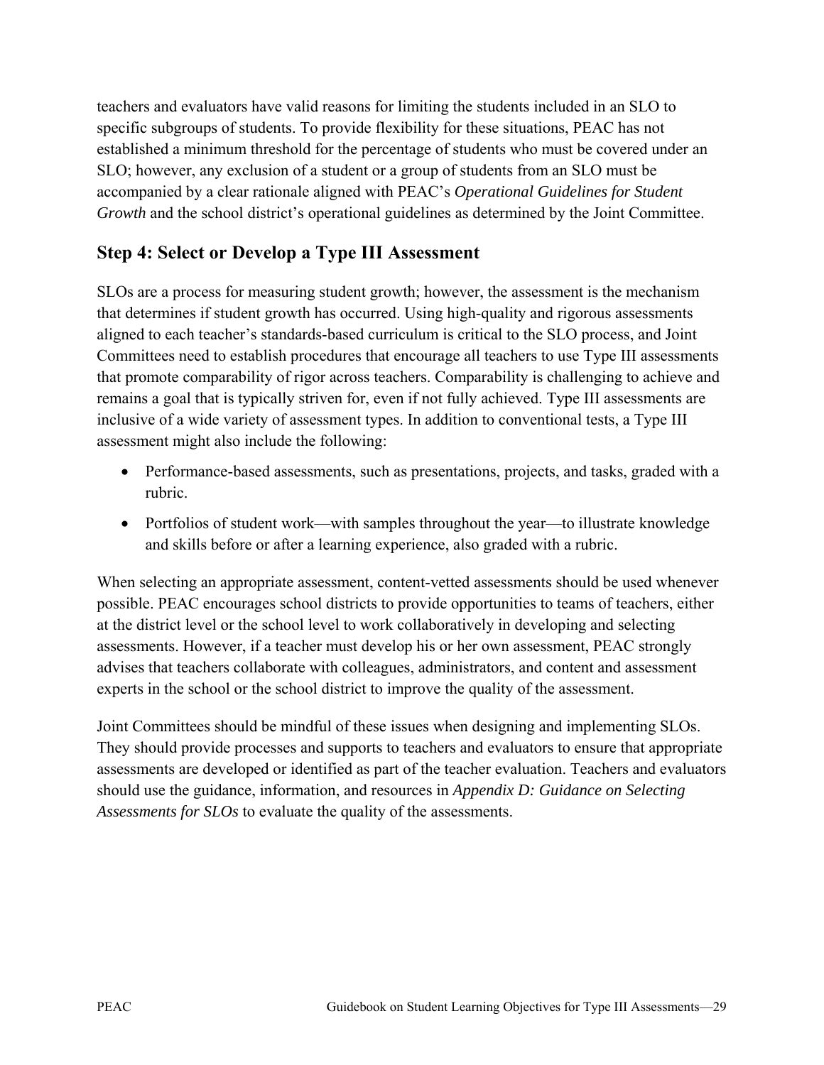teachers and evaluators have valid reasons for limiting the students included in an SLO to specific subgroups of students. To provide flexibility for these situations, PEAC has not established a minimum threshold for the percentage of students who must be covered under an SLO; however, any exclusion of a student or a group of students from an SLO must be accompanied by a clear rationale aligned with PEAC's *Operational Guidelines for Student Growth* and the school district's operational guidelines as determined by the Joint Committee.

## Step 4: Select or Develop a Type III Assessment

SLOs are a process for measuring student growth; however, the assessment is the mechanism that determines if student growth has occurred. Using high-quality and rigorous assessments aligned to each teacher's standards-based curriculum is critical to the SLO process, and Joint Committees need to establish procedures that encourage all teachers to use Type III assessments that promote comparability of rigor across teachers. Comparability is challenging to achieve and remains a goal that is typically striven for, even if not fully achieved. Type III assessments are inclusive of a wide variety of assessment types. In addition to conventional tests, a Type III assessment might also include the following:

- Performance-based assessments, such as presentations, projects, and tasks, graded with a rubric.
- Portfolios of student work—with samples throughout the year—to illustrate knowledge and skills before or after a learning experience, also graded with a rubric.

When selecting an appropriate assessment, content-vetted assessments should be used whenever possible. PEAC encourages school districts to provide opportunities to teams of teachers, either at the district level or the school level to work collaboratively in developing and selecting assessments. However, if a teacher must develop his or her own assessment, PEAC strongly advises that teachers collaborate with colleagues, administrators, and content and assessment experts in the school or the school district to improve the quality of the assessment.

Joint Committees should be mindful of these issues when designing and implementing SLOs. They should provide processes and supports to teachers and evaluators to ensure that appropriate assessments are developed or identified as part of the teacher evaluation. Teachers and evaluators should use the guidance, information, and resources in *Appendix D: Guidance on Selecting Assessments for SLOs* to evaluate the quality of the assessments.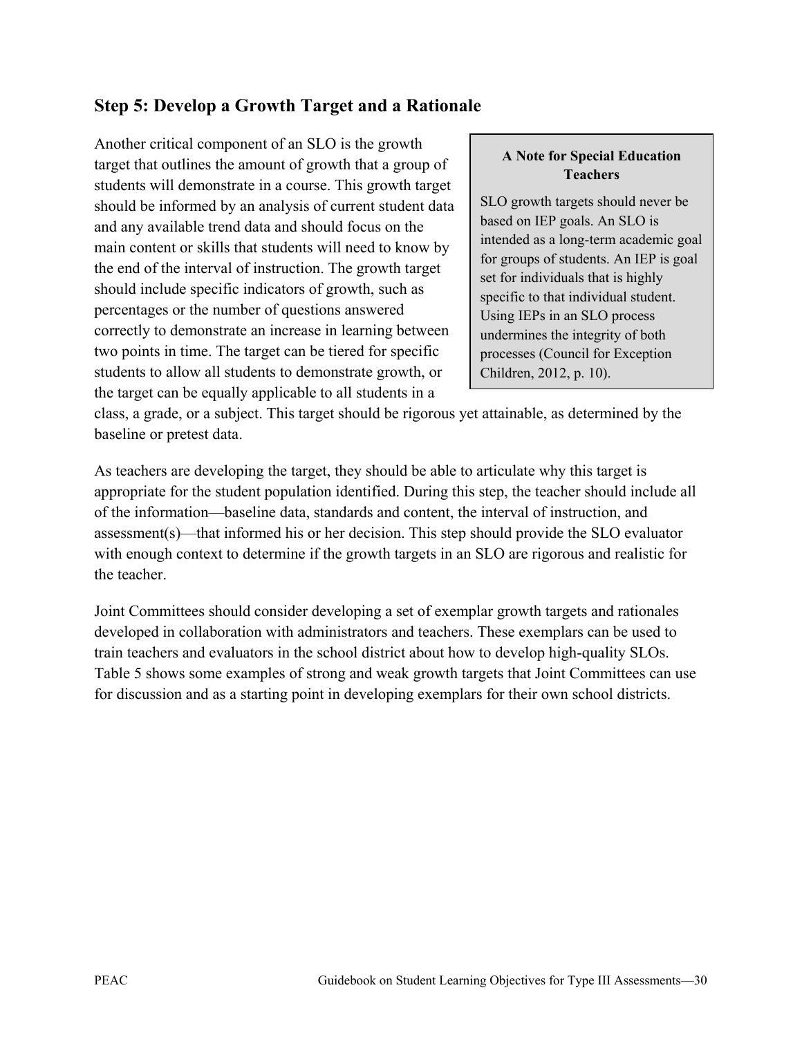## Step 5: Develop a Growth Target and a Rationale

> **A Note for Special Education Teachers**
>
> SLO growth targets should never be based on IEP goals. An SLO is intended as a long-term academic goal for groups of students. An IEP is goal set for individuals that is highly specific to that individual student. Using IEPs in an SLO process undermines the integrity of both processes (Council for Exception Children, 2012, p. 10).

Another critical component of an SLO is the growth target that outlines the amount of growth that a group of students will demonstrate in a course. This growth target should be informed by an analysis of current student data and any available trend data and should focus on the main content or skills that students will need to know by the end of the interval of instruction. The growth target should include specific indicators of growth, such as percentages or the number of questions answered correctly to demonstrate an increase in learning between two points in time. The target can be tiered for specific students to allow all students to demonstrate growth, or the target can be equally applicable to all students in a class, a grade, or a subject. This target should be rigorous yet attainable, as determined by the baseline or pretest data.

As teachers are developing the target, they should be able to articulate why this target is appropriate for the student population identified. During this step, the teacher should include all of the information—baseline data, standards and content, the interval of instruction, and assessment(s)—that informed his or her decision. This step should provide the SLO evaluator with enough context to determine if the growth targets in an SLO are rigorous and realistic for the teacher.

Joint Committees should consider developing a set of exemplar growth targets and rationales developed in collaboration with administrators and teachers. These exemplars can be used to train teachers and evaluators in the school district about how to develop high-quality SLOs. Table 5 shows some examples of strong and weak growth targets that Joint Committees can use for discussion and as a starting point in developing exemplars for their own school districts.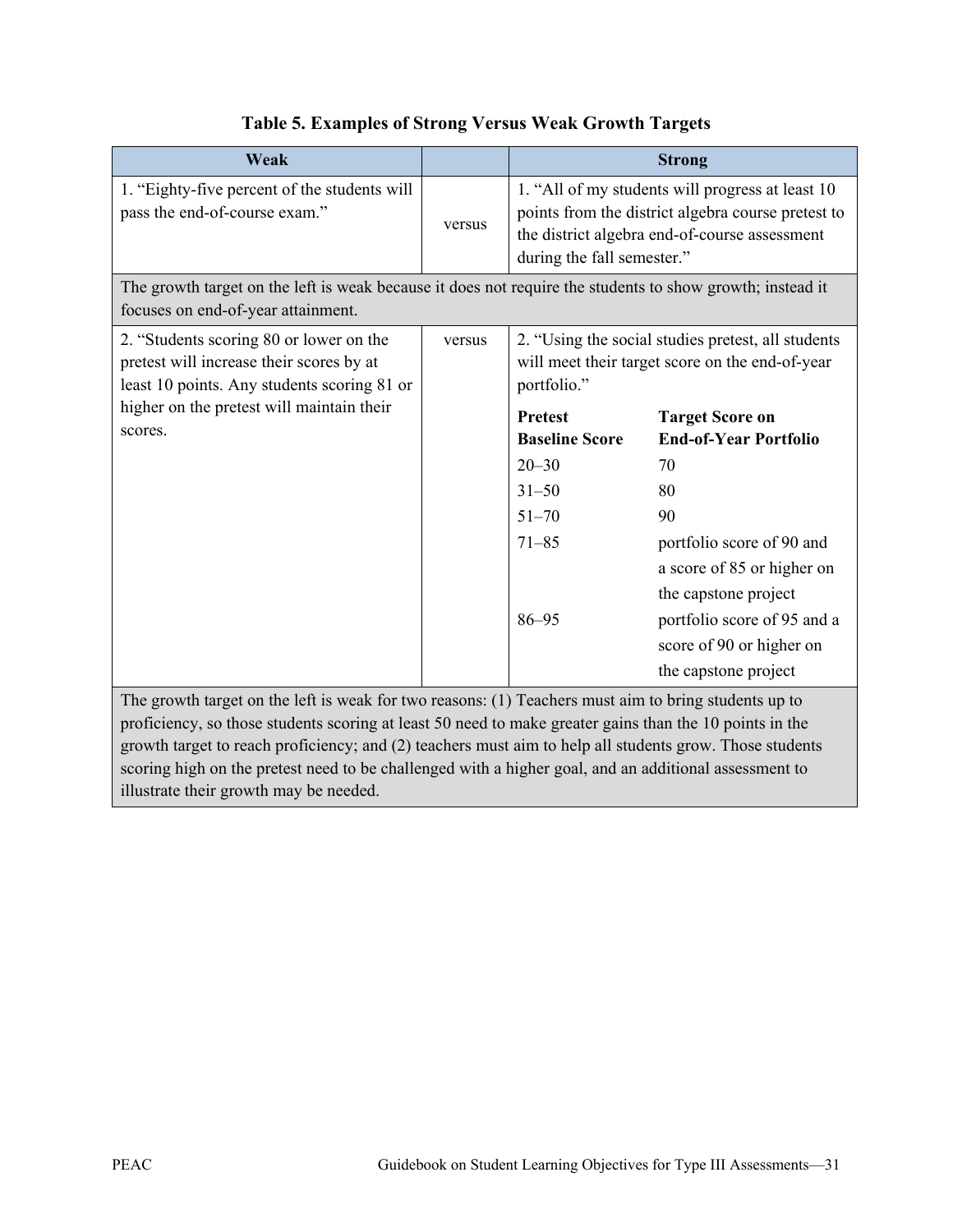**Table 5. Examples of Strong Versus Weak Growth Targets**

| Weak | | Strong |
|---|---|---|
| 1. "Eighty-five percent of the students will pass the end-of-course exam." | versus | 1. "All of my students will progress at least 10 points from the district algebra course pretest to the district algebra end-of-course assessment during the fall semester." |
| The growth target on the left is weak because it does not require the students to show growth; instead it focuses on end-of-year attainment. | | |
| 2. "Students scoring 80 or lower on the pretest will increase their scores by at least 10 points. Any students scoring 81 or higher on the pretest will maintain their scores. | versus | 2. "Using the social studies pretest, all students will meet their target score on the end-of-year portfolio."<br><br>**Pretest Baseline Score** — **Target Score on End-of-Year Portfolio**<br>20–30 — 70<br>31–50 — 80<br>51–70 — 90<br>71–85 — portfolio score of 90 and a score of 85 or higher on the capstone project<br>86–95 — portfolio score of 95 and a score of 90 or higher on the capstone project |
| The growth target on the left is weak for two reasons: (1) Teachers must aim to bring students up to proficiency, so those students scoring at least 50 need to make greater gains than the 10 points in the growth target to reach proficiency; and (2) teachers must aim to help all students grow. Those students scoring high on the pretest need to be challenged with a higher goal, and an additional assessment to illustrate their growth may be needed. | | |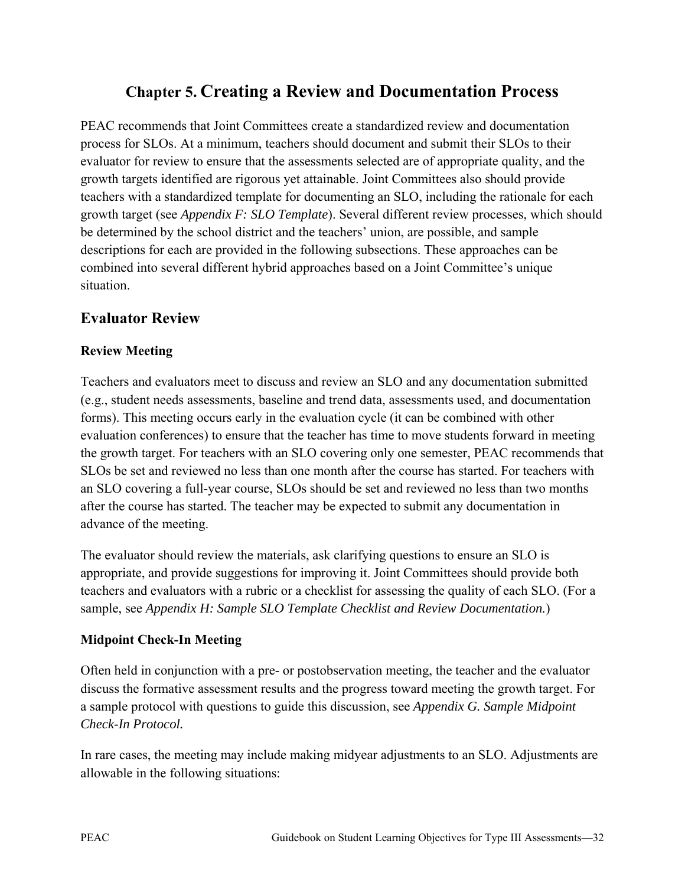# Chapter 5. Creating a Review and Documentation Process

PEAC recommends that Joint Committees create a standardized review and documentation process for SLOs. At a minimum, teachers should document and submit their SLOs to their evaluator for review to ensure that the assessments selected are of appropriate quality, and the growth targets identified are rigorous yet attainable. Joint Committees also should provide teachers with a standardized template for documenting an SLO, including the rationale for each growth target (see *Appendix F: SLO Template*). Several different review processes, which should be determined by the school district and the teachers' union, are possible, and sample descriptions for each are provided in the following subsections. These approaches can be combined into several different hybrid approaches based on a Joint Committee's unique situation.

## Evaluator Review

### Review Meeting

Teachers and evaluators meet to discuss and review an SLO and any documentation submitted (e.g., student needs assessments, baseline and trend data, assessments used, and documentation forms). This meeting occurs early in the evaluation cycle (it can be combined with other evaluation conferences) to ensure that the teacher has time to move students forward in meeting the growth target. For teachers with an SLO covering only one semester, PEAC recommends that SLOs be set and reviewed no less than one month after the course has started. For teachers with an SLO covering a full-year course, SLOs should be set and reviewed no less than two months after the course has started. The teacher may be expected to submit any documentation in advance of the meeting.

The evaluator should review the materials, ask clarifying questions to ensure an SLO is appropriate, and provide suggestions for improving it. Joint Committees should provide both teachers and evaluators with a rubric or a checklist for assessing the quality of each SLO. (For a sample, see *Appendix H: Sample SLO Template Checklist and Review Documentation.*)

### Midpoint Check-In Meeting

Often held in conjunction with a pre- or postobservation meeting, the teacher and the evaluator discuss the formative assessment results and the progress toward meeting the growth target. For a sample protocol with questions to guide this discussion, see *Appendix G. Sample Midpoint Check-In Protocol.*

In rare cases, the meeting may include making midyear adjustments to an SLO. Adjustments are allowable in the following situations: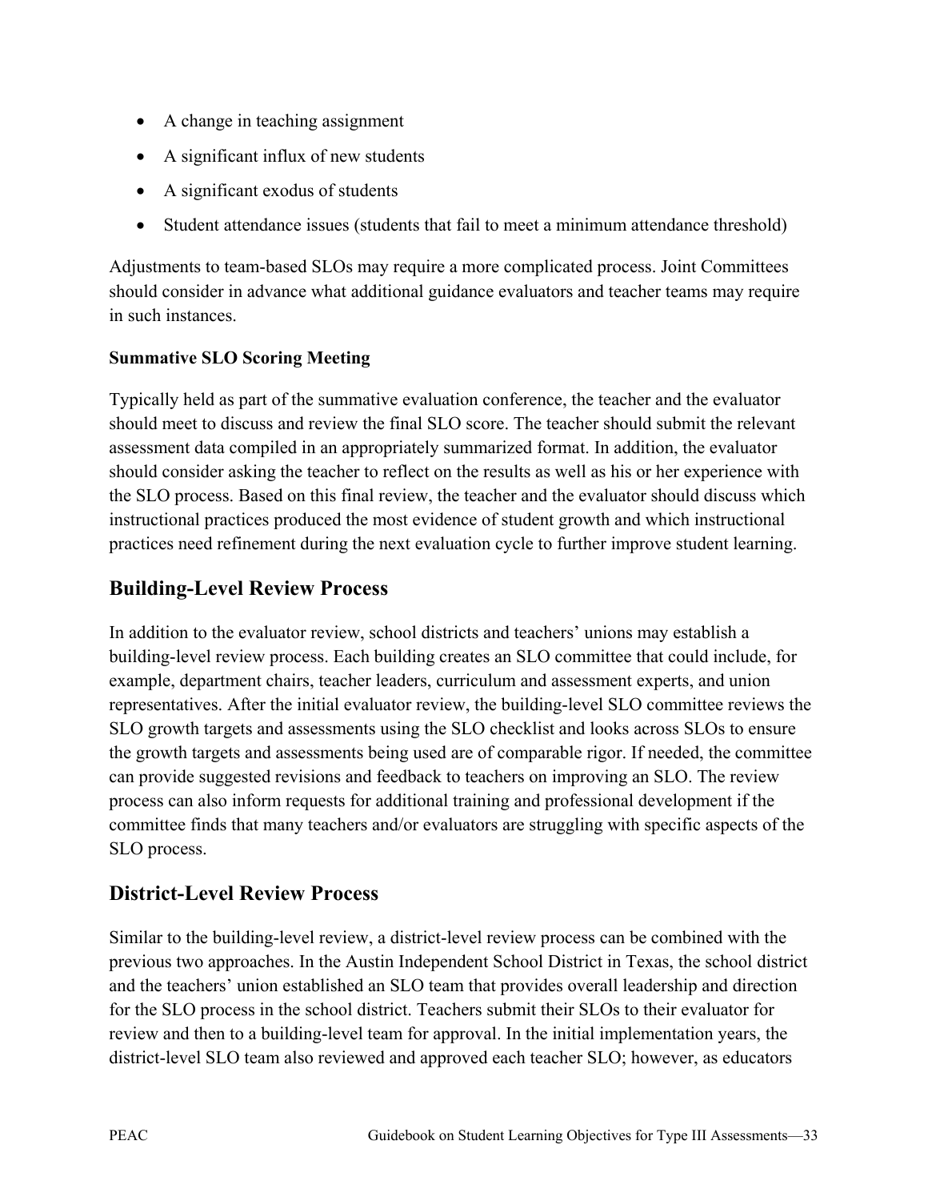- A change in teaching assignment
- A significant influx of new students
- A significant exodus of students
- Student attendance issues (students that fail to meet a minimum attendance threshold)

Adjustments to team-based SLOs may require a more complicated process. Joint Committees should consider in advance what additional guidance evaluators and teacher teams may require in such instances.

**Summative SLO Scoring Meeting**

Typically held as part of the summative evaluation conference, the teacher and the evaluator should meet to discuss and review the final SLO score. The teacher should submit the relevant assessment data compiled in an appropriately summarized format. In addition, the evaluator should consider asking the teacher to reflect on the results as well as his or her experience with the SLO process. Based on this final review, the teacher and the evaluator should discuss which instructional practices produced the most evidence of student growth and which instructional practices need refinement during the next evaluation cycle to further improve student learning.

## Building-Level Review Process

In addition to the evaluator review, school districts and teachers' unions may establish a building-level review process. Each building creates an SLO committee that could include, for example, department chairs, teacher leaders, curriculum and assessment experts, and union representatives. After the initial evaluator review, the building-level SLO committee reviews the SLO growth targets and assessments using the SLO checklist and looks across SLOs to ensure the growth targets and assessments being used are of comparable rigor. If needed, the committee can provide suggested revisions and feedback to teachers on improving an SLO. The review process can also inform requests for additional training and professional development if the committee finds that many teachers and/or evaluators are struggling with specific aspects of the SLO process.

## District-Level Review Process

Similar to the building-level review, a district-level review process can be combined with the previous two approaches. In the Austin Independent School District in Texas, the school district and the teachers' union established an SLO team that provides overall leadership and direction for the SLO process in the school district. Teachers submit their SLOs to their evaluator for review and then to a building-level team for approval. In the initial implementation years, the district-level SLO team also reviewed and approved each teacher SLO; however, as educators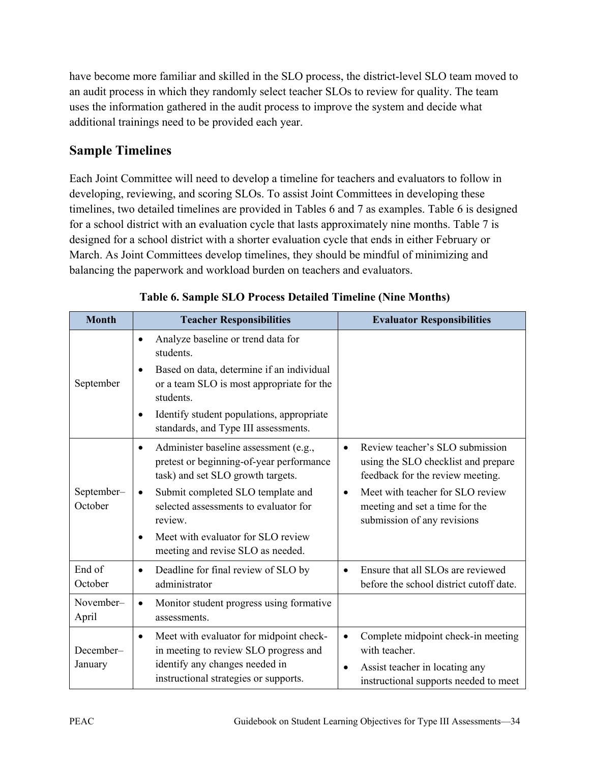have become more familiar and skilled in the SLO process, the district-level SLO team moved to an audit process in which they randomly select teacher SLOs to review for quality. The team uses the information gathered in the audit process to improve the system and decide what additional trainings need to be provided each year.

## Sample Timelines

Each Joint Committee will need to develop a timeline for teachers and evaluators to follow in developing, reviewing, and scoring SLOs. To assist Joint Committees in developing these timelines, two detailed timelines are provided in Tables 6 and 7 as examples. Table 6 is designed for a school district with an evaluation cycle that lasts approximately nine months. Table 7 is designed for a school district with a shorter evaluation cycle that ends in either February or March. As Joint Committees develop timelines, they should be mindful of minimizing and balancing the paperwork and workload burden on teachers and evaluators.

**Table 6. Sample SLO Process Detailed Timeline (Nine Months)**

| Month | Teacher Responsibilities | Evaluator Responsibilities |
|---|---|---|
| September | • Analyze baseline or trend data for students.<br>• Based on data, determine if an individual or a team SLO is most appropriate for the students.<br>• Identify student populations, appropriate standards, and Type III assessments. | |
| September–October | • Administer baseline assessment (e.g., pretest or beginning-of-year performance task) and set SLO growth targets.<br>• Submit completed SLO template and selected assessments to evaluator for review.<br>• Meet with evaluator for SLO review meeting and revise SLO as needed. | • Review teacher's SLO submission using the SLO checklist and prepare feedback for the review meeting.<br>• Meet with teacher for SLO review meeting and set a time for the submission of any revisions |
| End of October | • Deadline for final review of SLO by administrator | • Ensure that all SLOs are reviewed before the school district cutoff date. |
| November–April | • Monitor student progress using formative assessments. | |
| December–January | • Meet with evaluator for midpoint check-in meeting to review SLO progress and identify any changes needed in instructional strategies or supports. | • Complete midpoint check-in meeting with teacher.<br>• Assist teacher in locating any instructional supports needed to meet |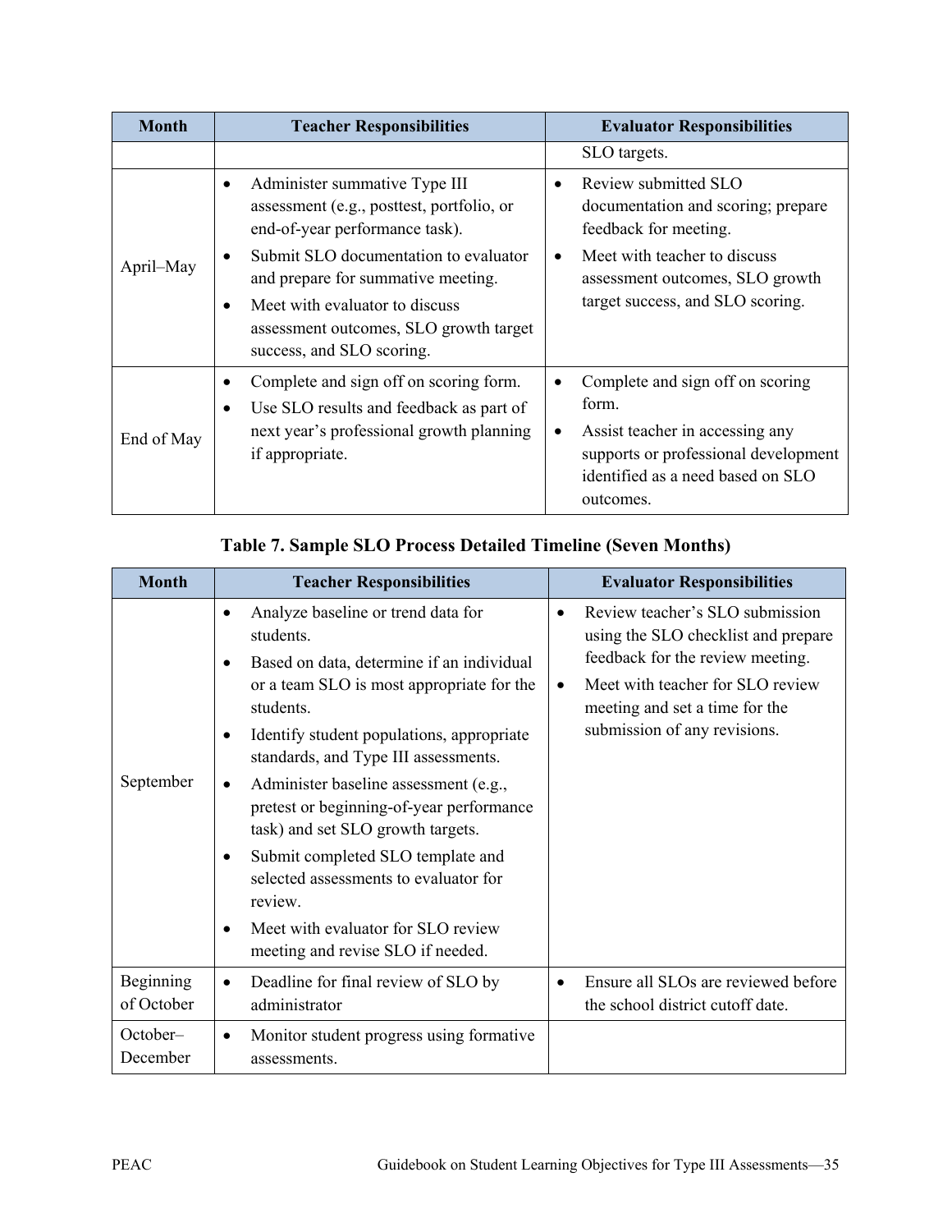| Month | Teacher Responsibilities | Evaluator Responsibilities |
|---|---|---|
| | | SLO targets. |
| April–May | • Administer summative Type III assessment (e.g., posttest, portfolio, or end-of-year performance task).<br>• Submit SLO documentation to evaluator and prepare for summative meeting.<br>• Meet with evaluator to discuss assessment outcomes, SLO growth target success, and SLO scoring. | • Review submitted SLO documentation and scoring; prepare feedback for meeting.<br>• Meet with teacher to discuss assessment outcomes, SLO growth target success, and SLO scoring. |
| End of May | • Complete and sign off on scoring form.<br>• Use SLO results and feedback as part of next year's professional growth planning if appropriate. | • Complete and sign off on scoring form.<br>• Assist teacher in accessing any supports or professional development identified as a need based on SLO outcomes. |

**Table 7. Sample SLO Process Detailed Timeline (Seven Months)**

| Month | Teacher Responsibilities | Evaluator Responsibilities |
|---|---|---|
| September | • Analyze baseline or trend data for students.<br>• Based on data, determine if an individual or a team SLO is most appropriate for the students.<br>• Identify student populations, appropriate standards, and Type III assessments.<br>• Administer baseline assessment (e.g., pretest or beginning-of-year performance task) and set SLO growth targets.<br>• Submit completed SLO template and selected assessments to evaluator for review.<br>• Meet with evaluator for SLO review meeting and revise SLO if needed. | • Review teacher's SLO submission using the SLO checklist and prepare feedback for the review meeting.<br>• Meet with teacher for SLO review meeting and set a time for the submission of any revisions. |
| Beginning of October | • Deadline for final review of SLO by administrator | • Ensure all SLOs are reviewed before the school district cutoff date. |
| October–December | • Monitor student progress using formative assessments. | |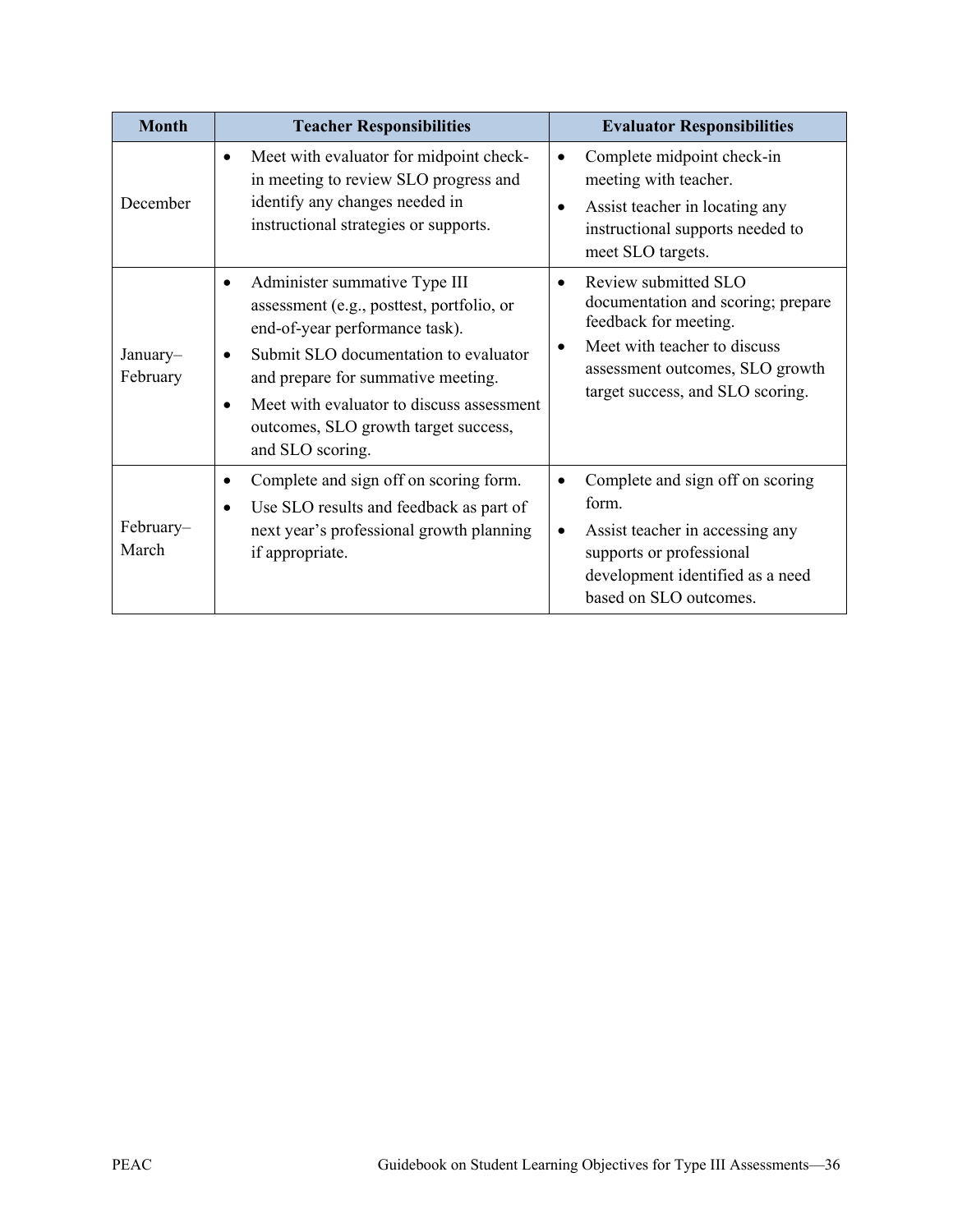| Month | Teacher Responsibilities | Evaluator Responsibilities |
| --- | --- | --- |
| December | • Meet with evaluator for midpoint check-in meeting to review SLO progress and identify any changes needed in instructional strategies or supports. | • Complete midpoint check-in meeting with teacher.<br>• Assist teacher in locating any instructional supports needed to meet SLO targets. |
| January–February | • Administer summative Type III assessment (e.g., posttest, portfolio, or end-of-year performance task).<br>• Submit SLO documentation to evaluator and prepare for summative meeting.<br>• Meet with evaluator to discuss assessment outcomes, SLO growth target success, and SLO scoring. | • Review submitted SLO documentation and scoring; prepare feedback for meeting.<br>• Meet with teacher to discuss assessment outcomes, SLO growth target success, and SLO scoring. |
| February–March | • Complete and sign off on scoring form.<br>• Use SLO results and feedback as part of next year's professional growth planning if appropriate. | • Complete and sign off on scoring form.<br>• Assist teacher in accessing any supports or professional development identified as a need based on SLO outcomes. |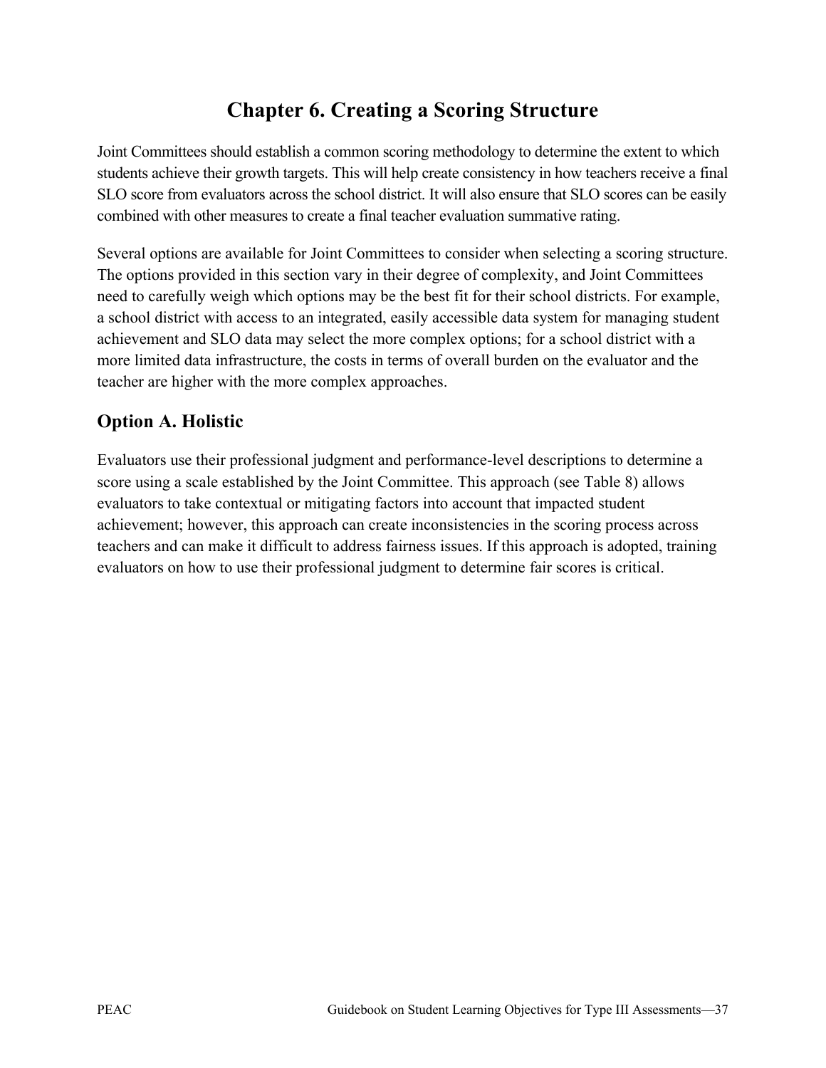# Chapter 6. Creating a Scoring Structure

Joint Committees should establish a common scoring methodology to determine the extent to which students achieve their growth targets. This will help create consistency in how teachers receive a final SLO score from evaluators across the school district. It will also ensure that SLO scores can be easily combined with other measures to create a final teacher evaluation summative rating.

Several options are available for Joint Committees to consider when selecting a scoring structure. The options provided in this section vary in their degree of complexity, and Joint Committees need to carefully weigh which options may be the best fit for their school districts. For example, a school district with access to an integrated, easily accessible data system for managing student achievement and SLO data may select the more complex options; for a school district with a more limited data infrastructure, the costs in terms of overall burden on the evaluator and the teacher are higher with the more complex approaches.

## Option A. Holistic

Evaluators use their professional judgment and performance-level descriptions to determine a score using a scale established by the Joint Committee. This approach (see Table 8) allows evaluators to take contextual or mitigating factors into account that impacted student achievement; however, this approach can create inconsistencies in the scoring process across teachers and can make it difficult to address fairness issues. If this approach is adopted, training evaluators on how to use their professional judgment to determine fair scores is critical.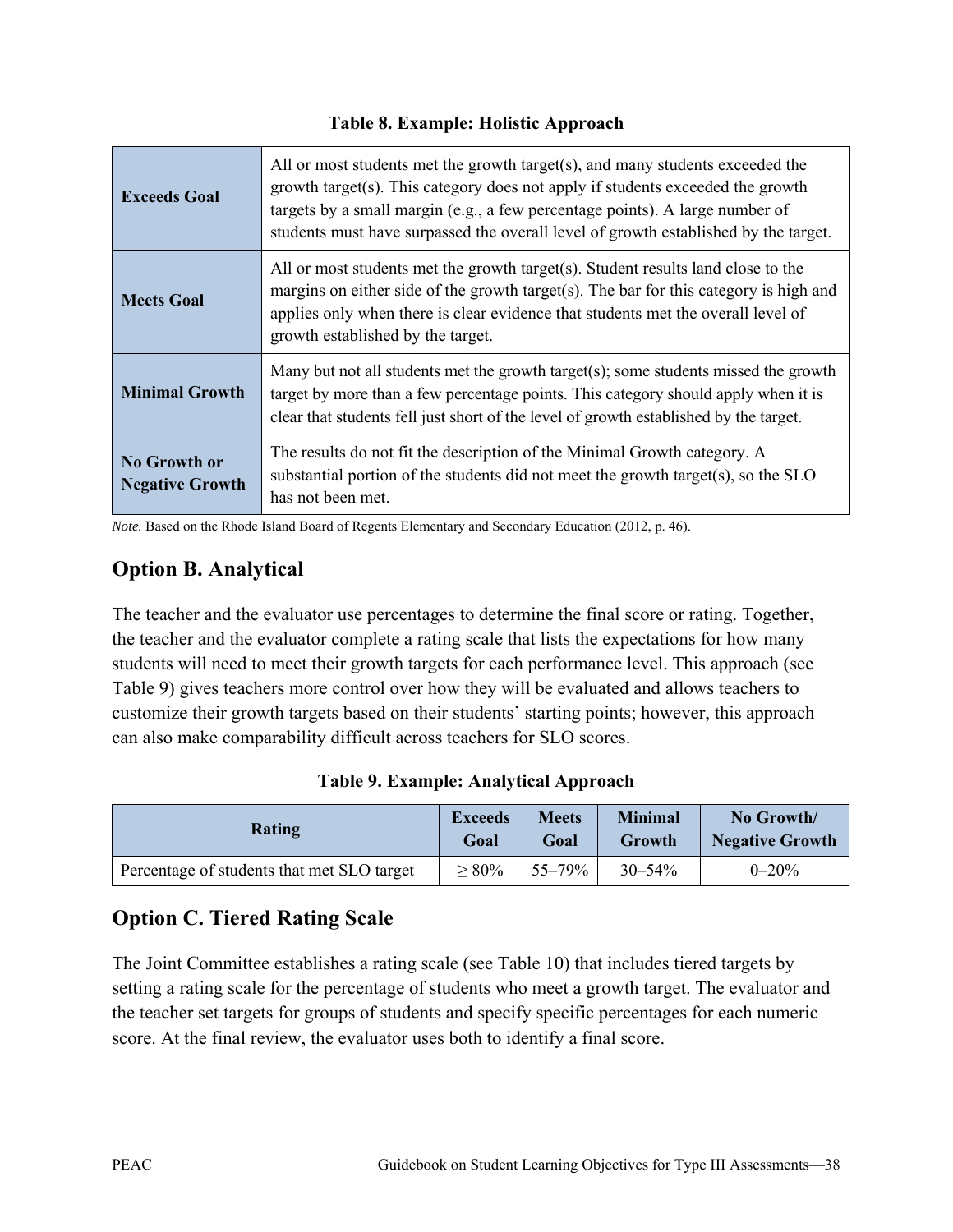**Table 8. Example: Holistic Approach**

| | |
|---|---|
| **Exceeds Goal** | All or most students met the growth target(s), and many students exceeded the growth target(s). This category does not apply if students exceeded the growth targets by a small margin (e.g., a few percentage points). A large number of students must have surpassed the overall level of growth established by the target. |
| **Meets Goal** | All or most students met the growth target(s). Student results land close to the margins on either side of the growth target(s). The bar for this category is high and applies only when there is clear evidence that students met the overall level of growth established by the target. |
| **Minimal Growth** | Many but not all students met the growth target(s); some students missed the growth target by more than a few percentage points. This category should apply when it is clear that students fell just short of the level of growth established by the target. |
| **No Growth or Negative Growth** | The results do not fit the description of the Minimal Growth category. A substantial portion of the students did not meet the growth target(s), so the SLO has not been met. |

*Note.* Based on the Rhode Island Board of Regents Elementary and Secondary Education (2012, p. 46).

## Option B. Analytical

The teacher and the evaluator use percentages to determine the final score or rating. Together, the teacher and the evaluator complete a rating scale that lists the expectations for how many students will need to meet their growth targets for each performance level. This approach (see Table 9) gives teachers more control over how they will be evaluated and allows teachers to customize their growth targets based on their students' starting points; however, this approach can also make comparability difficult across teachers for SLO scores.

**Table 9. Example: Analytical Approach**

| Rating | Exceeds Goal | Meets Goal | Minimal Growth | No Growth/ Negative Growth |
|---|---|---|---|---|
| Percentage of students that met SLO target | ≥ 80% | 55–79% | 30–54% | 0–20% |

## Option C. Tiered Rating Scale

The Joint Committee establishes a rating scale (see Table 10) that includes tiered targets by setting a rating scale for the percentage of students who meet a growth target. The evaluator and the teacher set targets for groups of students and specify specific percentages for each numeric score. At the final review, the evaluator uses both to identify a final score.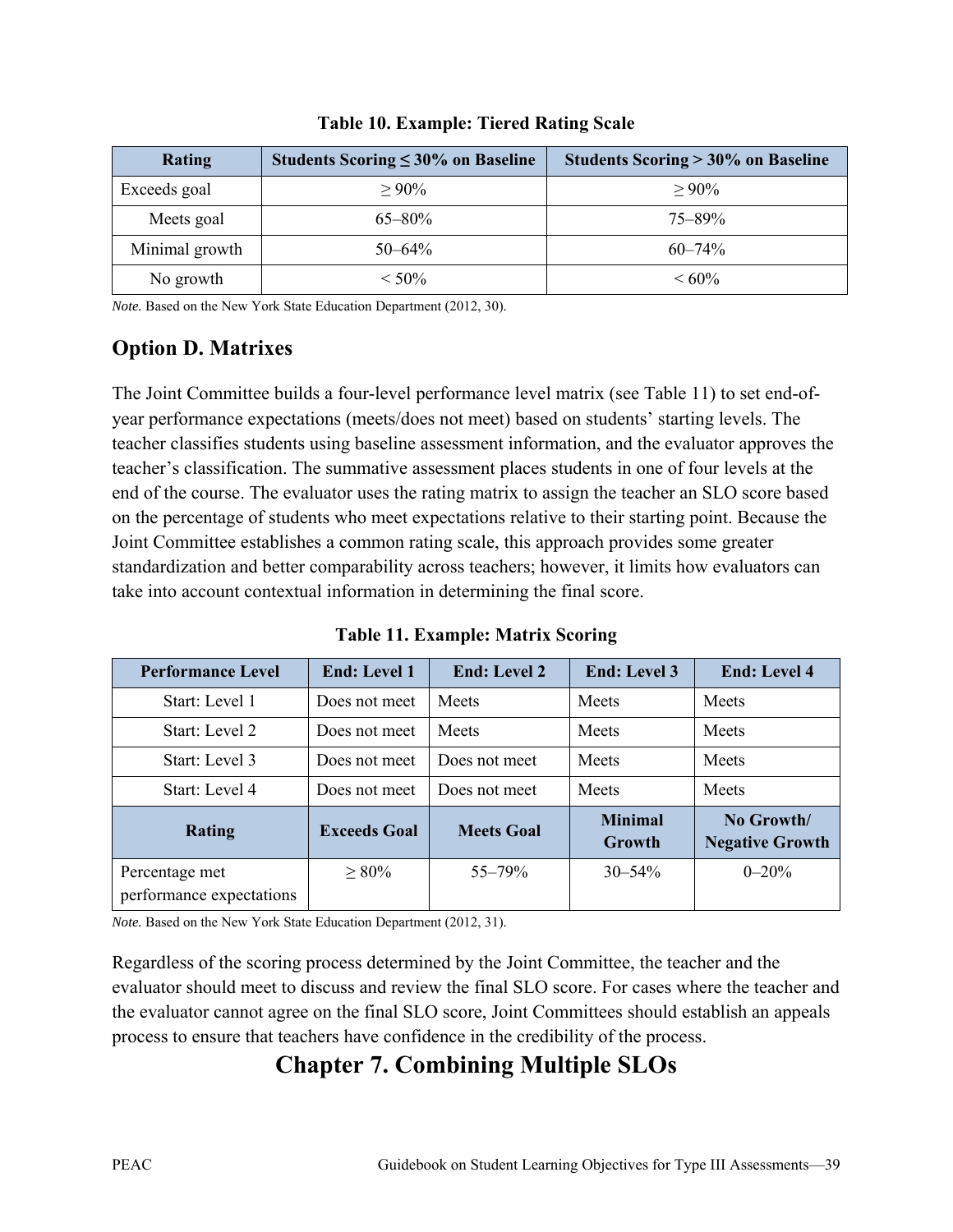**Table 10. Example: Tiered Rating Scale**

| Rating | Students Scoring ≤ 30% on Baseline | Students Scoring > 30% on Baseline |
|---|---|---|
| Exceeds goal | ≥ 90% | ≥ 90% |
| Meets goal | 65–80% | 75–89% |
| Minimal growth | 50–64% | 60–74% |
| No growth | < 50% | < 60% |

*Note.* Based on the New York State Education Department (2012, 30).

## Option D. Matrixes

The Joint Committee builds a four-level performance level matrix (see Table 11) to set end-of-year performance expectations (meets/does not meet) based on students' starting levels. The teacher classifies students using baseline assessment information, and the evaluator approves the teacher's classification. The summative assessment places students in one of four levels at the end of the course. The evaluator uses the rating matrix to assign the teacher an SLO score based on the percentage of students who meet expectations relative to their starting point. Because the Joint Committee establishes a common rating scale, this approach provides some greater standardization and better comparability across teachers; however, it limits how evaluators can take into account contextual information in determining the final score.

**Table 11. Example: Matrix Scoring**

| Performance Level | End: Level 1 | End: Level 2 | End: Level 3 | End: Level 4 |
|---|---|---|---|---|
| Start: Level 1 | Does not meet | Meets | Meets | Meets |
| Start: Level 2 | Does not meet | Meets | Meets | Meets |
| Start: Level 3 | Does not meet | Does not meet | Meets | Meets |
| Start: Level 4 | Does not meet | Does not meet | Meets | Meets |
| **Rating** | **Exceeds Goal** | **Meets Goal** | **Minimal Growth** | **No Growth/ Negative Growth** |
| Percentage met performance expectations | ≥ 80% | 55–79% | 30–54% | 0–20% |

*Note.* Based on the New York State Education Department (2012, 31).

Regardless of the scoring process determined by the Joint Committee, the teacher and the evaluator should meet to discuss and review the final SLO score. For cases where the teacher and the evaluator cannot agree on the final SLO score, Joint Committees should establish an appeals process to ensure that teachers have confidence in the credibility of the process.

# Chapter 7. Combining Multiple SLOs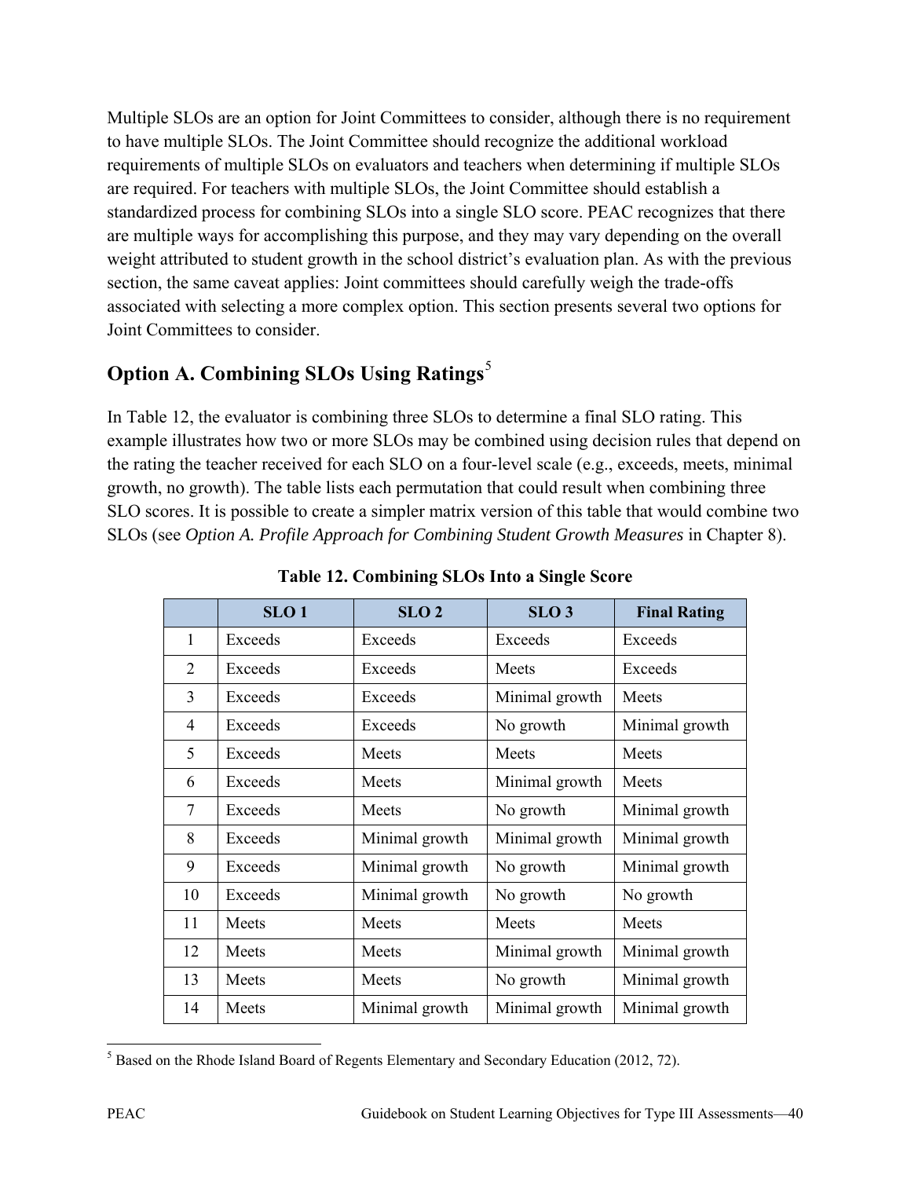Multiple SLOs are an option for Joint Committees to consider, although there is no requirement to have multiple SLOs. The Joint Committee should recognize the additional workload requirements of multiple SLOs on evaluators and teachers when determining if multiple SLOs are required. For teachers with multiple SLOs, the Joint Committee should establish a standardized process for combining SLOs into a single SLO score. PEAC recognizes that there are multiple ways for accomplishing this purpose, and they may vary depending on the overall weight attributed to student growth in the school district's evaluation plan. As with the previous section, the same caveat applies: Joint committees should carefully weigh the trade-offs associated with selecting a more complex option. This section presents several two options for Joint Committees to consider.

## Option A. Combining SLOs Using Ratings[5]

In Table 12, the evaluator is combining three SLOs to determine a final SLO rating. This example illustrates how two or more SLOs may be combined using decision rules that depend on the rating the teacher received for each SLO on a four-level scale (e.g., exceeds, meets, minimal growth, no growth). The table lists each permutation that could result when combining three SLO scores. It is possible to create a simpler matrix version of this table that would combine two SLOs (see *Option A. Profile Approach for Combining Student Growth Measures* in Chapter 8).

**Table 12. Combining SLOs Into a Single Score**

| | SLO 1 | SLO 2 | SLO 3 | Final Rating |
|---|---|---|---|---|
| 1 | Exceeds | Exceeds | Exceeds | Exceeds |
| 2 | Exceeds | Exceeds | Meets | Exceeds |
| 3 | Exceeds | Exceeds | Minimal growth | Meets |
| 4 | Exceeds | Exceeds | No growth | Minimal growth |
| 5 | Exceeds | Meets | Meets | Meets |
| 6 | Exceeds | Meets | Minimal growth | Meets |
| 7 | Exceeds | Meets | No growth | Minimal growth |
| 8 | Exceeds | Minimal growth | Minimal growth | Minimal growth |
| 9 | Exceeds | Minimal growth | No growth | Minimal growth |
| 10 | Exceeds | Minimal growth | No growth | No growth |
| 11 | Meets | Meets | Meets | Meets |
| 12 | Meets | Meets | Minimal growth | Minimal growth |
| 13 | Meets | Meets | No growth | Minimal growth |
| 14 | Meets | Minimal growth | Minimal growth | Minimal growth |

[5] Based on the Rhode Island Board of Regents Elementary and Secondary Education (2012, 72).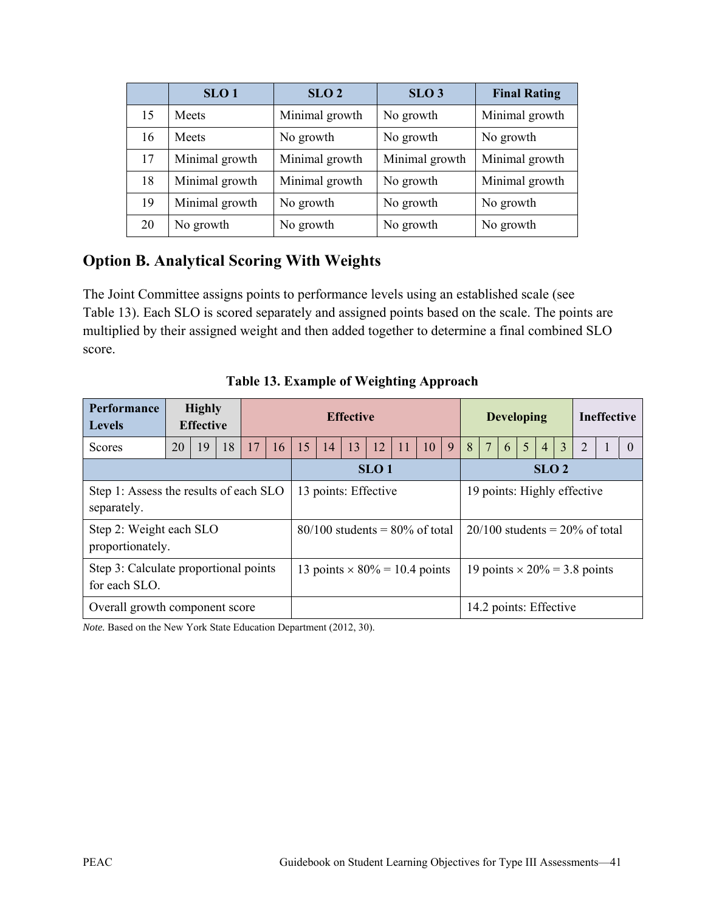|  | SLO 1 | SLO 2 | SLO 3 | Final Rating |
|---|---|---|---|---|
| 15 | Meets | Minimal growth | No growth | Minimal growth |
| 16 | Meets | No growth | No growth | No growth |
| 17 | Minimal growth | Minimal growth | Minimal growth | Minimal growth |
| 18 | Minimal growth | Minimal growth | No growth | Minimal growth |
| 19 | Minimal growth | No growth | No growth | No growth |
| 20 | No growth | No growth | No growth | No growth |

## Option B. Analytical Scoring With Weights

The Joint Committee assigns points to performance levels using an established scale (see Table 13). Each SLO is scored separately and assigned points based on the scale. The points are multiplied by their assigned weight and then added together to determine a final combined SLO score.

**Table 13. Example of Weighting Approach**

| Performance Levels | Highly Effective | | | Effective | | | | | | | | | Developing | | | | | | Ineffective | | |
|---|---|---|---|---|---|---|---|---|---|---|---|---|---|---|---|---|---|---|---|---|---|
| Scores | 20 | 19 | 18 | 17 | 16 | 15 | 14 | 13 | 12 | 11 | 10 | 9 | 8 | 7 | 6 | 5 | 4 | 3 | 2 | 1 | 0 |

|  | SLO 1 | SLO 2 |
|---|---|---|
| Step 1: Assess the results of each SLO separately. | 13 points: Effective | 19 points: Highly effective |
| Step 2: Weight each SLO proportionately. | 80/100 students = 80% of total | 20/100 students = 20% of total |
| Step 3: Calculate proportional points for each SLO. | 13 points × 80% = 10.4 points | 19 points × 20% = 3.8 points |
| Overall growth component score |  | 14.2 points: Effective |

*Note.* Based on the New York State Education Department (2012, 30).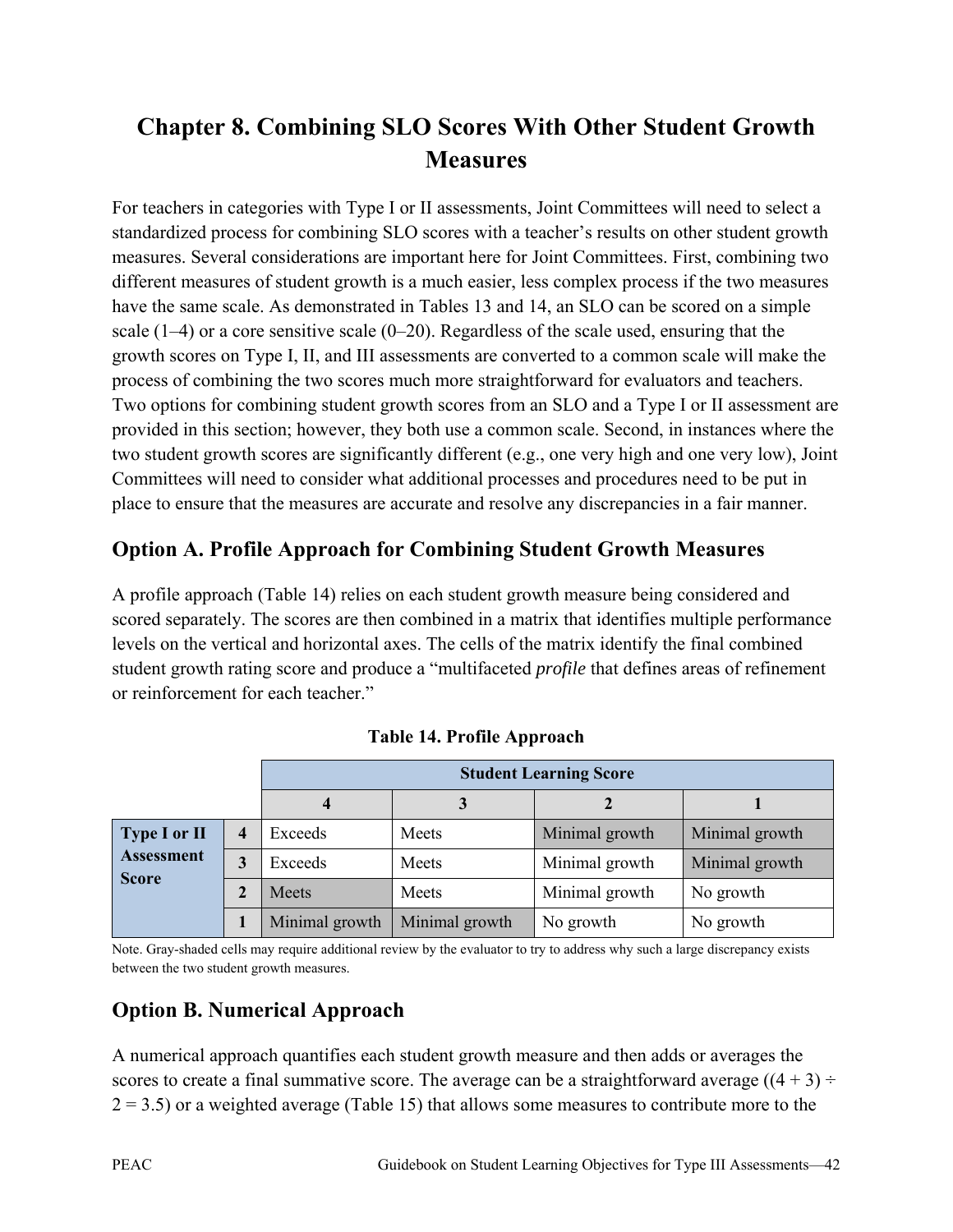# Chapter 8. Combining SLO Scores With Other Student Growth Measures

For teachers in categories with Type I or II assessments, Joint Committees will need to select a standardized process for combining SLO scores with a teacher's results on other student growth measures. Several considerations are important here for Joint Committees. First, combining two different measures of student growth is a much easier, less complex process if the two measures have the same scale. As demonstrated in Tables 13 and 14, an SLO can be scored on a simple scale (1–4) or a core sensitive scale (0–20). Regardless of the scale used, ensuring that the growth scores on Type I, II, and III assessments are converted to a common scale will make the process of combining the two scores much more straightforward for evaluators and teachers. Two options for combining student growth scores from an SLO and a Type I or II assessment are provided in this section; however, they both use a common scale. Second, in instances where the two student growth scores are significantly different (e.g., one very high and one very low), Joint Committees will need to consider what additional processes and procedures need to be put in place to ensure that the measures are accurate and resolve any discrepancies in a fair manner.

## Option A. Profile Approach for Combining Student Growth Measures

A profile approach (Table 14) relies on each student growth measure being considered and scored separately. The scores are then combined in a matrix that identifies multiple performance levels on the vertical and horizontal axes. The cells of the matrix identify the final combined student growth rating score and produce a "multifaceted *profile* that defines areas of refinement or reinforcement for each teacher."

**Table 14. Profile Approach**

| | | **Student Learning Score** | | | |
|---|---|---|---|---|---|
| | | **4** | **3** | **2** | **1** |
| **Type I or II Assessment Score** | **4** | Exceeds | Meets | Minimal growth | Minimal growth |
| | **3** | Exceeds | Meets | Minimal growth | Minimal growth |
| | **2** | Meets | Meets | Minimal growth | No growth |
| | **1** | Minimal growth | Minimal growth | No growth | No growth |

Note. Gray-shaded cells may require additional review by the evaluator to try to address why such a large discrepancy exists between the two student growth measures.

## Option B. Numerical Approach

A numerical approach quantifies each student growth measure and then adds or averages the scores to create a final summative score. The average can be a straightforward average ((4 + 3) ÷ 2 = 3.5) or a weighted average (Table 15) that allows some measures to contribute more to the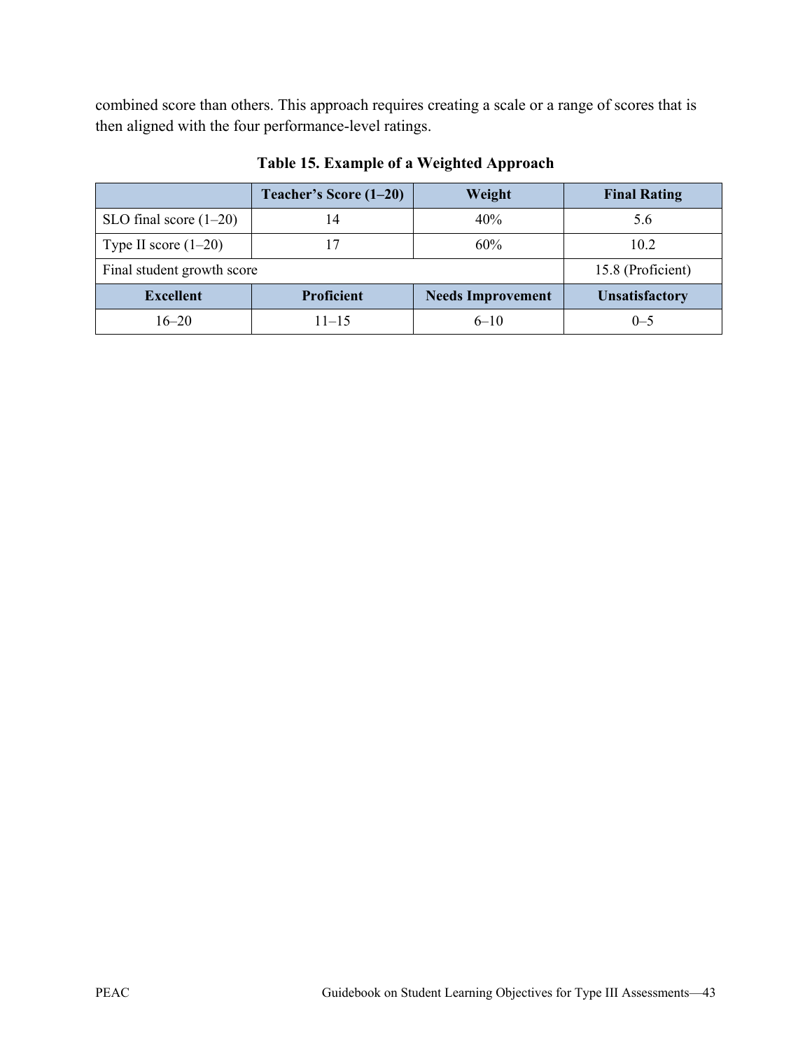combined score than others. This approach requires creating a scale or a range of scores that is then aligned with the four performance-level ratings.

**Table 15. Example of a Weighted Approach**

| | Teacher's Score (1–20) | Weight | Final Rating |
|---|---|---|---|
| SLO final score (1–20) | 14 | 40% | 5.6 |
| Type II score (1–20) | 17 | 60% | 10.2 |
| Final student growth score | | | 15.8 (Proficient) |
| **Excellent** | **Proficient** | **Needs Improvement** | **Unsatisfactory** |
| 16–20 | 11–15 | 6–10 | 0–5 |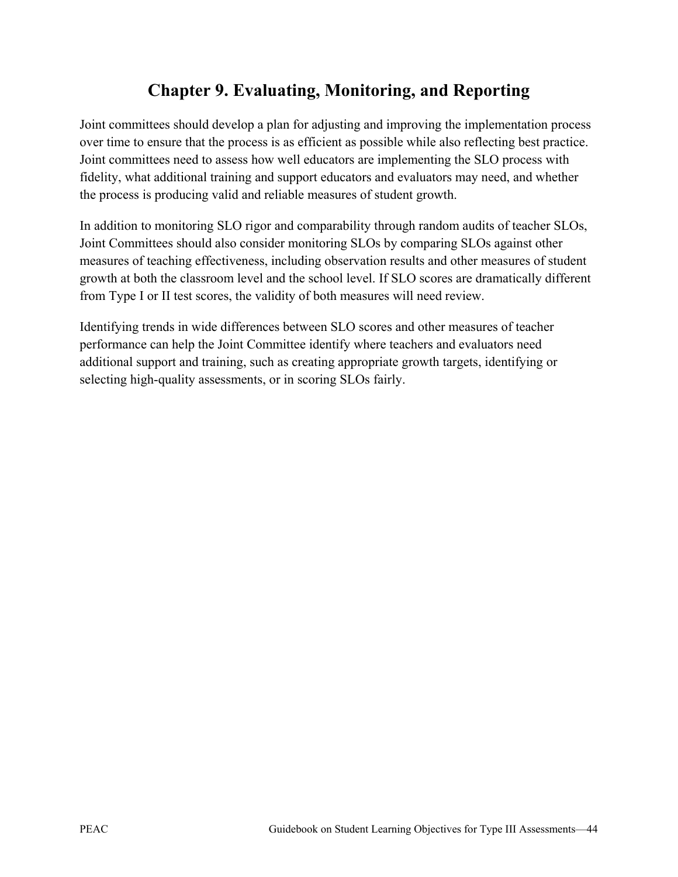# Chapter 9. Evaluating, Monitoring, and Reporting

Joint committees should develop a plan for adjusting and improving the implementation process over time to ensure that the process is as efficient as possible while also reflecting best practice. Joint committees need to assess how well educators are implementing the SLO process with fidelity, what additional training and support educators and evaluators may need, and whether the process is producing valid and reliable measures of student growth.

In addition to monitoring SLO rigor and comparability through random audits of teacher SLOs, Joint Committees should also consider monitoring SLOs by comparing SLOs against other measures of teaching effectiveness, including observation results and other measures of student growth at both the classroom level and the school level. If SLO scores are dramatically different from Type I or II test scores, the validity of both measures will need review.

Identifying trends in wide differences between SLO scores and other measures of teacher performance can help the Joint Committee identify where teachers and evaluators need additional support and training, such as creating appropriate growth targets, identifying or selecting high-quality assessments, or in scoring SLOs fairly.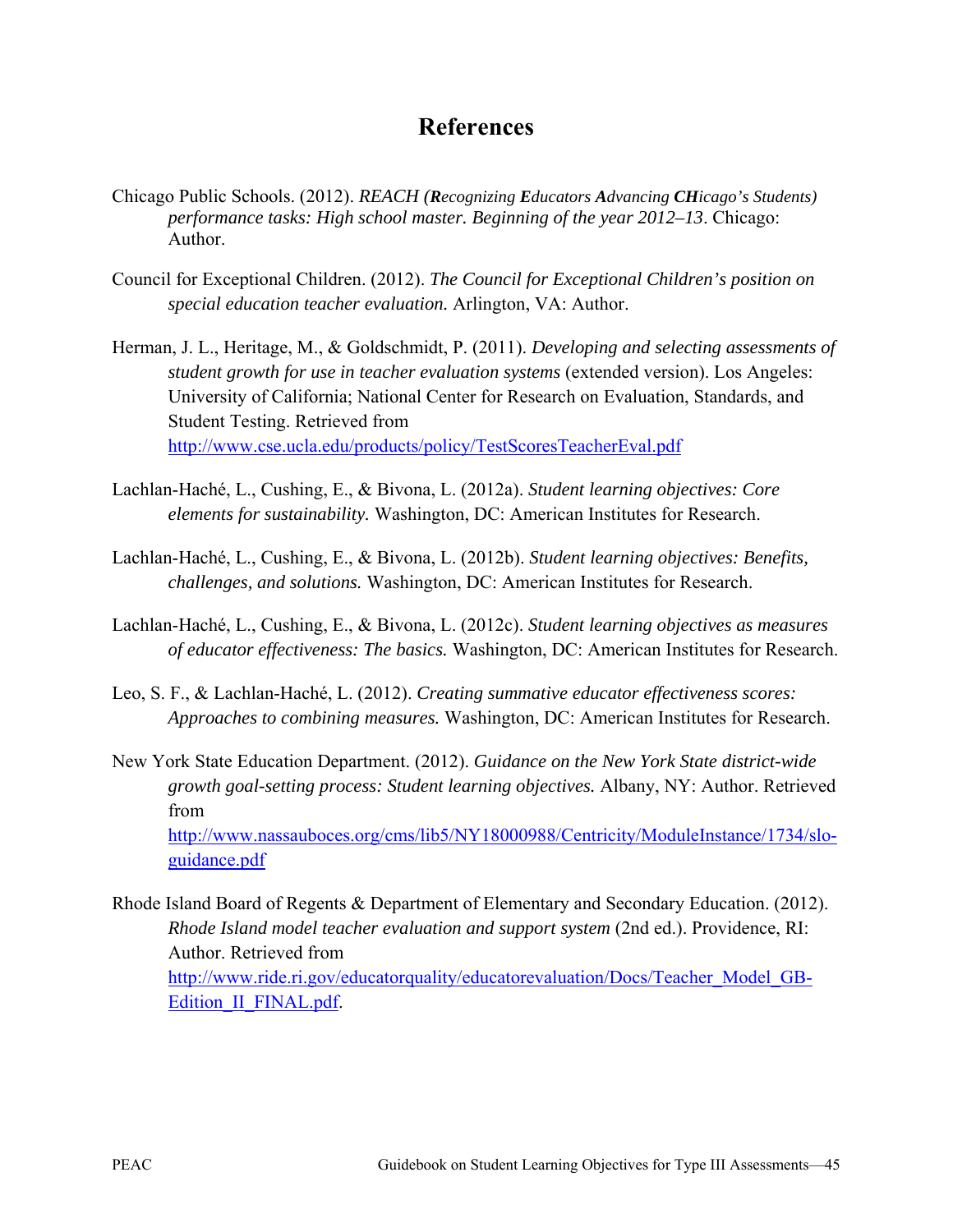# References

Chicago Public Schools. (2012). *REACH (**R**ecognizing **E**ducators **A**dvancing **CH**icago's Students) performance tasks: High school master. Beginning of the year 2012–13*. Chicago: Author.

Council for Exceptional Children. (2012). *The Council for Exceptional Children's position on special education teacher evaluation.* Arlington, VA: Author.

Herman, J. L., Heritage, M., & Goldschmidt, P. (2011). *Developing and selecting assessments of student growth for use in teacher evaluation systems* (extended version). Los Angeles: University of California; National Center for Research on Evaluation, Standards, and Student Testing. Retrieved from http://www.cse.ucla.edu/products/policy/TestScoresTeacherEval.pdf

Lachlan-Haché, L., Cushing, E., & Bivona, L. (2012a). *Student learning objectives: Core elements for sustainability.* Washington, DC: American Institutes for Research.

Lachlan-Haché, L., Cushing, E., & Bivona, L. (2012b). *Student learning objectives: Benefits, challenges, and solutions.* Washington, DC: American Institutes for Research.

Lachlan-Haché, L., Cushing, E., & Bivona, L. (2012c). *Student learning objectives as measures of educator effectiveness: The basics.* Washington, DC: American Institutes for Research.

Leo, S. F., & Lachlan-Haché, L. (2012). *Creating summative educator effectiveness scores: Approaches to combining measures.* Washington, DC: American Institutes for Research.

New York State Education Department. (2012). *Guidance on the New York State district-wide growth goal-setting process: Student learning objectives.* Albany, NY: Author. Retrieved from http://www.nassauboces.org/cms/lib5/NY18000988/Centricity/ModuleInstance/1734/slo-guidance.pdf

Rhode Island Board of Regents & Department of Elementary and Secondary Education. (2012). *Rhode Island model teacher evaluation and support system* (2nd ed.). Providence, RI: Author. Retrieved from http://www.ride.ri.gov/educatorquality/educatorevaluation/Docs/Teacher_Model_GB-Edition_II_FINAL.pdf.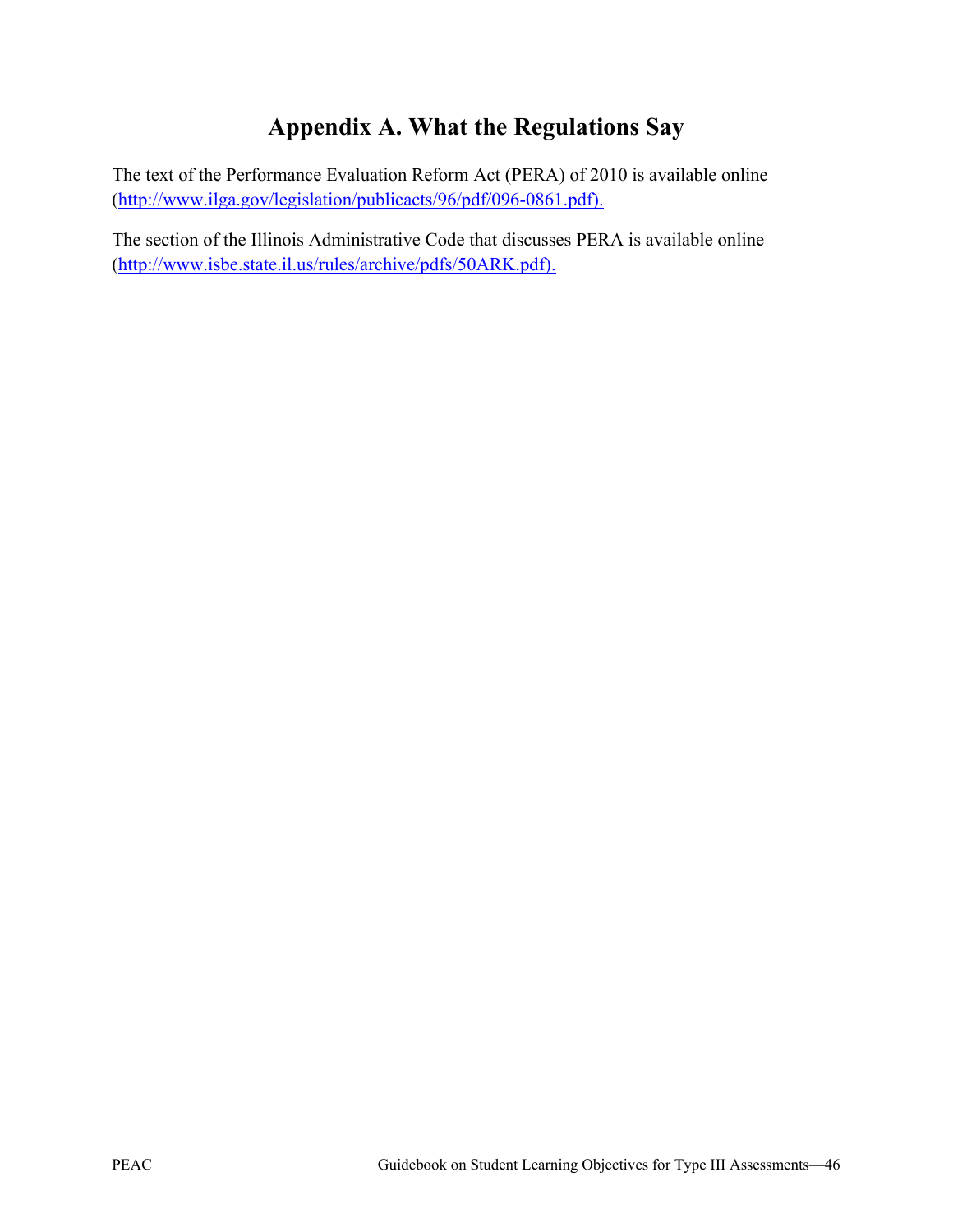# Appendix A. What the Regulations Say

The text of the Performance Evaluation Reform Act (PERA) of 2010 is available online (http://www.ilga.gov/legislation/publicacts/96/pdf/096-0861.pdf).

The section of the Illinois Administrative Code that discusses PERA is available online (http://www.isbe.state.il.us/rules/archive/pdfs/50ARK.pdf).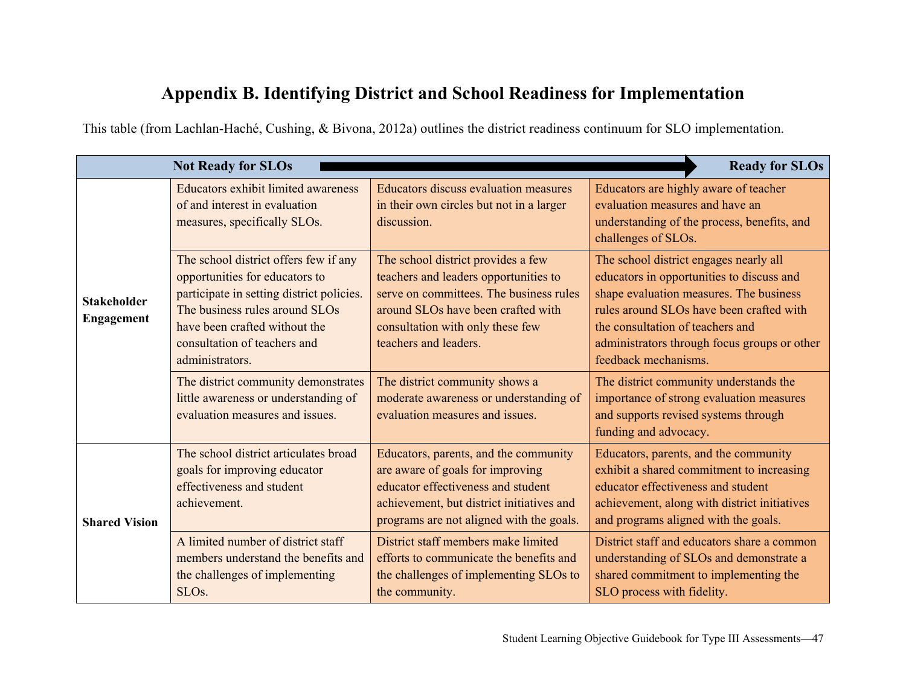# Appendix B. Identifying District and School Readiness for Implementation

This table (from Lachlan-Haché, Cushing, & Bivona, 2012a) outlines the district readiness continuum for SLO implementation.

| | Not Ready for SLOs | → | Ready for SLOs |
|---|---|---|---|
| **Stakeholder Engagement** | Educators exhibit limited awareness of and interest in evaluation measures, specifically SLOs. | Educators discuss evaluation measures in their own circles but not in a larger discussion. | Educators are highly aware of teacher evaluation measures and have an understanding of the process, benefits, and challenges of SLOs. |
| | The school district offers few if any opportunities for educators to participate in setting district policies. The business rules around SLOs have been crafted without the consultation of teachers and administrators. | The school district provides a few teachers and leaders opportunities to serve on committees. The business rules around SLOs have been crafted with consultation with only these few teachers and leaders. | The school district engages nearly all educators in opportunities to discuss and shape evaluation measures. The business rules around SLOs have been crafted with the consultation of teachers and administrators through focus groups or other feedback mechanisms. |
| | The district community demonstrates little awareness or understanding of evaluation measures and issues. | The district community shows a moderate awareness or understanding of evaluation measures and issues. | The district community understands the importance of strong evaluation measures and supports revised systems through funding and advocacy. |
| **Shared Vision** | The school district articulates broad goals for improving educator effectiveness and student achievement. | Educators, parents, and the community are aware of goals for improving educator effectiveness and student achievement, but district initiatives and programs are not aligned with the goals. | Educators, parents, and the community exhibit a shared commitment to increasing educator effectiveness and student achievement, along with district initiatives and programs aligned with the goals. |
| | A limited number of district staff members understand the benefits and the challenges of implementing SLOs. | District staff members make limited efforts to communicate the benefits and the challenges of implementing SLOs to the community. | District staff and educators share a common understanding of SLOs and demonstrate a shared commitment to implementing the SLO process with fidelity. |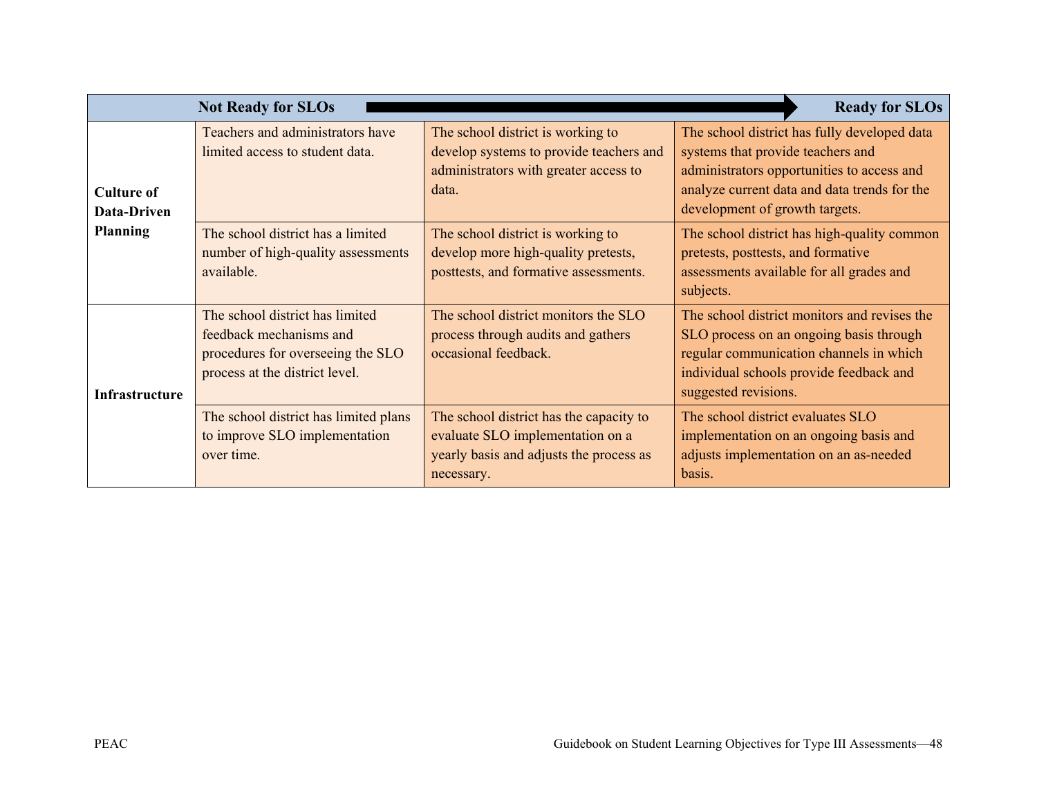| | Not Ready for SLOs | → | Ready for SLOs |
|---|---|---|---|
| **Culture of Data-Driven Planning** | Teachers and administrators have limited access to student data. | The school district is working to develop systems to provide teachers and administrators with greater access to data. | The school district has fully developed data systems that provide teachers and administrators opportunities to access and analyze current data and data trends for the development of growth targets. |
| | The school district has a limited number of high-quality assessments available. | The school district is working to develop more high-quality pretests, posttests, and formative assessments. | The school district has high-quality common pretests, posttests, and formative assessments available for all grades and subjects. |
| **Infrastructure** | The school district has limited feedback mechanisms and procedures for overseeing the SLO process at the district level. | The school district monitors the SLO process through audits and gathers occasional feedback. | The school district monitors and revises the SLO process on an ongoing basis through regular communication channels in which individual schools provide feedback and suggested revisions. |
| | The school district has limited plans to improve SLO implementation over time. | The school district has the capacity to evaluate SLO implementation on a yearly basis and adjusts the process as necessary. | The school district evaluates SLO implementation on an ongoing basis and adjusts implementation on an as-needed basis. |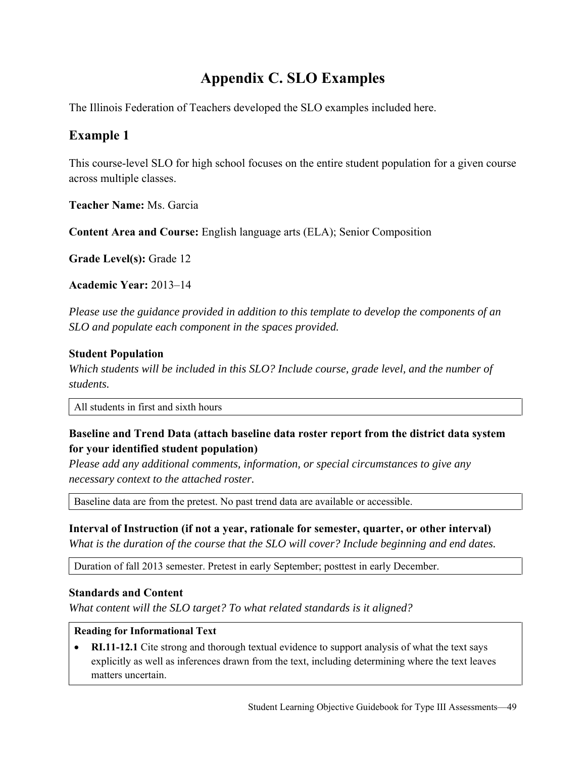# Appendix C. SLO Examples

The Illinois Federation of Teachers developed the SLO examples included here.

## Example 1

This course-level SLO for high school focuses on the entire student population for a given course across multiple classes.

**Teacher Name:** Ms. Garcia

**Content Area and Course:** English language arts (ELA); Senior Composition

**Grade Level(s):** Grade 12

**Academic Year:** 2013–14

*Please use the guidance provided in addition to this template to develop the components of an SLO and populate each component in the spaces provided.*

### Student Population

*Which students will be included in this SLO? Include course, grade level, and the number of students.*

All students in first and sixth hours

### Baseline and Trend Data (attach baseline data roster report from the district data system for your identified student population)

*Please add any additional comments, information, or special circumstances to give any necessary context to the attached roster.*

Baseline data are from the pretest. No past trend data are available or accessible.

### Interval of Instruction (if not a year, rationale for semester, quarter, or other interval)

*What is the duration of the course that the SLO will cover? Include beginning and end dates.*

Duration of fall 2013 semester. Pretest in early September; posttest in early December.

### Standards and Content

*What content will the SLO target? To what related standards is it aligned?*

**Reading for Informational Text**

- **RI.11-12.1** Cite strong and thorough textual evidence to support analysis of what the text says explicitly as well as inferences drawn from the text, including determining where the text leaves matters uncertain.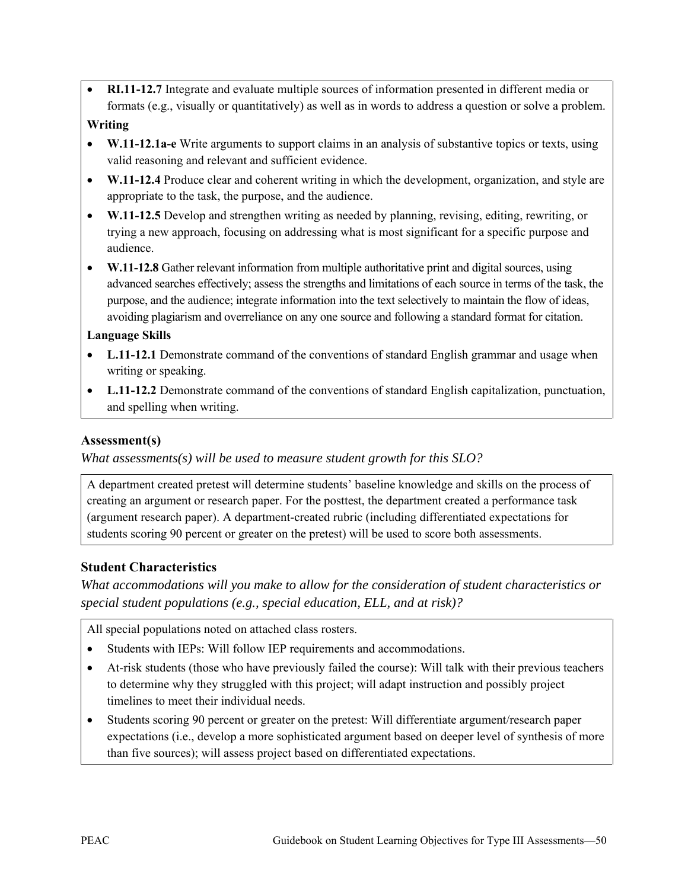- **RI.11-12.7** Integrate and evaluate multiple sources of information presented in different media or formats (e.g., visually or quantitatively) as well as in words to address a question or solve a problem.

**Writing**

- **W.11-12.1a-e** Write arguments to support claims in an analysis of substantive topics or texts, using valid reasoning and relevant and sufficient evidence.
- **W.11-12.4** Produce clear and coherent writing in which the development, organization, and style are appropriate to the task, the purpose, and the audience.
- **W.11-12.5** Develop and strengthen writing as needed by planning, revising, editing, rewriting, or trying a new approach, focusing on addressing what is most significant for a specific purpose and audience.
- **W.11-12.8** Gather relevant information from multiple authoritative print and digital sources, using advanced searches effectively; assess the strengths and limitations of each source in terms of the task, the purpose, and the audience; integrate information into the text selectively to maintain the flow of ideas, avoiding plagiarism and overreliance on any one source and following a standard format for citation.

**Language Skills**

- **L.11-12.1** Demonstrate command of the conventions of standard English grammar and usage when writing or speaking.
- **L.11-12.2** Demonstrate command of the conventions of standard English capitalization, punctuation, and spelling when writing.

### Assessment(s)

*What assessments(s) will be used to measure student growth for this SLO?*

A department created pretest will determine students' baseline knowledge and skills on the process of creating an argument or research paper. For the posttest, the department created a performance task (argument research paper). A department-created rubric (including differentiated expectations for students scoring 90 percent or greater on the pretest) will be used to score both assessments.

### Student Characteristics

*What accommodations will you make to allow for the consideration of student characteristics or special student populations (e.g., special education, ELL, and at risk)?*

All special populations noted on attached class rosters.

- Students with IEPs: Will follow IEP requirements and accommodations.
- At-risk students (those who have previously failed the course): Will talk with their previous teachers to determine why they struggled with this project; will adapt instruction and possibly project timelines to meet their individual needs.
- Students scoring 90 percent or greater on the pretest: Will differentiate argument/research paper expectations (i.e., develop a more sophisticated argument based on deeper level of synthesis of more than five sources); will assess project based on differentiated expectations.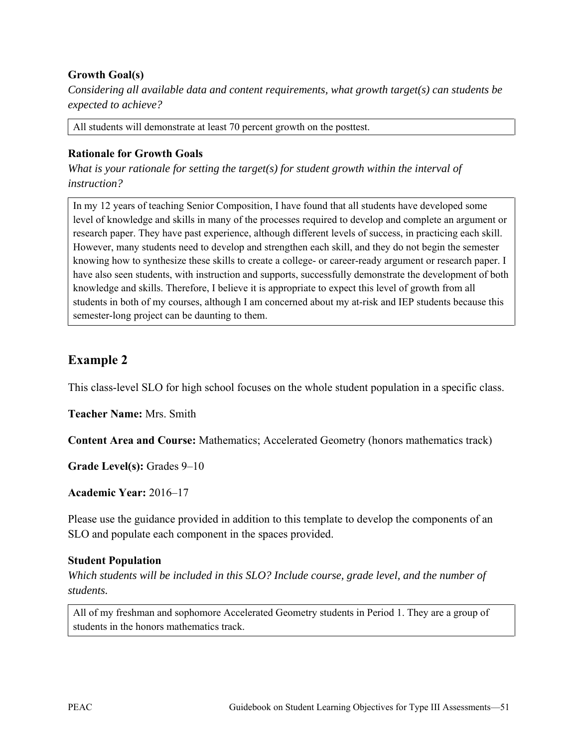**Growth Goal(s)**

*Considering all available data and content requirements, what growth target(s) can students be expected to achieve?*

All students will demonstrate at least 70 percent growth on the posttest.

**Rationale for Growth Goals**

*What is your rationale for setting the target(s) for student growth within the interval of instruction?*

In my 12 years of teaching Senior Composition, I have found that all students have developed some level of knowledge and skills in many of the processes required to develop and complete an argument or research paper. They have past experience, although different levels of success, in practicing each skill. However, many students need to develop and strengthen each skill, and they do not begin the semester knowing how to synthesize these skills to create a college- or career-ready argument or research paper. I have also seen students, with instruction and supports, successfully demonstrate the development of both knowledge and skills. Therefore, I believe it is appropriate to expect this level of growth from all students in both of my courses, although I am concerned about my at-risk and IEP students because this semester-long project can be daunting to them.

## Example 2

This class-level SLO for high school focuses on the whole student population in a specific class.

**Teacher Name:** Mrs. Smith

**Content Area and Course:** Mathematics; Accelerated Geometry (honors mathematics track)

**Grade Level(s):** Grades 9–10

**Academic Year:** 2016–17

Please use the guidance provided in addition to this template to develop the components of an SLO and populate each component in the spaces provided.

**Student Population**

*Which students will be included in this SLO? Include course, grade level, and the number of students.*

All of my freshman and sophomore Accelerated Geometry students in Period 1. They are a group of students in the honors mathematics track.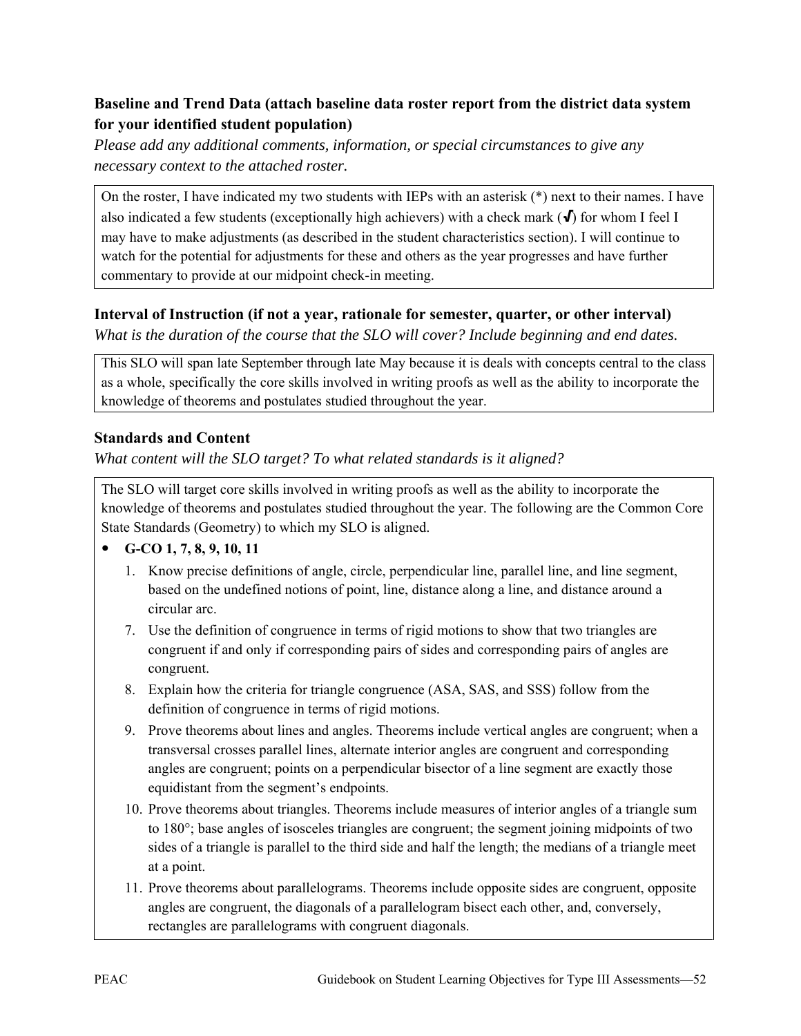### Baseline and Trend Data (attach baseline data roster report from the district data system for your identified student population)

*Please add any additional comments, information, or special circumstances to give any necessary context to the attached roster.*

On the roster, I have indicated my two students with IEPs with an asterisk (*) next to their names. I have also indicated a few students (exceptionally high achievers) with a check mark (√) for whom I feel I may have to make adjustments (as described in the student characteristics section). I will continue to watch for the potential for adjustments for these and others as the year progresses and have further commentary to provide at our midpoint check-in meeting.

### Interval of Instruction (if not a year, rationale for semester, quarter, or other interval)

*What is the duration of the course that the SLO will cover? Include beginning and end dates.*

This SLO will span late September through late May because it is deals with concepts central to the class as a whole, specifically the core skills involved in writing proofs as well as the ability to incorporate the knowledge of theorems and postulates studied throughout the year.

### Standards and Content

*What content will the SLO target? To what related standards is it aligned?*

The SLO will target core skills involved in writing proofs as well as the ability to incorporate the knowledge of theorems and postulates studied throughout the year. The following are the Common Core State Standards (Geometry) to which my SLO is aligned.

- **G-CO 1, 7, 8, 9, 10, 11**
  1. Know precise definitions of angle, circle, perpendicular line, parallel line, and line segment, based on the undefined notions of point, line, distance along a line, and distance around a circular arc.
  7. Use the definition of congruence in terms of rigid motions to show that two triangles are congruent if and only if corresponding pairs of sides and corresponding pairs of angles are congruent.
  8. Explain how the criteria for triangle congruence (ASA, SAS, and SSS) follow from the definition of congruence in terms of rigid motions.
  9. Prove theorems about lines and angles. Theorems include vertical angles are congruent; when a transversal crosses parallel lines, alternate interior angles are congruent and corresponding angles are congruent; points on a perpendicular bisector of a line segment are exactly those equidistant from the segment's endpoints.
  10. Prove theorems about triangles. Theorems include measures of interior angles of a triangle sum to 180°; base angles of isosceles triangles are congruent; the segment joining midpoints of two sides of a triangle is parallel to the third side and half the length; the medians of a triangle meet at a point.
  11. Prove theorems about parallelograms. Theorems include opposite sides are congruent, opposite angles are congruent, the diagonals of a parallelogram bisect each other, and, conversely, rectangles are parallelograms with congruent diagonals.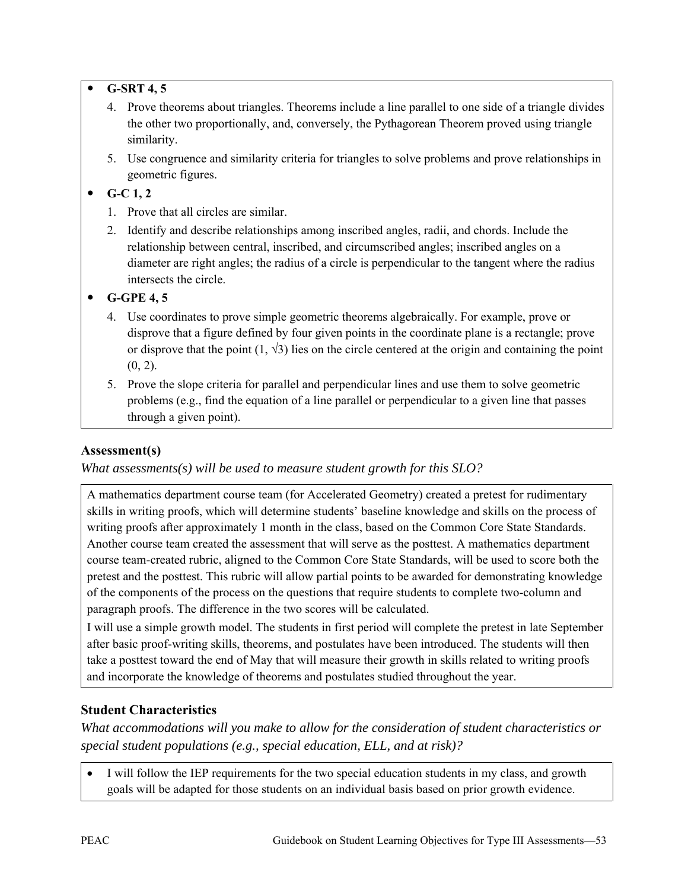- **G-SRT 4, 5**
    4. Prove theorems about triangles. Theorems include a line parallel to one side of a triangle divides the other two proportionally, and, conversely, the Pythagorean Theorem proved using triangle similarity.
    5. Use congruence and similarity criteria for triangles to solve problems and prove relationships in geometric figures.
- **G-C 1, 2**
    1. Prove that all circles are similar.
    2. Identify and describe relationships among inscribed angles, radii, and chords. Include the relationship between central, inscribed, and circumscribed angles; inscribed angles on a diameter are right angles; the radius of a circle is perpendicular to the tangent where the radius intersects the circle.
- **G-GPE 4, 5**
    4. Use coordinates to prove simple geometric theorems algebraically. For example, prove or disprove that a figure defined by four given points in the coordinate plane is a rectangle; prove or disprove that the point $(1, \sqrt{3})$ lies on the circle centered at the origin and containing the point $(0, 2)$.
    5. Prove the slope criteria for parallel and perpendicular lines and use them to solve geometric problems (e.g., find the equation of a line parallel or perpendicular to a given line that passes through a given point).

### Assessment(s)

*What assessments(s) will be used to measure student growth for this SLO?*

A mathematics department course team (for Accelerated Geometry) created a pretest for rudimentary skills in writing proofs, which will determine students' baseline knowledge and skills on the process of writing proofs after approximately 1 month in the class, based on the Common Core State Standards. Another course team created the assessment that will serve as the posttest. A mathematics department course team-created rubric, aligned to the Common Core State Standards, will be used to score both the pretest and the posttest. This rubric will allow partial points to be awarded for demonstrating knowledge of the components of the process on the questions that require students to complete two-column and paragraph proofs. The difference in the two scores will be calculated.

I will use a simple growth model. The students in first period will complete the pretest in late September after basic proof-writing skills, theorems, and postulates have been introduced. The students will then take a posttest toward the end of May that will measure their growth in skills related to writing proofs and incorporate the knowledge of theorems and postulates studied throughout the year.

### Student Characteristics

*What accommodations will you make to allow for the consideration of student characteristics or special student populations (e.g., special education, ELL, and at risk)?*

- I will follow the IEP requirements for the two special education students in my class, and growth goals will be adapted for those students on an individual basis based on prior growth evidence.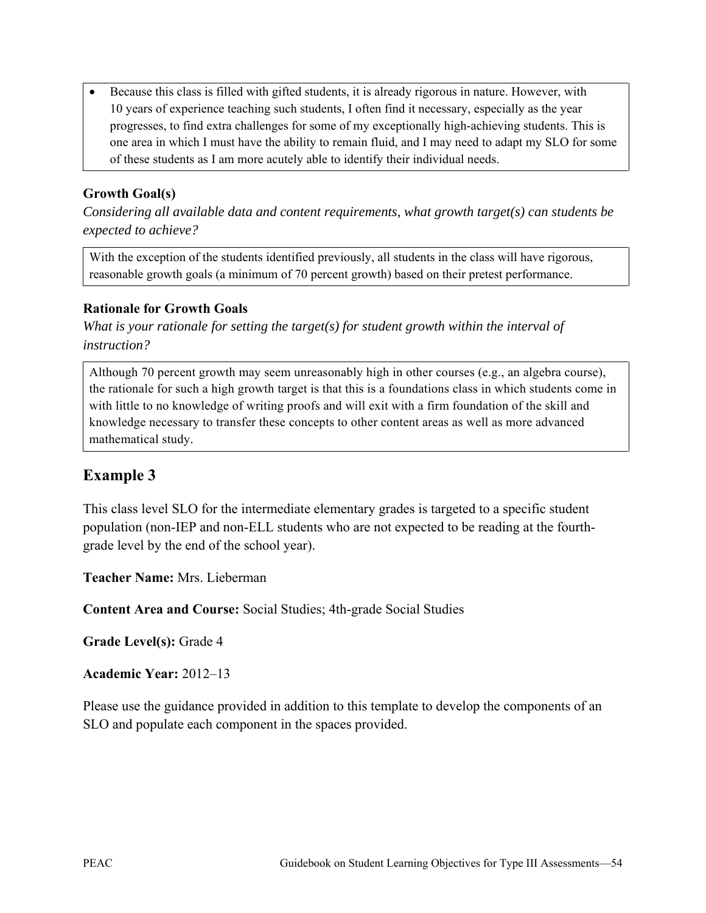- Because this class is filled with gifted students, it is already rigorous in nature. However, with 10 years of experience teaching such students, I often find it necessary, especially as the year progresses, to find extra challenges for some of my exceptionally high-achieving students. This is one area in which I must have the ability to remain fluid, and I may need to adapt my SLO for some of these students as I am more acutely able to identify their individual needs.

### Growth Goal(s)

*Considering all available data and content requirements, what growth target(s) can students be expected to achieve?*

With the exception of the students identified previously, all students in the class will have rigorous, reasonable growth goals (a minimum of 70 percent growth) based on their pretest performance.

### Rationale for Growth Goals

*What is your rationale for setting the target(s) for student growth within the interval of instruction?*

Although 70 percent growth may seem unreasonably high in other courses (e.g., an algebra course), the rationale for such a high growth target is that this is a foundations class in which students come in with little to no knowledge of writing proofs and will exit with a firm foundation of the skill and knowledge necessary to transfer these concepts to other content areas as well as more advanced mathematical study.

## Example 3

This class level SLO for the intermediate elementary grades is targeted to a specific student population (non-IEP and non-ELL students who are not expected to be reading at the fourth-grade level by the end of the school year).

**Teacher Name:** Mrs. Lieberman

**Content Area and Course:** Social Studies; 4th-grade Social Studies

**Grade Level(s):** Grade 4

**Academic Year:** 2012–13

Please use the guidance provided in addition to this template to develop the components of an SLO and populate each component in the spaces provided.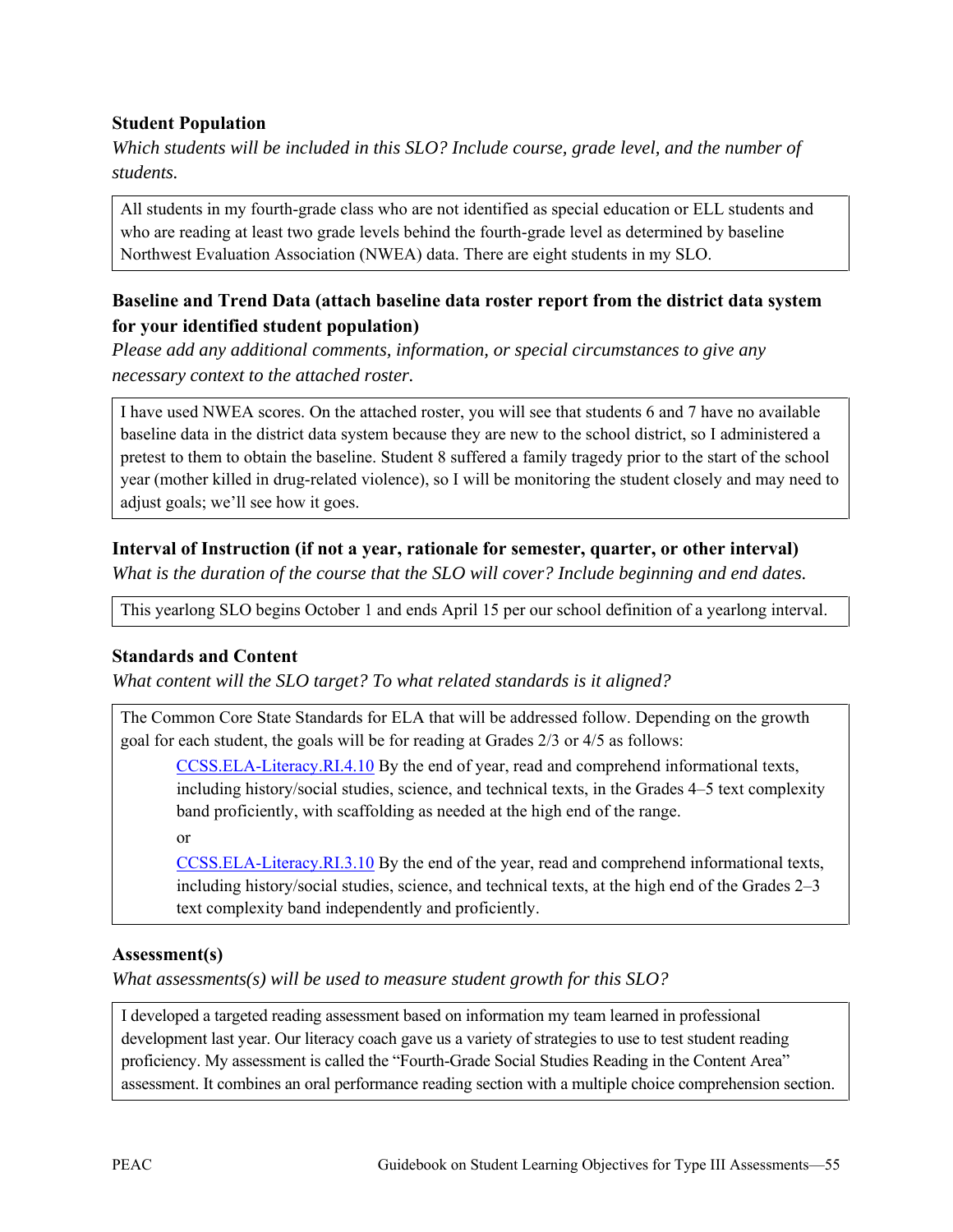**Student Population**

*Which students will be included in this SLO? Include course, grade level, and the number of students.*

All students in my fourth-grade class who are not identified as special education or ELL students and who are reading at least two grade levels behind the fourth-grade level as determined by baseline Northwest Evaluation Association (NWEA) data. There are eight students in my SLO.

**Baseline and Trend Data (attach baseline data roster report from the district data system for your identified student population)**

*Please add any additional comments, information, or special circumstances to give any necessary context to the attached roster.*

I have used NWEA scores. On the attached roster, you will see that students 6 and 7 have no available baseline data in the district data system because they are new to the school district, so I administered a pretest to them to obtain the baseline. Student 8 suffered a family tragedy prior to the start of the school year (mother killed in drug-related violence), so I will be monitoring the student closely and may need to adjust goals; we'll see how it goes.

**Interval of Instruction (if not a year, rationale for semester, quarter, or other interval)**

*What is the duration of the course that the SLO will cover? Include beginning and end dates.*

This yearlong SLO begins October 1 and ends April 15 per our school definition of a yearlong interval.

**Standards and Content**

*What content will the SLO target? To what related standards is it aligned?*

The Common Core State Standards for ELA that will be addressed follow. Depending on the growth goal for each student, the goals will be for reading at Grades 2/3 or 4/5 as follows:

> CCSS.ELA-Literacy.RI.4.10 By the end of year, read and comprehend informational texts, including history/social studies, science, and technical texts, in the Grades 4–5 text complexity band proficiently, with scaffolding as needed at the high end of the range.
>
> or
>
> CCSS.ELA-Literacy.RI.3.10 By the end of the year, read and comprehend informational texts, including history/social studies, science, and technical texts, at the high end of the Grades 2–3 text complexity band independently and proficiently.

**Assessment(s)**

*What assessments(s) will be used to measure student growth for this SLO?*

I developed a targeted reading assessment based on information my team learned in professional development last year. Our literacy coach gave us a variety of strategies to use to test student reading proficiency. My assessment is called the "Fourth-Grade Social Studies Reading in the Content Area" assessment. It combines an oral performance reading section with a multiple choice comprehension section.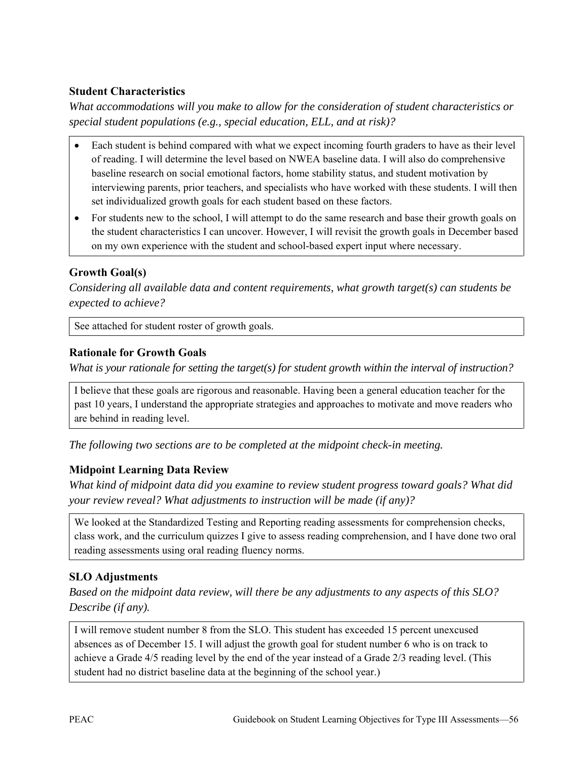### Student Characteristics

*What accommodations will you make to allow for the consideration of student characteristics or special student populations (e.g., special education, ELL, and at risk)?*

- Each student is behind compared with what we expect incoming fourth graders to have as their level of reading. I will determine the level based on NWEA baseline data. I will also do comprehensive baseline research on social emotional factors, home stability status, and student motivation by interviewing parents, prior teachers, and specialists who have worked with these students. I will then set individualized growth goals for each student based on these factors.
- For students new to the school, I will attempt to do the same research and base their growth goals on the student characteristics I can uncover. However, I will revisit the growth goals in December based on my own experience with the student and school-based expert input where necessary.

### Growth Goal(s)

*Considering all available data and content requirements, what growth target(s) can students be expected to achieve?*

See attached for student roster of growth goals.

### Rationale for Growth Goals

*What is your rationale for setting the target(s) for student growth within the interval of instruction?*

I believe that these goals are rigorous and reasonable. Having been a general education teacher for the past 10 years, I understand the appropriate strategies and approaches to motivate and move readers who are behind in reading level.

*The following two sections are to be completed at the midpoint check-in meeting.*

### Midpoint Learning Data Review

*What kind of midpoint data did you examine to review student progress toward goals? What did your review reveal? What adjustments to instruction will be made (if any)?*

We looked at the Standardized Testing and Reporting reading assessments for comprehension checks, class work, and the curriculum quizzes I give to assess reading comprehension, and I have done two oral reading assessments using oral reading fluency norms.

### SLO Adjustments

*Based on the midpoint data review, will there be any adjustments to any aspects of this SLO? Describe (if any).*

I will remove student number 8 from the SLO. This student has exceeded 15 percent unexcused absences as of December 15. I will adjust the growth goal for student number 6 who is on track to achieve a Grade 4/5 reading level by the end of the year instead of a Grade 2/3 reading level. (This student had no district baseline data at the beginning of the school year.)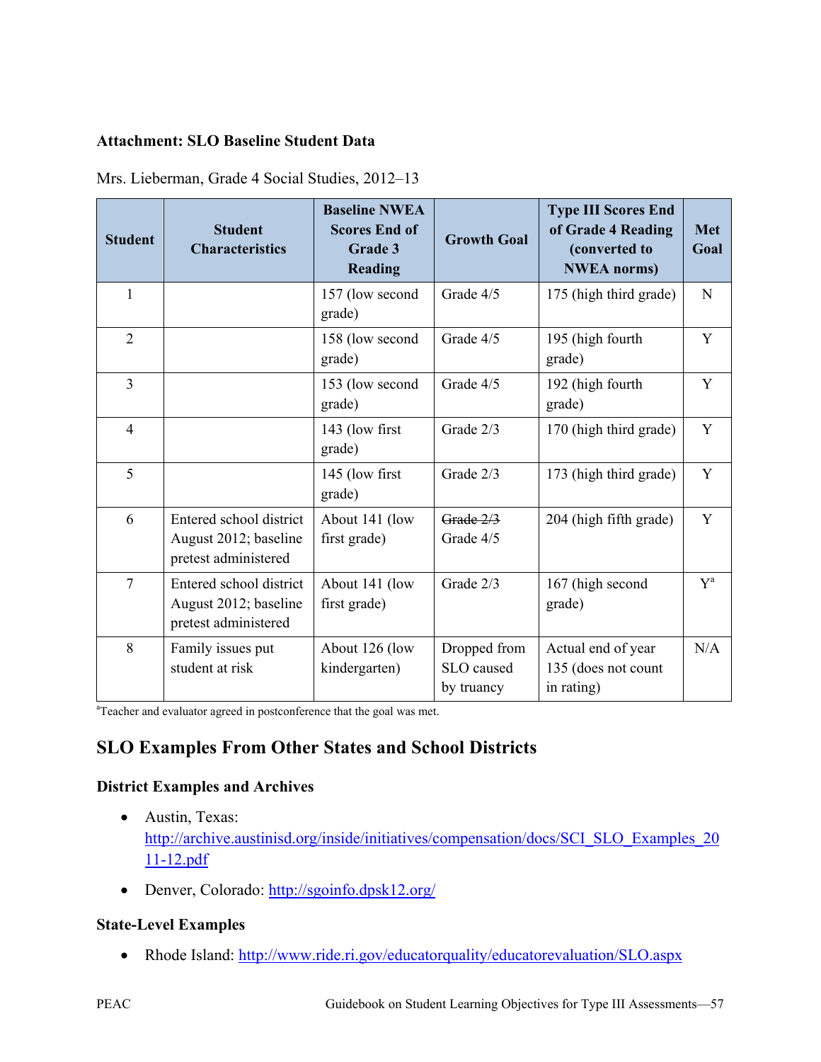**Attachment: SLO Baseline Student Data**

Mrs. Lieberman, Grade 4 Social Studies, 2012–13

| Student | Student Characteristics | Baseline NWEA Scores End of Grade 3 Reading | Growth Goal | Type III Scores End of Grade 4 Reading (converted to NWEA norms) | Met Goal |
|---|---|---|---|---|---|
| 1 | | 157 (low second grade) | Grade 4/5 | 175 (high third grade) | N |
| 2 | | 158 (low second grade) | Grade 4/5 | 195 (high fourth grade) | Y |
| 3 | | 153 (low second grade) | Grade 4/5 | 192 (high fourth grade) | Y |
| 4 | | 143 (low first grade) | Grade 2/3 | 170 (high third grade) | Y |
| 5 | | 145 (low first grade) | Grade 2/3 | 173 (high third grade) | Y |
| 6 | Entered school district August 2012; baseline pretest administered | About 141 (low first grade) | ~~Grade 2/3~~ Grade 4/5 | 204 (high fifth grade) | Y |
| 7 | Entered school district August 2012; baseline pretest administered | About 141 (low first grade) | Grade 2/3 | 167 (high second grade) | Y[a] |
| 8 | Family issues put student at risk | About 126 (low kindergarten) | Dropped from SLO caused by truancy | Actual end of year 135 (does not count in rating) | N/A |

[a]Teacher and evaluator agreed in postconference that the goal was met.

## SLO Examples From Other States and School Districts

### District Examples and Archives

- Austin, Texas: http://archive.austinisd.org/inside/initiatives/compensation/docs/SCI_SLO_Examples_2011-12.pdf
- Denver, Colorado: http://sgoinfo.dpsk12.org/

### State-Level Examples

- Rhode Island: http://www.ride.ri.gov/educatorquality/educatorevaluation/SLO.aspx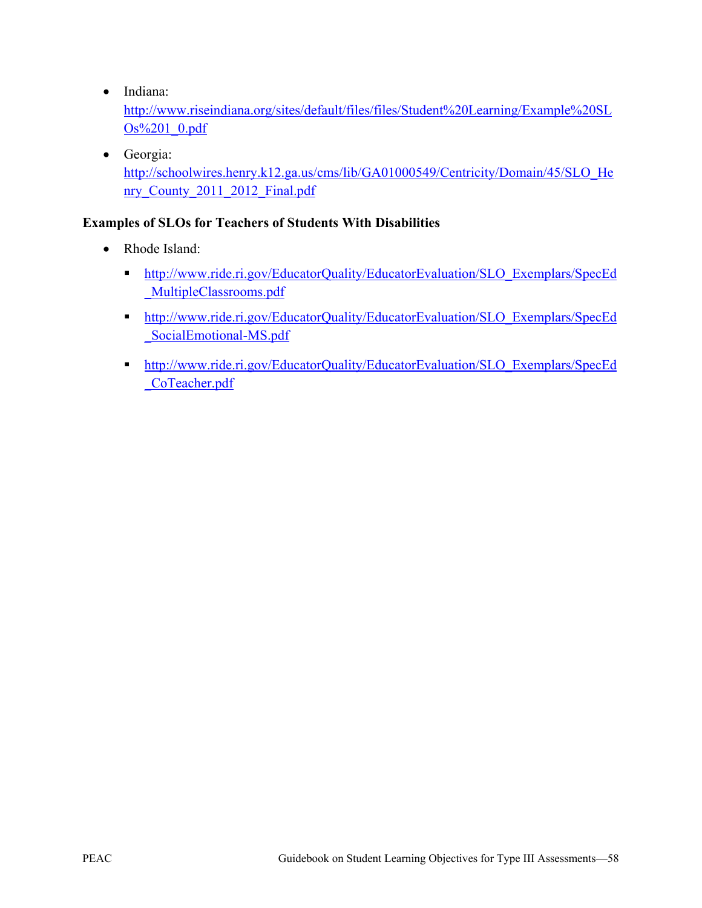- Indiana: http://www.riseindiana.org/sites/default/files/files/Student%20Learning/Example%20SLOs%201_0.pdf
- Georgia: http://schoolwires.henry.k12.ga.us/cms/lib/GA01000549/Centricity/Domain/45/SLO_Henry_County_2011_2012_Final.pdf

**Examples of SLOs for Teachers of Students With Disabilities**

- Rhode Island:
  - http://www.ride.ri.gov/EducatorQuality/EducatorEvaluation/SLO_Exemplars/SpecEd_MultipleClassrooms.pdf
  - http://www.ride.ri.gov/EducatorQuality/EducatorEvaluation/SLO_Exemplars/SpecEd_SocialEmotional-MS.pdf
  - http://www.ride.ri.gov/EducatorQuality/EducatorEvaluation/SLO_Exemplars/SpecEd_CoTeacher.pdf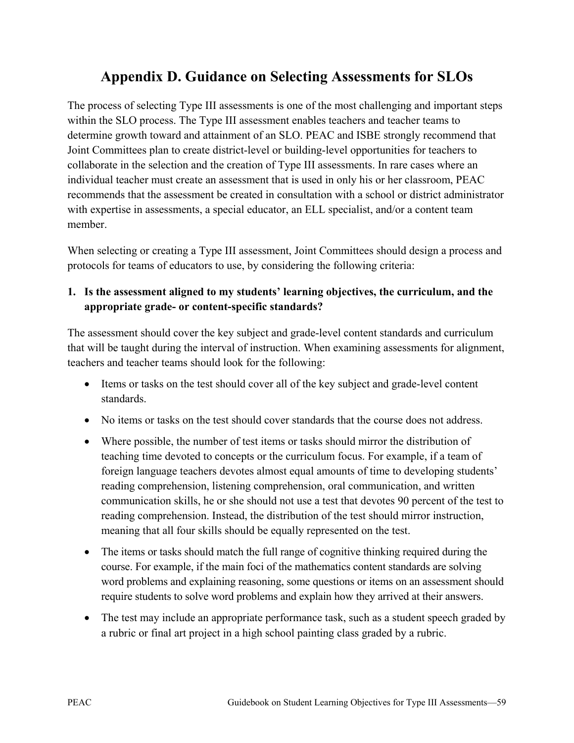# Appendix D. Guidance on Selecting Assessments for SLOs

The process of selecting Type III assessments is one of the most challenging and important steps within the SLO process. The Type III assessment enables teachers and teacher teams to determine growth toward and attainment of an SLO. PEAC and ISBE strongly recommend that Joint Committees plan to create district-level or building-level opportunities for teachers to collaborate in the selection and the creation of Type III assessments. In rare cases where an individual teacher must create an assessment that is used in only his or her classroom, PEAC recommends that the assessment be created in consultation with a school or district administrator with expertise in assessments, a special educator, an ELL specialist, and/or a content team member.

When selecting or creating a Type III assessment, Joint Committees should design a process and protocols for teams of educators to use, by considering the following criteria:

**1. Is the assessment aligned to my students' learning objectives, the curriculum, and the appropriate grade- or content-specific standards?**

The assessment should cover the key subject and grade-level content standards and curriculum that will be taught during the interval of instruction. When examining assessments for alignment, teachers and teacher teams should look for the following:

- Items or tasks on the test should cover all of the key subject and grade-level content standards.
- No items or tasks on the test should cover standards that the course does not address.
- Where possible, the number of test items or tasks should mirror the distribution of teaching time devoted to concepts or the curriculum focus. For example, if a team of foreign language teachers devotes almost equal amounts of time to developing students' reading comprehension, listening comprehension, oral communication, and written communication skills, he or she should not use a test that devotes 90 percent of the test to reading comprehension. Instead, the distribution of the test should mirror instruction, meaning that all four skills should be equally represented on the test.
- The items or tasks should match the full range of cognitive thinking required during the course. For example, if the main foci of the mathematics content standards are solving word problems and explaining reasoning, some questions or items on an assessment should require students to solve word problems and explain how they arrived at their answers.
- The test may include an appropriate performance task, such as a student speech graded by a rubric or final art project in a high school painting class graded by a rubric.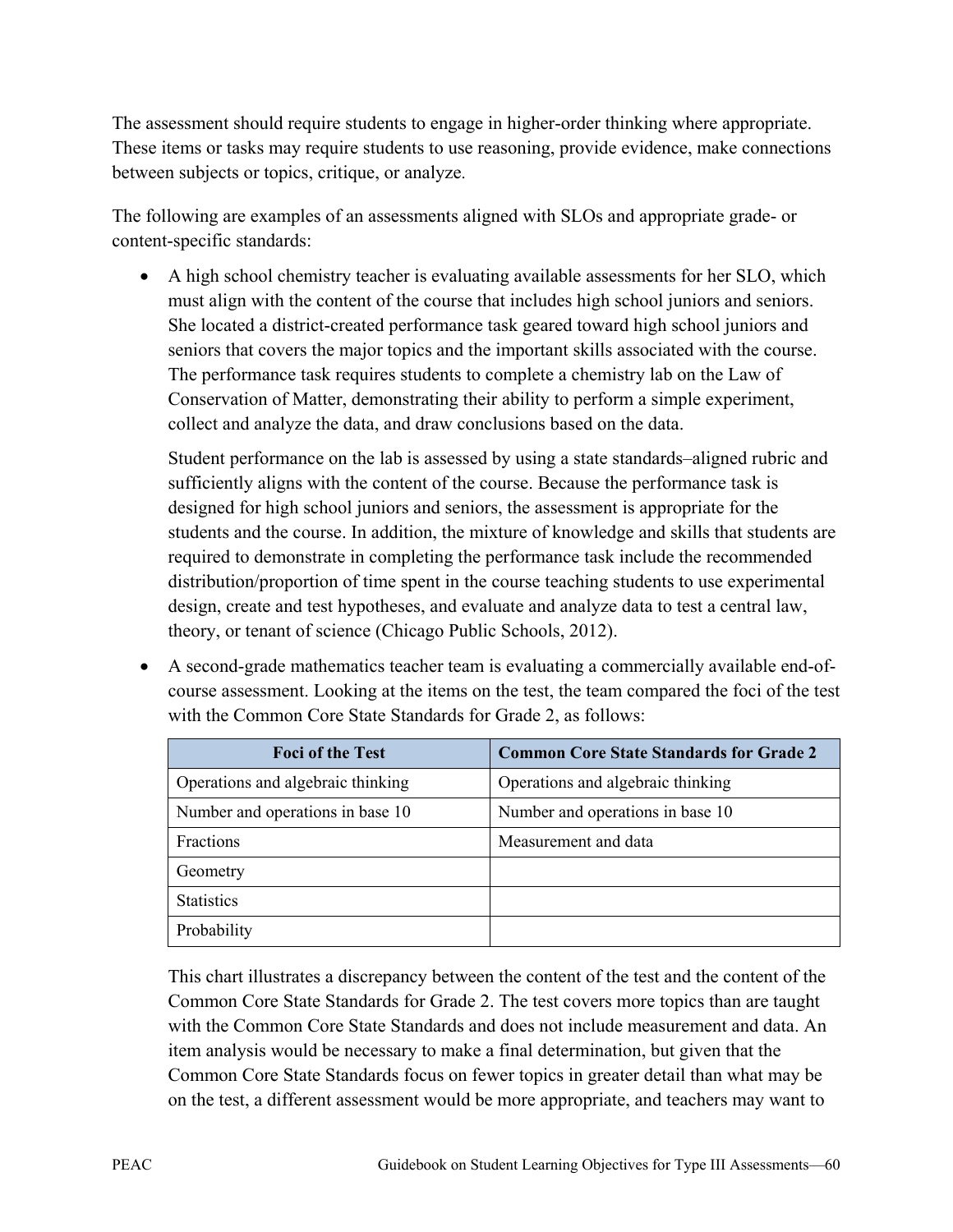The assessment should require students to engage in higher-order thinking where appropriate. These items or tasks may require students to use reasoning, provide evidence, make connections between subjects or topics, critique, or analyze.

The following are examples of an assessments aligned with SLOs and appropriate grade- or content-specific standards:

- A high school chemistry teacher is evaluating available assessments for her SLO, which must align with the content of the course that includes high school juniors and seniors. She located a district-created performance task geared toward high school juniors and seniors that covers the major topics and the important skills associated with the course. The performance task requires students to complete a chemistry lab on the Law of Conservation of Matter, demonstrating their ability to perform a simple experiment, collect and analyze the data, and draw conclusions based on the data.

  Student performance on the lab is assessed by using a state standards–aligned rubric and sufficiently aligns with the content of the course. Because the performance task is designed for high school juniors and seniors, the assessment is appropriate for the students and the course. In addition, the mixture of knowledge and skills that students are required to demonstrate in completing the performance task include the recommended distribution/proportion of time spent in the course teaching students to use experimental design, create and test hypotheses, and evaluate and analyze data to test a central law, theory, or tenant of science (Chicago Public Schools, 2012).

- A second-grade mathematics teacher team is evaluating a commercially available end-of-course assessment. Looking at the items on the test, the team compared the foci of the test with the Common Core State Standards for Grade 2, as follows:

  | Foci of the Test | Common Core State Standards for Grade 2 |
  |---|---|
  | Operations and algebraic thinking | Operations and algebraic thinking |
  | Number and operations in base 10 | Number and operations in base 10 |
  | Fractions | Measurement and data |
  | Geometry | |
  | Statistics | |
  | Probability | |

  This chart illustrates a discrepancy between the content of the test and the content of the Common Core State Standards for Grade 2. The test covers more topics than are taught with the Common Core State Standards and does not include measurement and data. An item analysis would be necessary to make a final determination, but given that the Common Core State Standards focus on fewer topics in greater detail than what may be on the test, a different assessment would be more appropriate, and teachers may want to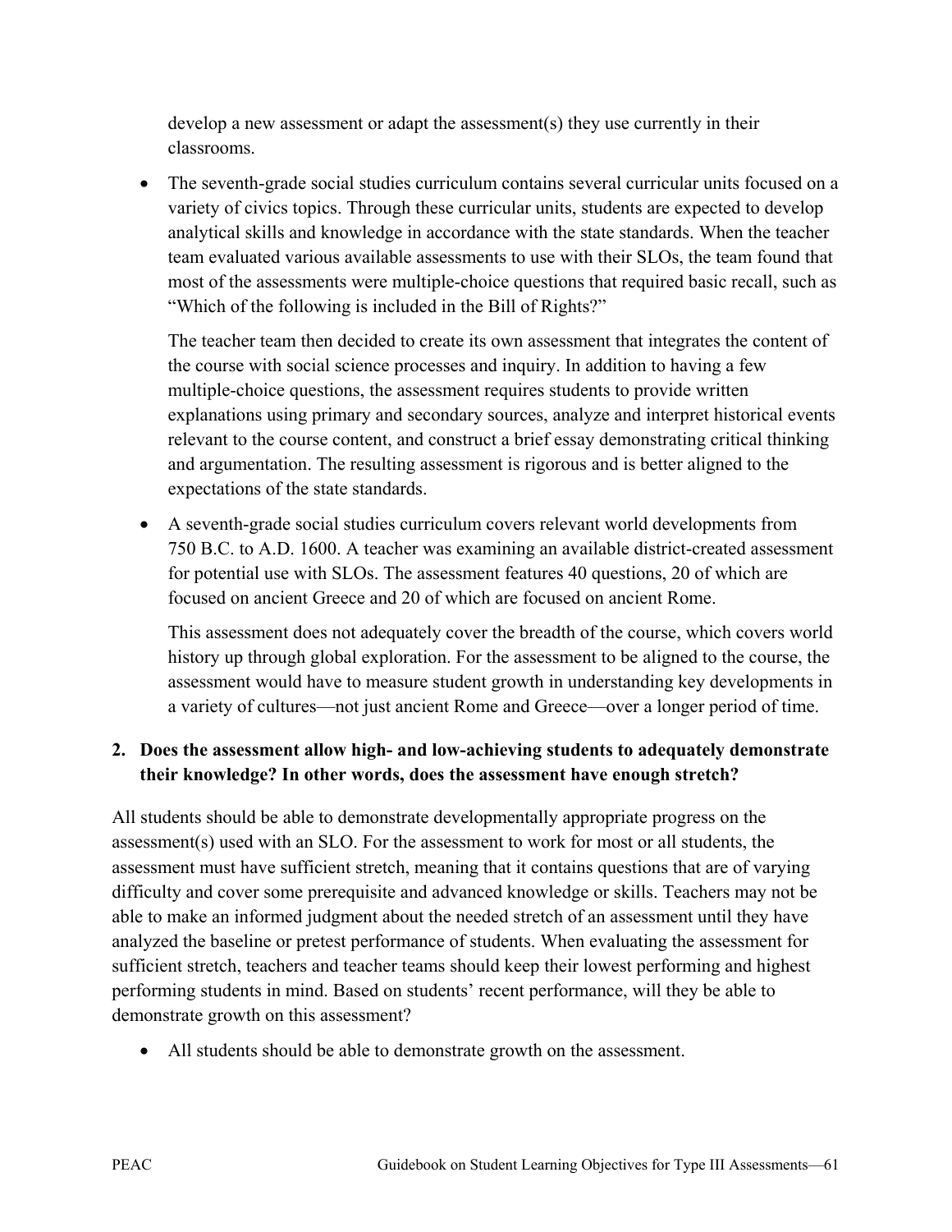develop a new assessment or adapt the assessment(s) they use currently in their classrooms.

- The seventh-grade social studies curriculum contains several curricular units focused on a variety of civics topics. Through these curricular units, students are expected to develop analytical skills and knowledge in accordance with the state standards. When the teacher team evaluated various available assessments to use with their SLOs, the team found that most of the assessments were multiple-choice questions that required basic recall, such as "Which of the following is included in the Bill of Rights?"

  The teacher team then decided to create its own assessment that integrates the content of the course with social science processes and inquiry. In addition to having a few multiple-choice questions, the assessment requires students to provide written explanations using primary and secondary sources, analyze and interpret historical events relevant to the course content, and construct a brief essay demonstrating critical thinking and argumentation. The resulting assessment is rigorous and is better aligned to the expectations of the state standards.

- A seventh-grade social studies curriculum covers relevant world developments from 750 B.C. to A.D. 1600. A teacher was examining an available district-created assessment for potential use with SLOs. The assessment features 40 questions, 20 of which are focused on ancient Greece and 20 of which are focused on ancient Rome.

  This assessment does not adequately cover the breadth of the course, which covers world history up through global exploration. For the assessment to be aligned to the course, the assessment would have to measure student growth in understanding key developments in a variety of cultures—not just ancient Rome and Greece—over a longer period of time.

**2. Does the assessment allow high- and low-achieving students to adequately demonstrate their knowledge? In other words, does the assessment have enough stretch?**

All students should be able to demonstrate developmentally appropriate progress on the assessment(s) used with an SLO. For the assessment to work for most or all students, the assessment must have sufficient stretch, meaning that it contains questions that are of varying difficulty and cover some prerequisite and advanced knowledge or skills. Teachers may not be able to make an informed judgment about the needed stretch of an assessment until they have analyzed the baseline or pretest performance of students. When evaluating the assessment for sufficient stretch, teachers and teacher teams should keep their lowest performing and highest performing students in mind. Based on students' recent performance, will they be able to demonstrate growth on this assessment?

- All students should be able to demonstrate growth on the assessment.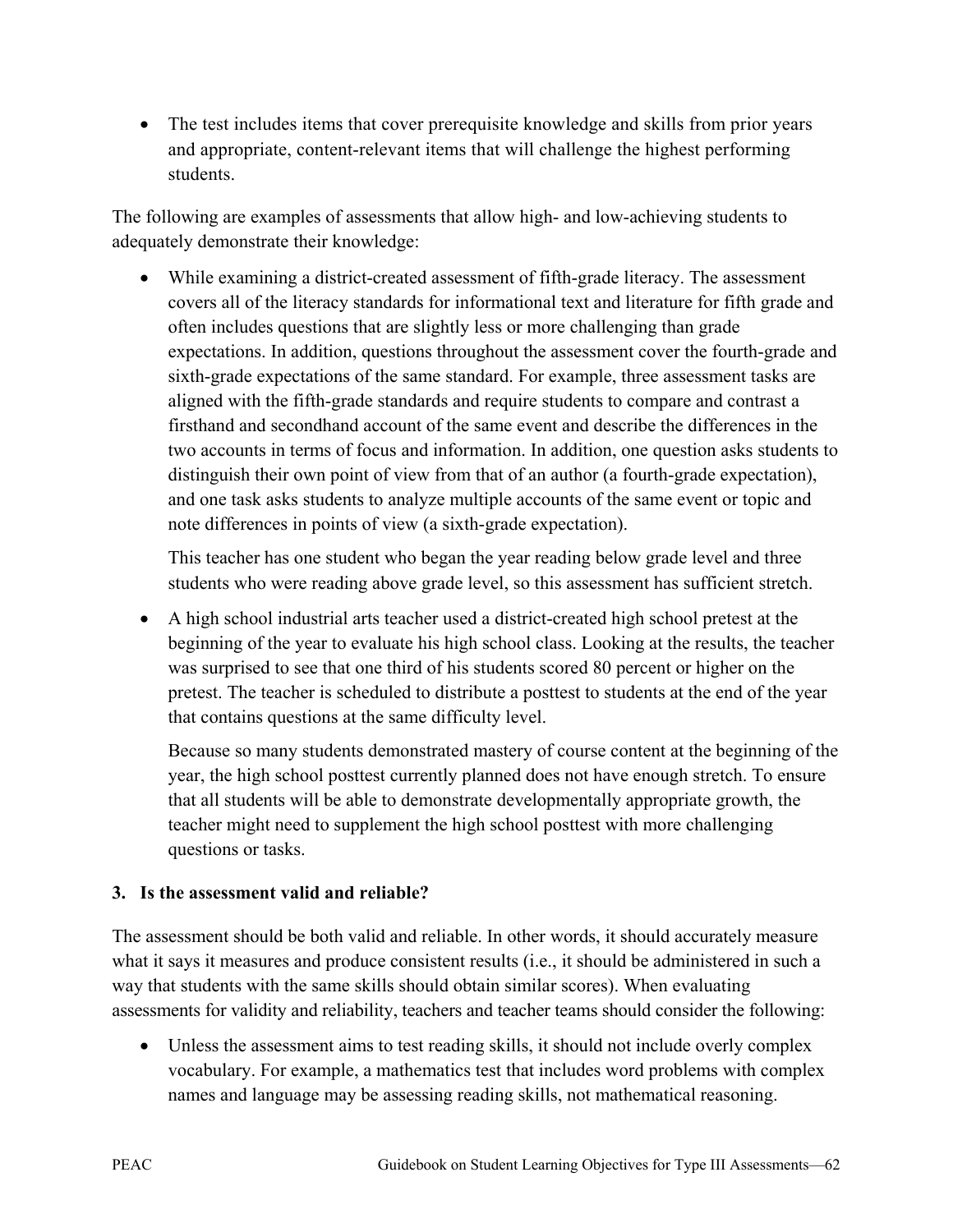- The test includes items that cover prerequisite knowledge and skills from prior years and appropriate, content-relevant items that will challenge the highest performing students.

The following are examples of assessments that allow high- and low-achieving students to adequately demonstrate their knowledge:

- While examining a district-created assessment of fifth-grade literacy. The assessment covers all of the literacy standards for informational text and literature for fifth grade and often includes questions that are slightly less or more challenging than grade expectations. In addition, questions throughout the assessment cover the fourth-grade and sixth-grade expectations of the same standard. For example, three assessment tasks are aligned with the fifth-grade standards and require students to compare and contrast a firsthand and secondhand account of the same event and describe the differences in the two accounts in terms of focus and information. In addition, one question asks students to distinguish their own point of view from that of an author (a fourth-grade expectation), and one task asks students to analyze multiple accounts of the same event or topic and note differences in points of view (a sixth-grade expectation).

  This teacher has one student who began the year reading below grade level and three students who were reading above grade level, so this assessment has sufficient stretch.

- A high school industrial arts teacher used a district-created high school pretest at the beginning of the year to evaluate his high school class. Looking at the results, the teacher was surprised to see that one third of his students scored 80 percent or higher on the pretest. The teacher is scheduled to distribute a posttest to students at the end of the year that contains questions at the same difficulty level.

  Because so many students demonstrated mastery of course content at the beginning of the year, the high school posttest currently planned does not have enough stretch. To ensure that all students will be able to demonstrate developmentally appropriate growth, the teacher might need to supplement the high school posttest with more challenging questions or tasks.

### 3. Is the assessment valid and reliable?

The assessment should be both valid and reliable. In other words, it should accurately measure what it says it measures and produce consistent results (i.e., it should be administered in such a way that students with the same skills should obtain similar scores). When evaluating assessments for validity and reliability, teachers and teacher teams should consider the following:

- Unless the assessment aims to test reading skills, it should not include overly complex vocabulary. For example, a mathematics test that includes word problems with complex names and language may be assessing reading skills, not mathematical reasoning.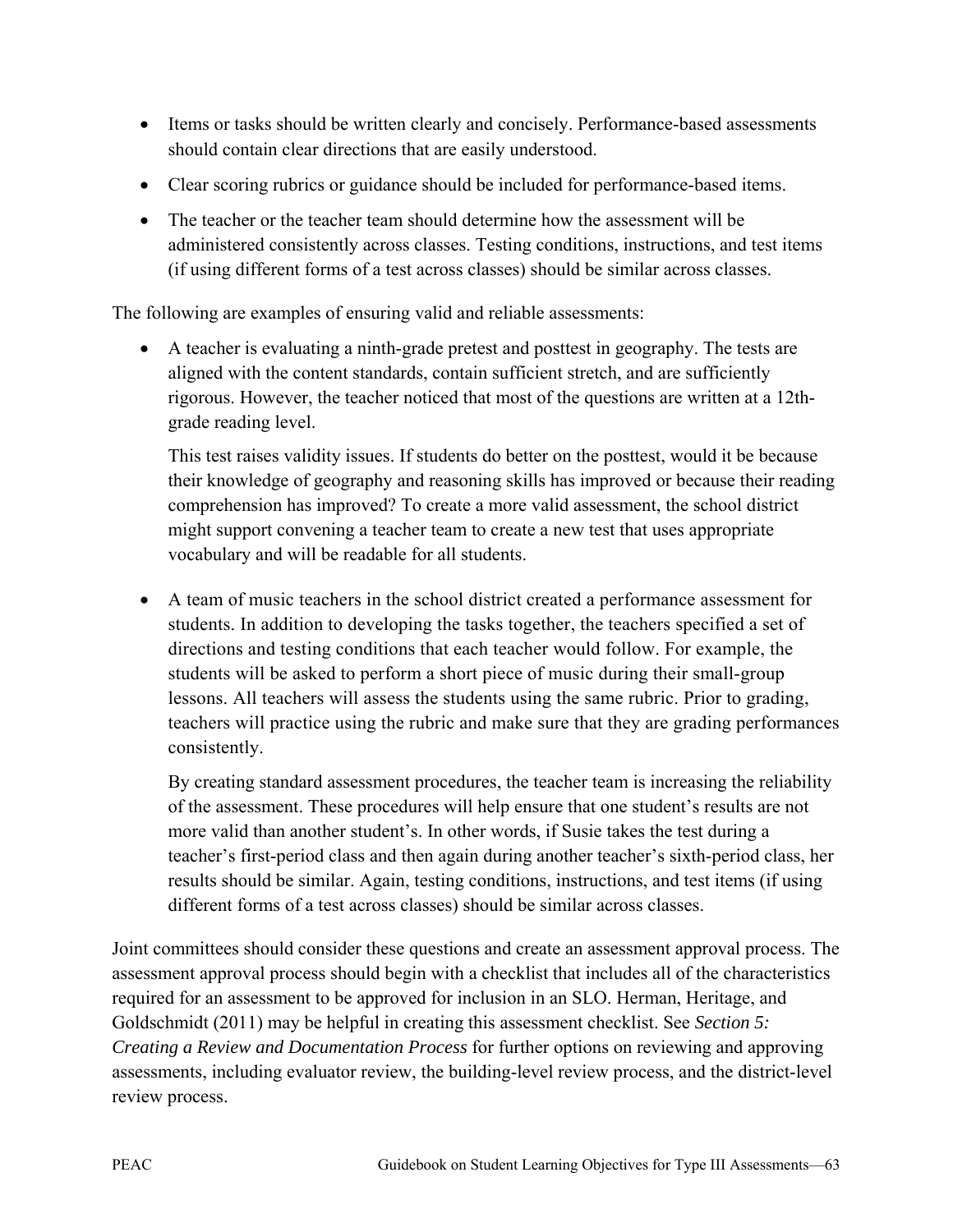- Items or tasks should be written clearly and concisely. Performance-based assessments should contain clear directions that are easily understood.
- Clear scoring rubrics or guidance should be included for performance-based items.
- The teacher or the teacher team should determine how the assessment will be administered consistently across classes. Testing conditions, instructions, and test items (if using different forms of a test across classes) should be similar across classes.

The following are examples of ensuring valid and reliable assessments:

- A teacher is evaluating a ninth-grade pretest and posttest in geography. The tests are aligned with the content standards, contain sufficient stretch, and are sufficiently rigorous. However, the teacher noticed that most of the questions are written at a 12th-grade reading level.

  This test raises validity issues. If students do better on the posttest, would it be because their knowledge of geography and reasoning skills has improved or because their reading comprehension has improved? To create a more valid assessment, the school district might support convening a teacher team to create a new test that uses appropriate vocabulary and will be readable for all students.

- A team of music teachers in the school district created a performance assessment for students. In addition to developing the tasks together, the teachers specified a set of directions and testing conditions that each teacher would follow. For example, the students will be asked to perform a short piece of music during their small-group lessons. All teachers will assess the students using the same rubric. Prior to grading, teachers will practice using the rubric and make sure that they are grading performances consistently.

  By creating standard assessment procedures, the teacher team is increasing the reliability of the assessment. These procedures will help ensure that one student's results are not more valid than another student's. In other words, if Susie takes the test during a teacher's first-period class and then again during another teacher's sixth-period class, her results should be similar. Again, testing conditions, instructions, and test items (if using different forms of a test across classes) should be similar across classes.

Joint committees should consider these questions and create an assessment approval process. The assessment approval process should begin with a checklist that includes all of the characteristics required for an assessment to be approved for inclusion in an SLO. Herman, Heritage, and Goldschmidt (2011) may be helpful in creating this assessment checklist. See *Section 5: Creating a Review and Documentation Process* for further options on reviewing and approving assessments, including evaluator review, the building-level review process, and the district-level review process.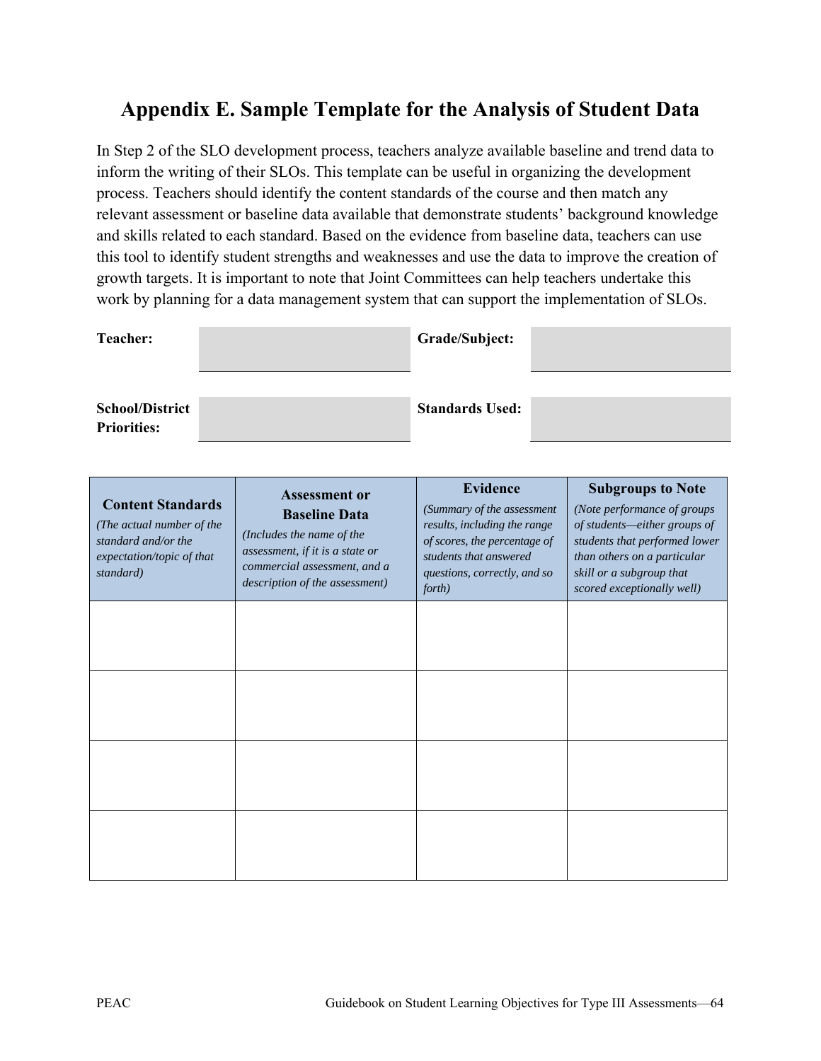# Appendix E. Sample Template for the Analysis of Student Data

In Step 2 of the SLO development process, teachers analyze available baseline and trend data to inform the writing of their SLOs. This template can be useful in organizing the development process. Teachers should identify the content standards of the course and then match any relevant assessment or baseline data available that demonstrate students' background knowledge and skills related to each standard. Based on the evidence from baseline data, teachers can use this tool to identify student strengths and weaknesses and use the data to improve the creation of growth targets. It is important to note that Joint Committees can help teachers undertake this work by planning for a data management system that can support the implementation of SLOs.

| | | | |
|---|---|---|---|
| **Teacher:** | | **Grade/Subject:** | |
| **School/District Priorities:** | | **Standards Used:** | |

| **Content Standards** *(The actual number of the standard and/or the expectation/topic of that standard)* | **Assessment or Baseline Data** *(Includes the name of the assessment, if it is a state or commercial assessment, and a description of the assessment)* | **Evidence** *(Summary of the assessment results, including the range of scores, the percentage of students that answered questions, correctly, and so forth)* | **Subgroups to Note** *(Note performance of groups of students—either groups of students that performed lower than others on a particular skill or a subgroup that scored exceptionally well)* |
|---|---|---|---|
| | | | |
| | | | |
| | | | |
| | | | |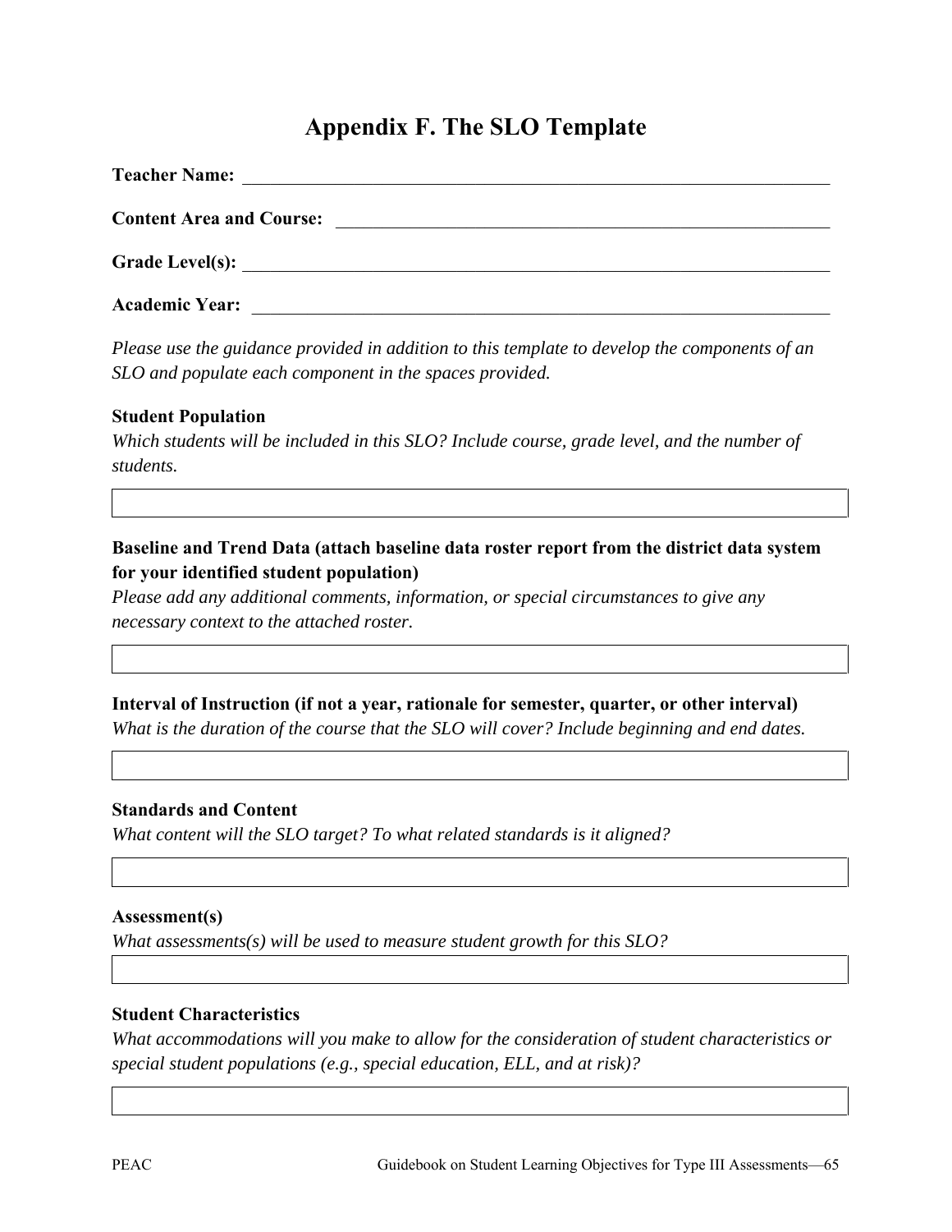# Appendix F. The SLO Template

**Teacher Name:** ________________________________________________

**Content Area and Course:** ________________________________________

**Grade Level(s):** ______________________________________________

**Academic Year:** ______________________________________________

*Please use the guidance provided in addition to this template to develop the components of an SLO and populate each component in the spaces provided.*

**Student Population**

*Which students will be included in this SLO? Include course, grade level, and the number of students.*

| |
|---|
| |

**Baseline and Trend Data (attach baseline data roster report from the district data system for your identified student population)**

*Please add any additional comments, information, or special circumstances to give any necessary context to the attached roster.*

| |
|---|
| |

**Interval of Instruction (if not a year, rationale for semester, quarter, or other interval)**

*What is the duration of the course that the SLO will cover? Include beginning and end dates.*

| |
|---|
| |

**Standards and Content**

*What content will the SLO target? To what related standards is it aligned?*

| |
|---|
| |

**Assessment(s)**

*What assessments(s) will be used to measure student growth for this SLO?*

| |
|---|
| |

**Student Characteristics**

*What accommodations will you make to allow for the consideration of student characteristics or special student populations (e.g., special education, ELL, and at risk)?*

| |
|---|
| |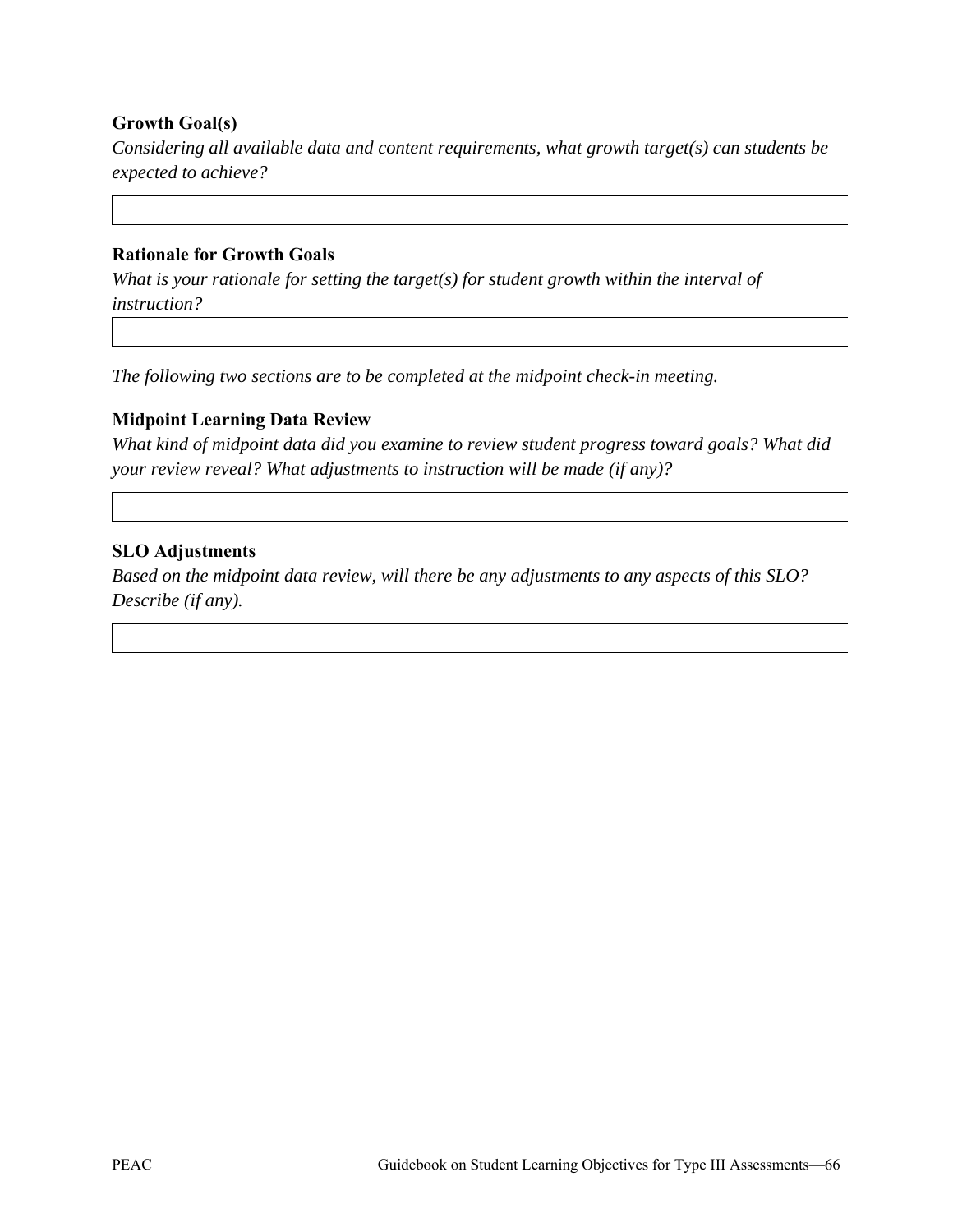**Growth Goal(s)**

*Considering all available data and content requirements, what growth target(s) can students be expected to achieve?*

| |
|---|
| |

**Rationale for Growth Goals**

*What is your rationale for setting the target(s) for student growth within the interval of instruction?*

| |
|---|
| |

*The following two sections are to be completed at the midpoint check-in meeting.*

**Midpoint Learning Data Review**

*What kind of midpoint data did you examine to review student progress toward goals? What did your review reveal? What adjustments to instruction will be made (if any)?*

| |
|---|
| |

**SLO Adjustments**

*Based on the midpoint data review, will there be any adjustments to any aspects of this SLO? Describe (if any).*

| |
|---|
| |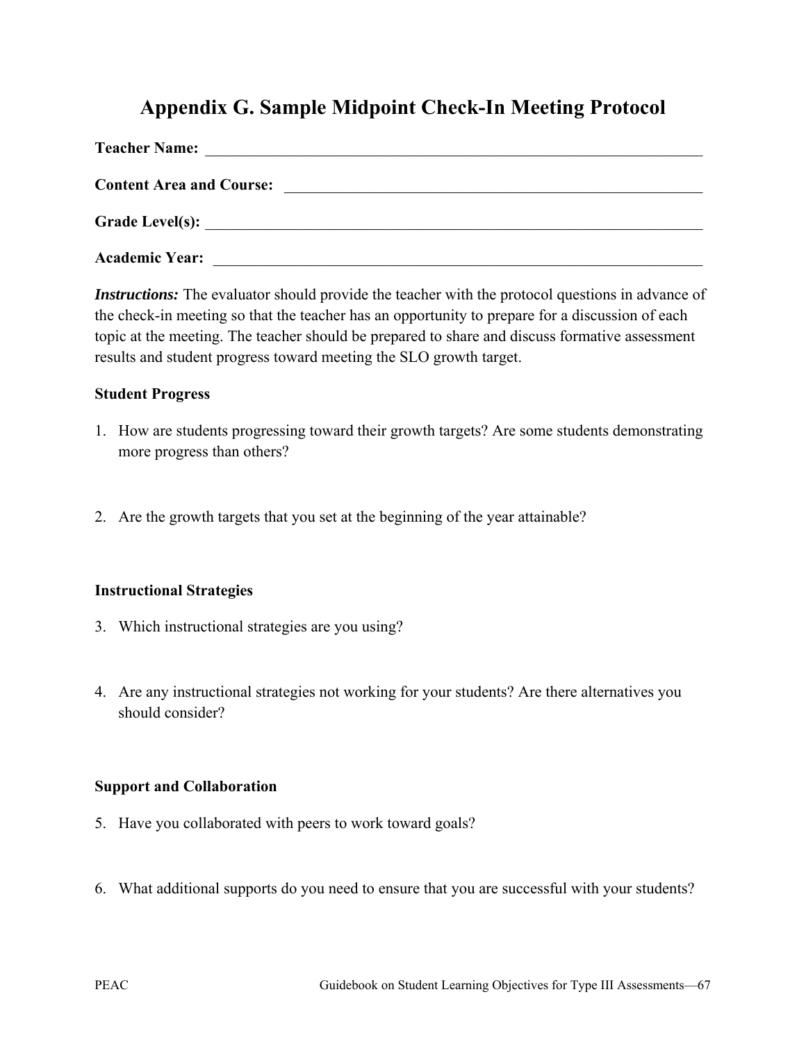# Appendix G. Sample Midpoint Check-In Meeting Protocol

**Teacher Name:** ___________________________________________________________________

**Content Area and Course:** _________________________________________________________

**Grade Level(s):** ________________________________________________________________

**Academic Year:** ________________________________________________________________

***Instructions:*** The evaluator should provide the teacher with the protocol questions in advance of the check-in meeting so that the teacher has an opportunity to prepare for a discussion of each topic at the meeting. The teacher should be prepared to share and discuss formative assessment results and student progress toward meeting the SLO growth target.

**Student Progress**

1. How are students progressing toward their growth targets? Are some students demonstrating more progress than others?

2. Are the growth targets that you set at the beginning of the year attainable?

**Instructional Strategies**

3. Which instructional strategies are you using?

4. Are any instructional strategies not working for your students? Are there alternatives you should consider?

**Support and Collaboration**

5. Have you collaborated with peers to work toward goals?

6. What additional supports do you need to ensure that you are successful with your students?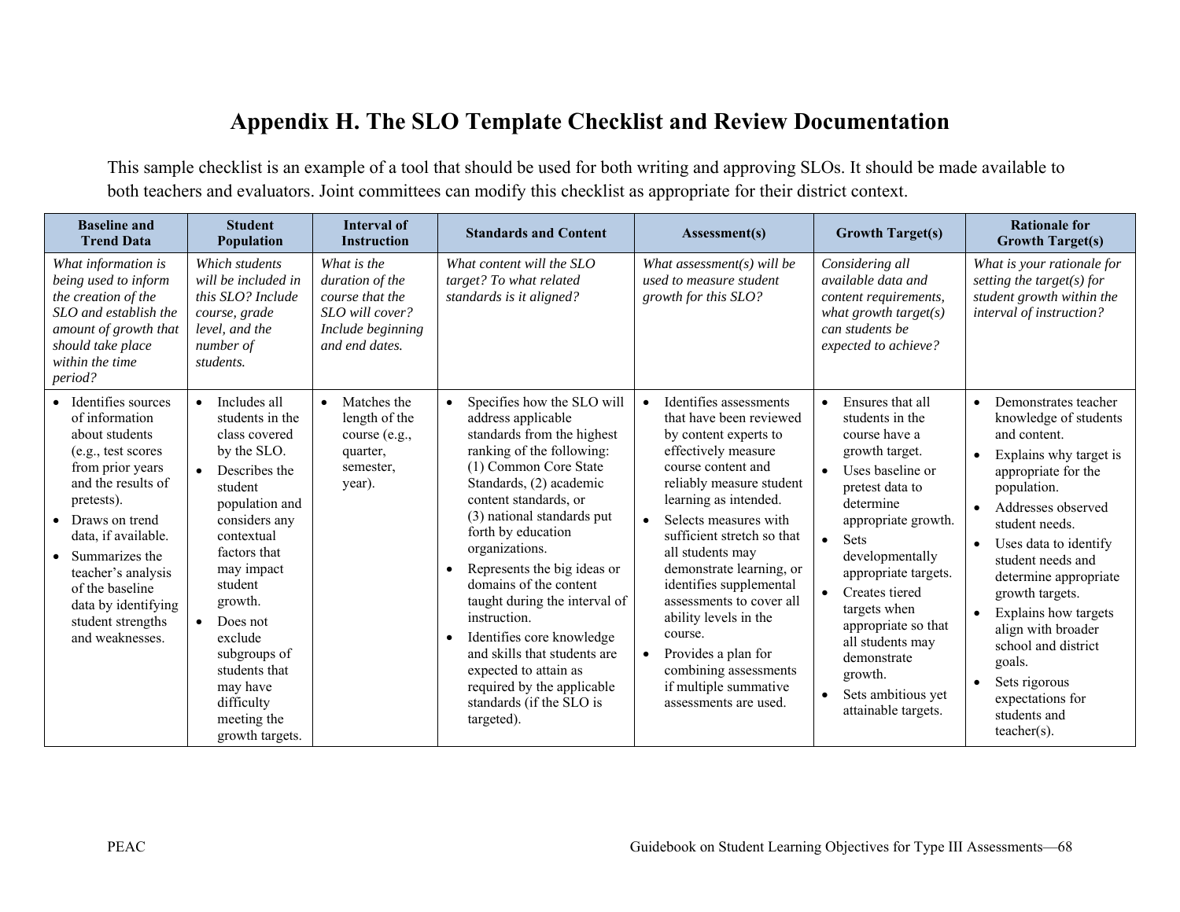# Appendix H. The SLO Template Checklist and Review Documentation

This sample checklist is an example of a tool that should be used for both writing and approving SLOs. It should be made available to both teachers and evaluators. Joint committees can modify this checklist as appropriate for their district context.

| Baseline and Trend Data | Student Population | Interval of Instruction | Standards and Content | Assessment(s) | Growth Target(s) | Rationale for Growth Target(s) |
|---|---|---|---|---|---|---|
| *What information is being used to inform the creation of the SLO and establish the amount of growth that should take place within the time period?* | *Which students will be included in this SLO? Include course, grade level, and the number of students.* | *What is the duration of the course that the SLO will cover? Include beginning and end dates.* | *What content will the SLO target? To what related standards is it aligned?* | *What assessment(s) will be used to measure student growth for this SLO?* | *Considering all available data and content requirements, what growth target(s) can students be expected to achieve?* | *What is your rationale for setting the target(s) for student growth within the interval of instruction?* |
| • Identifies sources of information about students (e.g., test scores from prior years and the results of pretests).<br>• Draws on trend data, if available.<br>• Summarizes the teacher's analysis of the baseline data by identifying student strengths and weaknesses. | • Includes all students in the class covered by the SLO.<br>• Describes the student population and considers any contextual factors that may impact student growth.<br>• Does not exclude subgroups of students that may have difficulty meeting the growth targets. | • Matches the length of the course (e.g., quarter, semester, year). | • Specifies how the SLO will address applicable standards from the highest ranking of the following: (1) Common Core State Standards, (2) academic content standards, or (3) national standards put forth by education organizations.<br>• Represents the big ideas or domains of the content taught during the interval of instruction.<br>• Identifies core knowledge and skills that students are expected to attain as required by the applicable standards (if the SLO is targeted). | • Identifies assessments that have been reviewed by content experts to effectively measure course content and reliably measure student learning as intended.<br>• Selects measures with sufficient stretch so that all students may demonstrate learning, or identifies supplemental assessments to cover all ability levels in the course.<br>• Provides a plan for combining assessments if multiple summative assessments are used. | • Ensures that all students in the course have a growth target.<br>• Uses baseline or pretest data to determine appropriate growth.<br>• Sets developmentally appropriate targets.<br>• Creates tiered targets when appropriate so that all students may demonstrate growth.<br>• Sets ambitious yet attainable targets. | • Demonstrates teacher knowledge of students and content.<br>• Explains why target is appropriate for the population.<br>• Addresses observed student needs.<br>• Uses data to identify student needs and determine appropriate growth targets.<br>• Explains how targets align with broader school and district goals.<br>• Sets rigorous expectations for students and teacher(s). |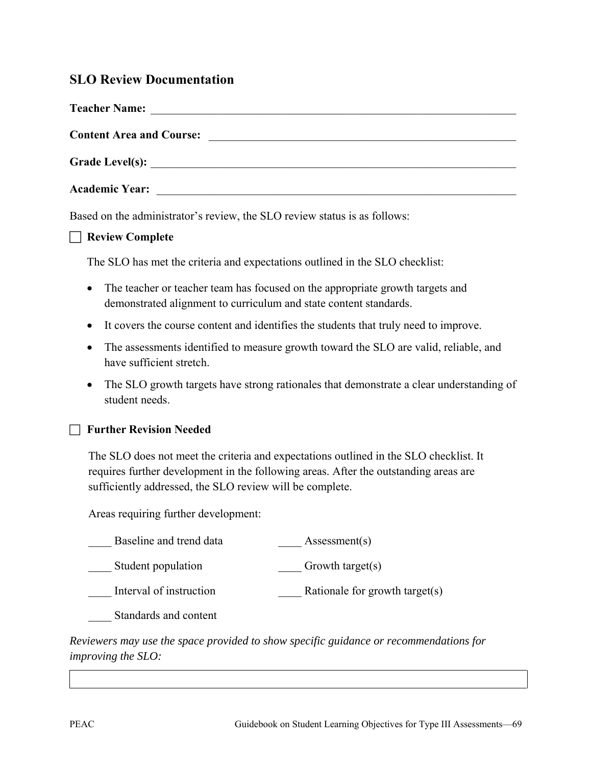## SLO Review Documentation

**Teacher Name:** ___________________________________________________________________

**Content Area and Course:** _________________________________________________________

**Grade Level(s):** __________________________________________________________________

**Academic Year:** __________________________________________________________________

Based on the administrator's review, the SLO review status is as follows:

☐ **Review Complete**

The SLO has met the criteria and expectations outlined in the SLO checklist:

- The teacher or teacher team has focused on the appropriate growth targets and demonstrated alignment to curriculum and state content standards.
- It covers the course content and identifies the students that truly need to improve.
- The assessments identified to measure growth toward the SLO are valid, reliable, and have sufficient stretch.
- The SLO growth targets have strong rationales that demonstrate a clear understanding of student needs.

☐ **Further Revision Needed**

The SLO does not meet the criteria and expectations outlined in the SLO checklist. It requires further development in the following areas. After the outstanding areas are sufficiently addressed, the SLO review will be complete.

Areas requiring further development:

____ Baseline and trend data

____ Student population

____ Interval of instruction

____ Standards and content

____ Assessment(s)

____ Growth target(s)

____ Rationale for growth target(s)

*Reviewers may use the space provided to show specific guidance or recommendations for improving the SLO:*

|   |
|---|
|   |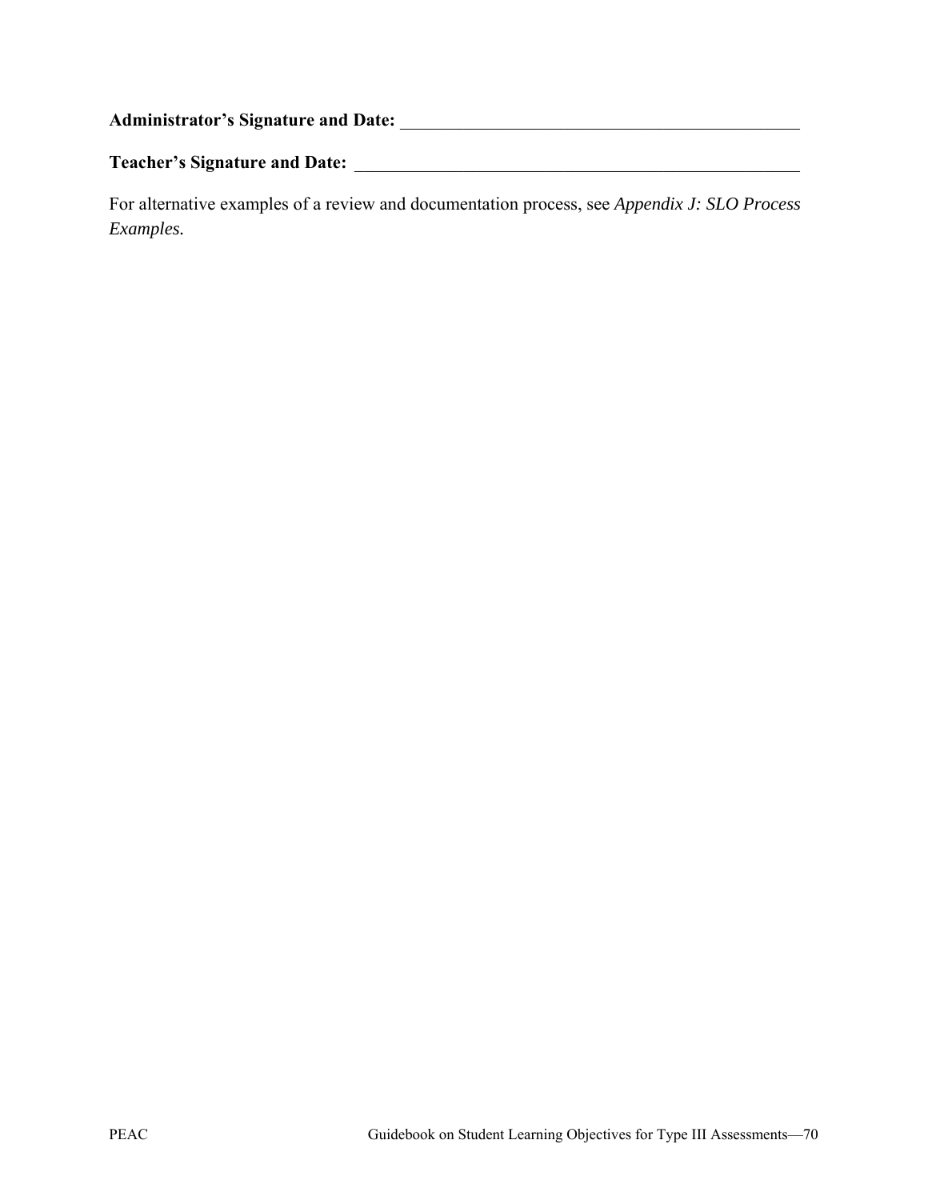**Administrator's Signature and Date:** _______________________________________________

**Teacher's Signature and Date:** ___________________________________________________

For alternative examples of a review and documentation process, see *Appendix J: SLO Process Examples.*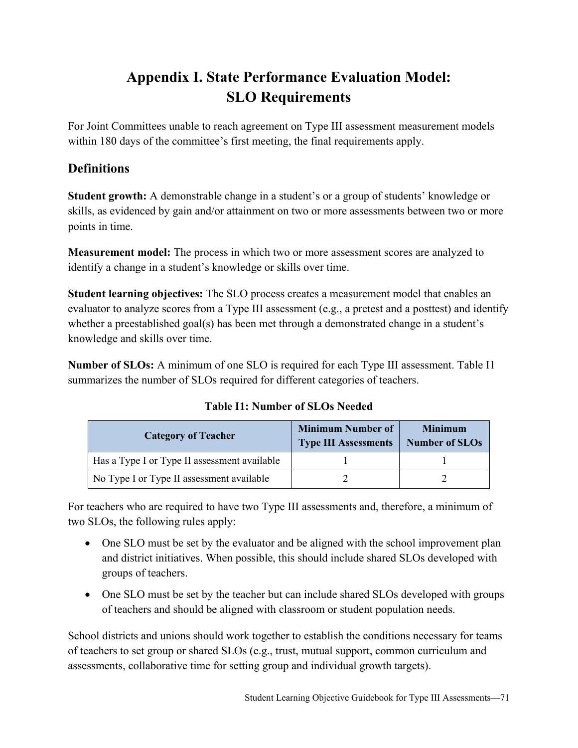# Appendix I. State Performance Evaluation Model: SLO Requirements

For Joint Committees unable to reach agreement on Type III assessment measurement models within 180 days of the committee's first meeting, the final requirements apply.

## Definitions

**Student growth:** A demonstrable change in a student's or a group of students' knowledge or skills, as evidenced by gain and/or attainment on two or more assessments between two or more points in time.

**Measurement model:** The process in which two or more assessment scores are analyzed to identify a change in a student's knowledge or skills over time.

**Student learning objectives:** The SLO process creates a measurement model that enables an evaluator to analyze scores from a Type III assessment (e.g., a pretest and a posttest) and identify whether a preestablished goal(s) has been met through a demonstrated change in a student's knowledge and skills over time.

**Number of SLOs:** A minimum of one SLO is required for each Type III assessment. Table I1 summarizes the number of SLOs required for different categories of teachers.

**Table I1: Number of SLOs Needed**

| Category of Teacher | Minimum Number of Type III Assessments | Minimum Number of SLOs |
|---|---|---|
| Has a Type I or Type II assessment available | 1 | 1 |
| No Type I or Type II assessment available | 2 | 2 |

For teachers who are required to have two Type III assessments and, therefore, a minimum of two SLOs, the following rules apply:

- One SLO must be set by the evaluator and be aligned with the school improvement plan and district initiatives. When possible, this should include shared SLOs developed with groups of teachers.
- One SLO must be set by the teacher but can include shared SLOs developed with groups of teachers and should be aligned with classroom or student population needs.

School districts and unions should work together to establish the conditions necessary for teams of teachers to set group or shared SLOs (e.g., trust, mutual support, common curriculum and assessments, collaborative time for setting group and individual growth targets).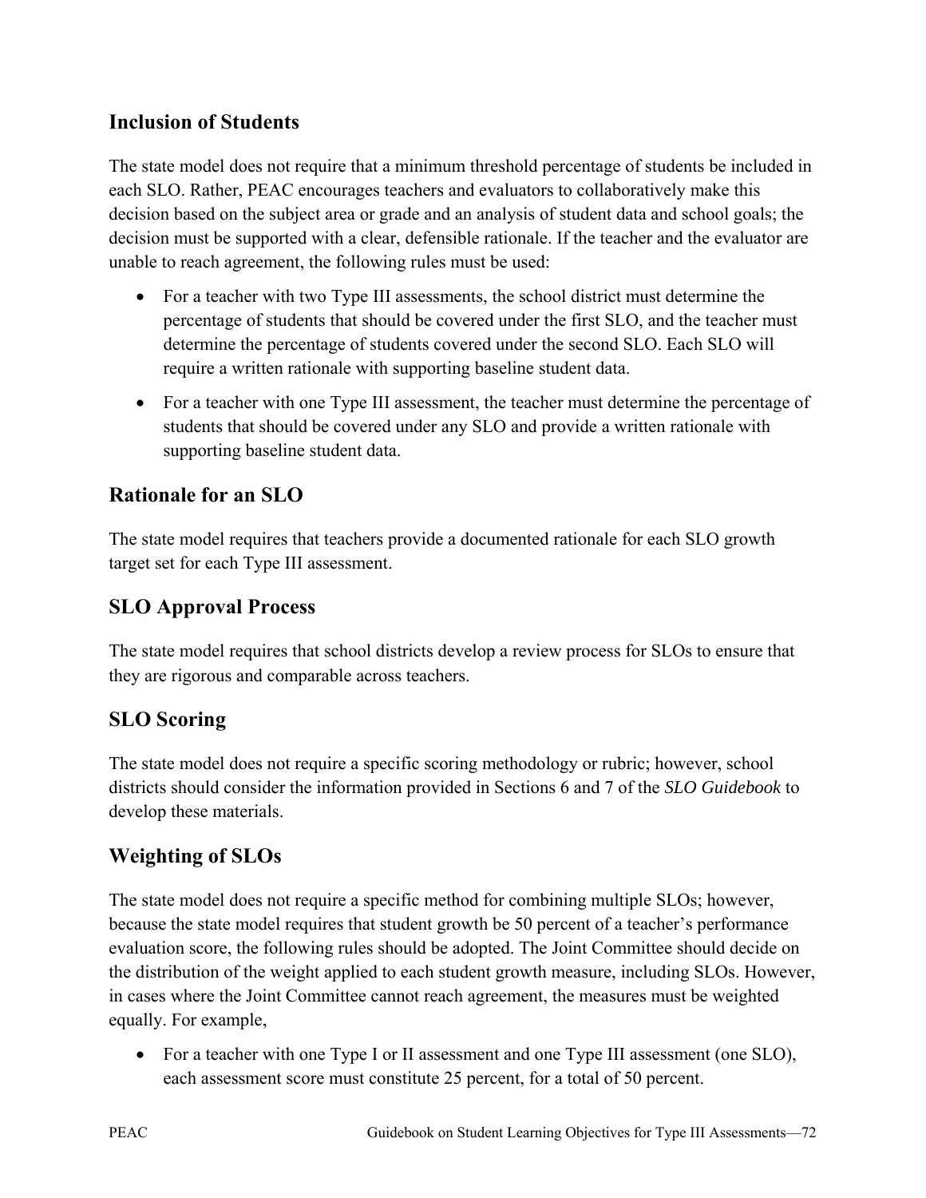## Inclusion of Students

The state model does not require that a minimum threshold percentage of students be included in each SLO. Rather, PEAC encourages teachers and evaluators to collaboratively make this decision based on the subject area or grade and an analysis of student data and school goals; the decision must be supported with a clear, defensible rationale. If the teacher and the evaluator are unable to reach agreement, the following rules must be used:

- For a teacher with two Type III assessments, the school district must determine the percentage of students that should be covered under the first SLO, and the teacher must determine the percentage of students covered under the second SLO. Each SLO will require a written rationale with supporting baseline student data.
- For a teacher with one Type III assessment, the teacher must determine the percentage of students that should be covered under any SLO and provide a written rationale with supporting baseline student data.

## Rationale for an SLO

The state model requires that teachers provide a documented rationale for each SLO growth target set for each Type III assessment.

## SLO Approval Process

The state model requires that school districts develop a review process for SLOs to ensure that they are rigorous and comparable across teachers.

## SLO Scoring

The state model does not require a specific scoring methodology or rubric; however, school districts should consider the information provided in Sections 6 and 7 of the *SLO Guidebook* to develop these materials.

## Weighting of SLOs

The state model does not require a specific method for combining multiple SLOs; however, because the state model requires that student growth be 50 percent of a teacher's performance evaluation score, the following rules should be adopted. The Joint Committee should decide on the distribution of the weight applied to each student growth measure, including SLOs. However, in cases where the Joint Committee cannot reach agreement, the measures must be weighted equally. For example,

- For a teacher with one Type I or II assessment and one Type III assessment (one SLO), each assessment score must constitute 25 percent, for a total of 50 percent.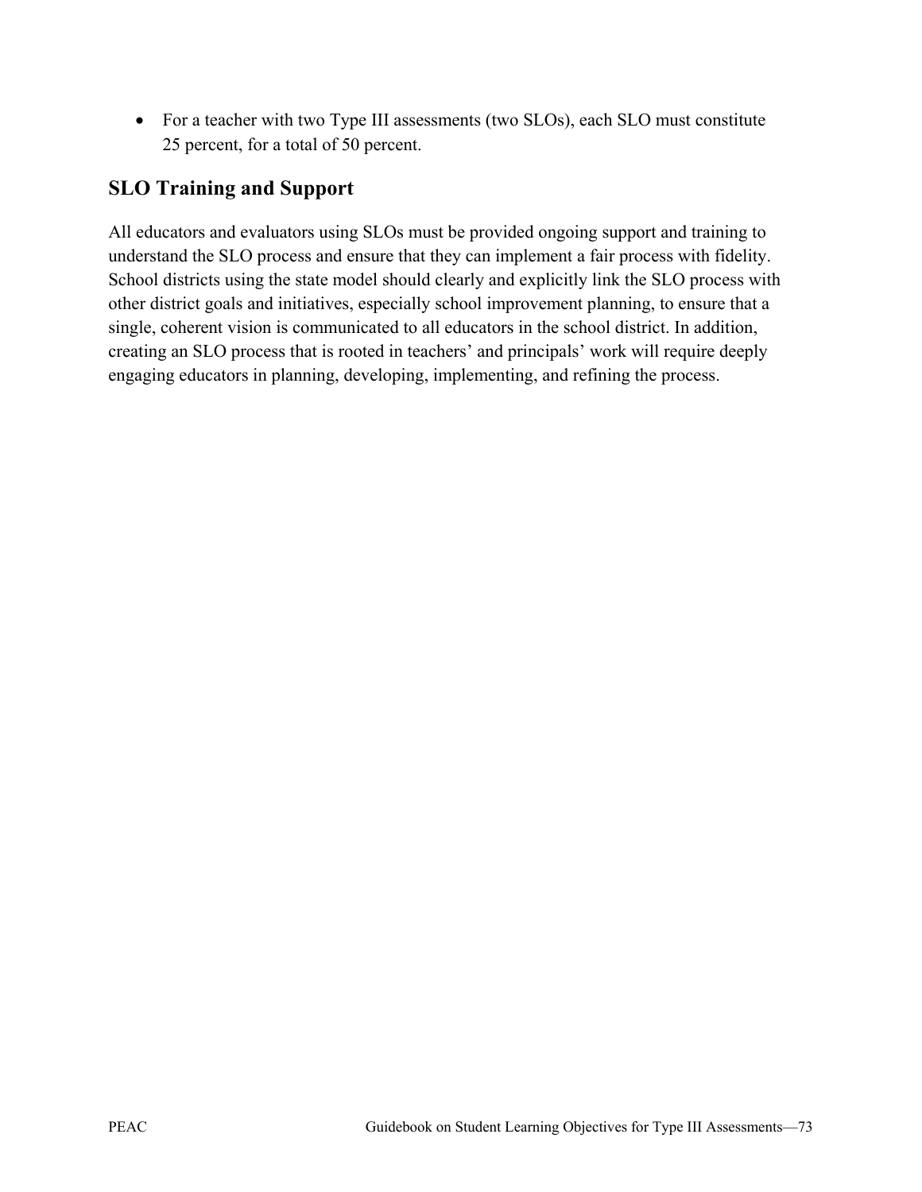- For a teacher with two Type III assessments (two SLOs), each SLO must constitute 25 percent, for a total of 50 percent.

## SLO Training and Support

All educators and evaluators using SLOs must be provided ongoing support and training to understand the SLO process and ensure that they can implement a fair process with fidelity. School districts using the state model should clearly and explicitly link the SLO process with other district goals and initiatives, especially school improvement planning, to ensure that a single, coherent vision is communicated to all educators in the school district. In addition, creating an SLO process that is rooted in teachers' and principals' work will require deeply engaging educators in planning, developing, implementing, and refining the process.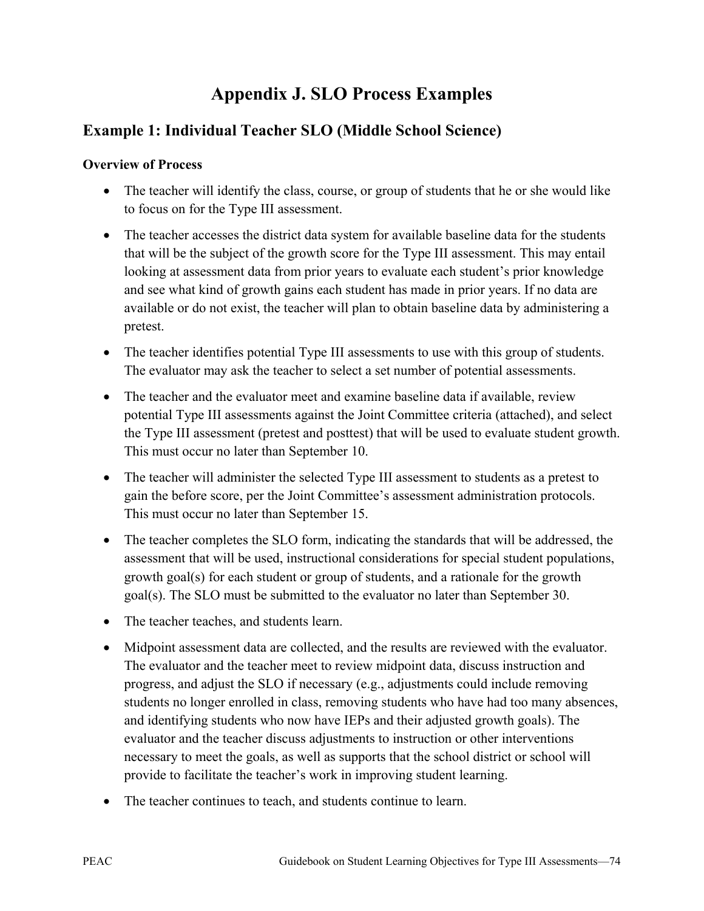# Appendix J. SLO Process Examples

## Example 1: Individual Teacher SLO (Middle School Science)

**Overview of Process**

- The teacher will identify the class, course, or group of students that he or she would like to focus on for the Type III assessment.
- The teacher accesses the district data system for available baseline data for the students that will be the subject of the growth score for the Type III assessment. This may entail looking at assessment data from prior years to evaluate each student's prior knowledge and see what kind of growth gains each student has made in prior years. If no data are available or do not exist, the teacher will plan to obtain baseline data by administering a pretest.
- The teacher identifies potential Type III assessments to use with this group of students. The evaluator may ask the teacher to select a set number of potential assessments.
- The teacher and the evaluator meet and examine baseline data if available, review potential Type III assessments against the Joint Committee criteria (attached), and select the Type III assessment (pretest and posttest) that will be used to evaluate student growth. This must occur no later than September 10.
- The teacher will administer the selected Type III assessment to students as a pretest to gain the before score, per the Joint Committee's assessment administration protocols. This must occur no later than September 15.
- The teacher completes the SLO form, indicating the standards that will be addressed, the assessment that will be used, instructional considerations for special student populations, growth goal(s) for each student or group of students, and a rationale for the growth goal(s). The SLO must be submitted to the evaluator no later than September 30.
- The teacher teaches, and students learn.
- Midpoint assessment data are collected, and the results are reviewed with the evaluator. The evaluator and the teacher meet to review midpoint data, discuss instruction and progress, and adjust the SLO if necessary (e.g., adjustments could include removing students no longer enrolled in class, removing students who have had too many absences, and identifying students who now have IEPs and their adjusted growth goals). The evaluator and the teacher discuss adjustments to instruction or other interventions necessary to meet the goals, as well as supports that the school district or school will provide to facilitate the teacher's work in improving student learning.
- The teacher continues to teach, and students continue to learn.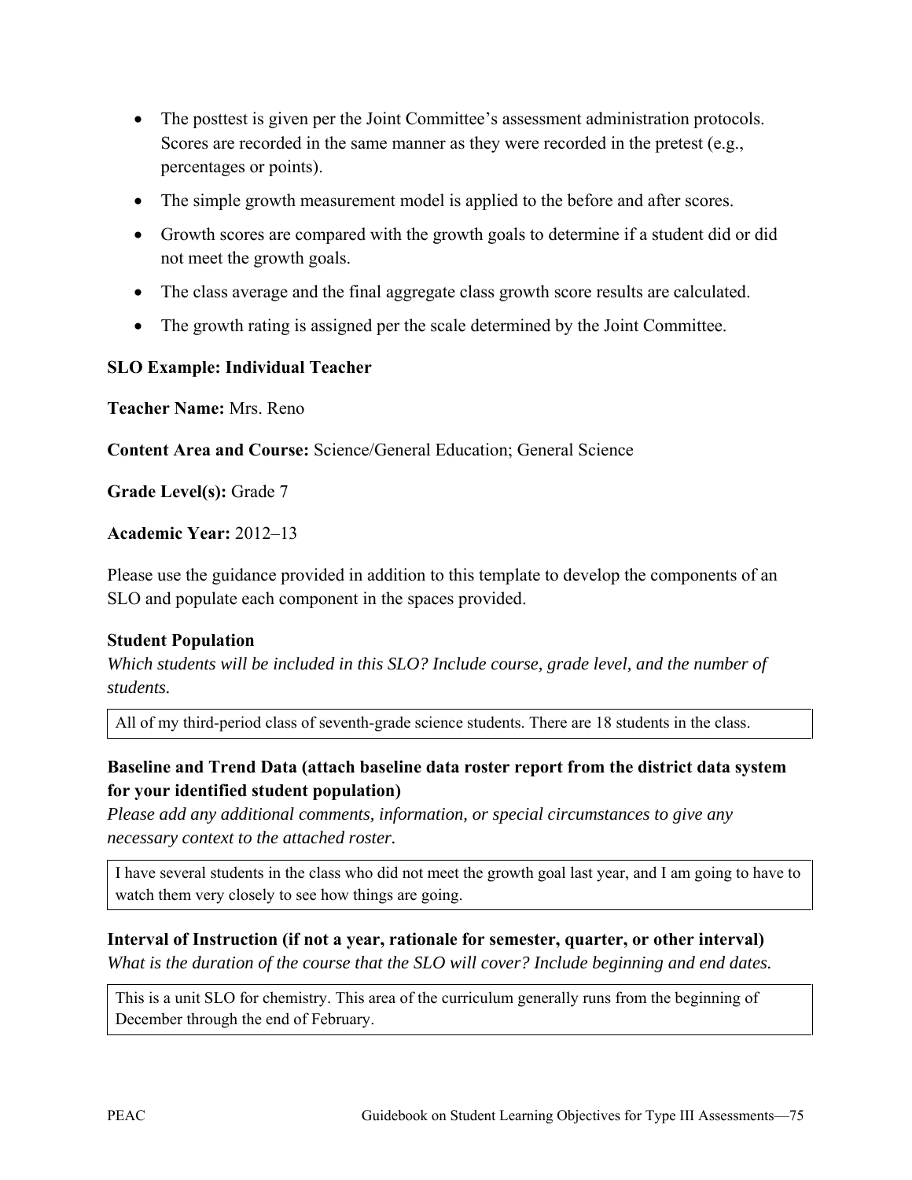- The posttest is given per the Joint Committee's assessment administration protocols. Scores are recorded in the same manner as they were recorded in the pretest (e.g., percentages or points).
- The simple growth measurement model is applied to the before and after scores.
- Growth scores are compared with the growth goals to determine if a student did or did not meet the growth goals.
- The class average and the final aggregate class growth score results are calculated.
- The growth rating is assigned per the scale determined by the Joint Committee.

**SLO Example: Individual Teacher**

**Teacher Name:** Mrs. Reno

**Content Area and Course:** Science/General Education; General Science

**Grade Level(s):** Grade 7

**Academic Year:** 2012–13

Please use the guidance provided in addition to this template to develop the components of an SLO and populate each component in the spaces provided.

**Student Population**

*Which students will be included in this SLO? Include course, grade level, and the number of students.*

| All of my third-period class of seventh-grade science students. There are 18 students in the class. |
|---|

**Baseline and Trend Data (attach baseline data roster report from the district data system for your identified student population)**

*Please add any additional comments, information, or special circumstances to give any necessary context to the attached roster.*

| I have several students in the class who did not meet the growth goal last year, and I am going to have to watch them very closely to see how things are going. |
|---|

**Interval of Instruction (if not a year, rationale for semester, quarter, or other interval)**

*What is the duration of the course that the SLO will cover? Include beginning and end dates.*

| This is a unit SLO for chemistry. This area of the curriculum generally runs from the beginning of December through the end of February. |
|---|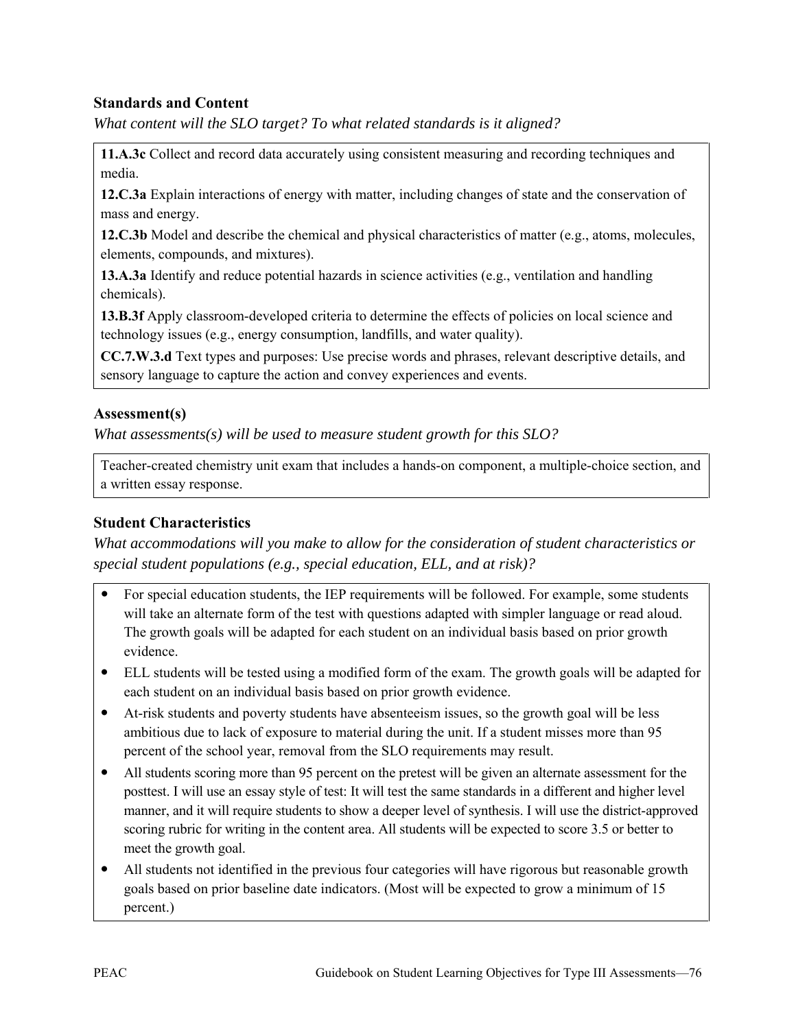### Standards and Content

*What content will the SLO target? To what related standards is it aligned?*

**11.A.3c** Collect and record data accurately using consistent measuring and recording techniques and media.

**12.C.3a** Explain interactions of energy with matter, including changes of state and the conservation of mass and energy.

**12.C.3b** Model and describe the chemical and physical characteristics of matter (e.g., atoms, molecules, elements, compounds, and mixtures).

**13.A.3a** Identify and reduce potential hazards in science activities (e.g., ventilation and handling chemicals).

**13.B.3f** Apply classroom-developed criteria to determine the effects of policies on local science and technology issues (e.g., energy consumption, landfills, and water quality).

**CC.7.W.3.d** Text types and purposes: Use precise words and phrases, relevant descriptive details, and sensory language to capture the action and convey experiences and events.

### Assessment(s)

*What assessments(s) will be used to measure student growth for this SLO?*

Teacher-created chemistry unit exam that includes a hands-on component, a multiple-choice section, and a written essay response.

### Student Characteristics

*What accommodations will you make to allow for the consideration of student characteristics or special student populations (e.g., special education, ELL, and at risk)?*

- For special education students, the IEP requirements will be followed. For example, some students will take an alternate form of the test with questions adapted with simpler language or read aloud. The growth goals will be adapted for each student on an individual basis based on prior growth evidence.
- ELL students will be tested using a modified form of the exam. The growth goals will be adapted for each student on an individual basis based on prior growth evidence.
- At-risk students and poverty students have absenteeism issues, so the growth goal will be less ambitious due to lack of exposure to material during the unit. If a student misses more than 95 percent of the school year, removal from the SLO requirements may result.
- All students scoring more than 95 percent on the pretest will be given an alternate assessment for the posttest. I will use an essay style of test: It will test the same standards in a different and higher level manner, and it will require students to show a deeper level of synthesis. I will use the district-approved scoring rubric for writing in the content area. All students will be expected to score 3.5 or better to meet the growth goal.
- All students not identified in the previous four categories will have rigorous but reasonable growth goals based on prior baseline date indicators. (Most will be expected to grow a minimum of 15 percent.)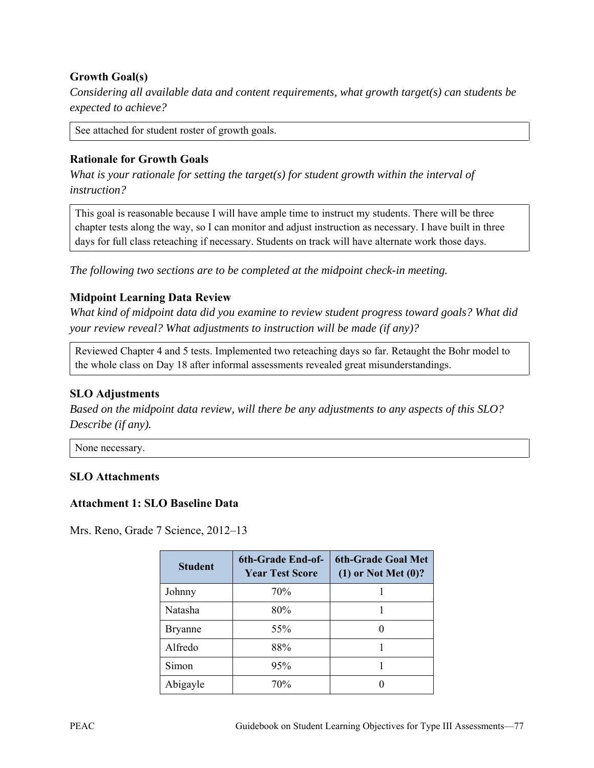### Growth Goal(s)

*Considering all available data and content requirements, what growth target(s) can students be expected to achieve?*

See attached for student roster of growth goals.

### Rationale for Growth Goals

*What is your rationale for setting the target(s) for student growth within the interval of instruction?*

This goal is reasonable because I will have ample time to instruct my students. There will be three chapter tests along the way, so I can monitor and adjust instruction as necessary. I have built in three days for full class reteaching if necessary. Students on track will have alternate work those days.

*The following two sections are to be completed at the midpoint check-in meeting.*

### Midpoint Learning Data Review

*What kind of midpoint data did you examine to review student progress toward goals? What did your review reveal? What adjustments to instruction will be made (if any)?*

Reviewed Chapter 4 and 5 tests. Implemented two reteaching days so far. Retaught the Bohr model to the whole class on Day 18 after informal assessments revealed great misunderstandings.

### SLO Adjustments

*Based on the midpoint data review, will there be any adjustments to any aspects of this SLO? Describe (if any).*

None necessary.

### SLO Attachments

### Attachment 1: SLO Baseline Data

Mrs. Reno, Grade 7 Science, 2012–13

| Student | 6th-Grade End-of-Year Test Score | 6th-Grade Goal Met (1) or Not Met (0)? |
|---|---|---|
| Johnny | 70% | 1 |
| Natasha | 80% | 1 |
| Bryanne | 55% | 0 |
| Alfredo | 88% | 1 |
| Simon | 95% | 1 |
| Abigayle | 70% | 0 |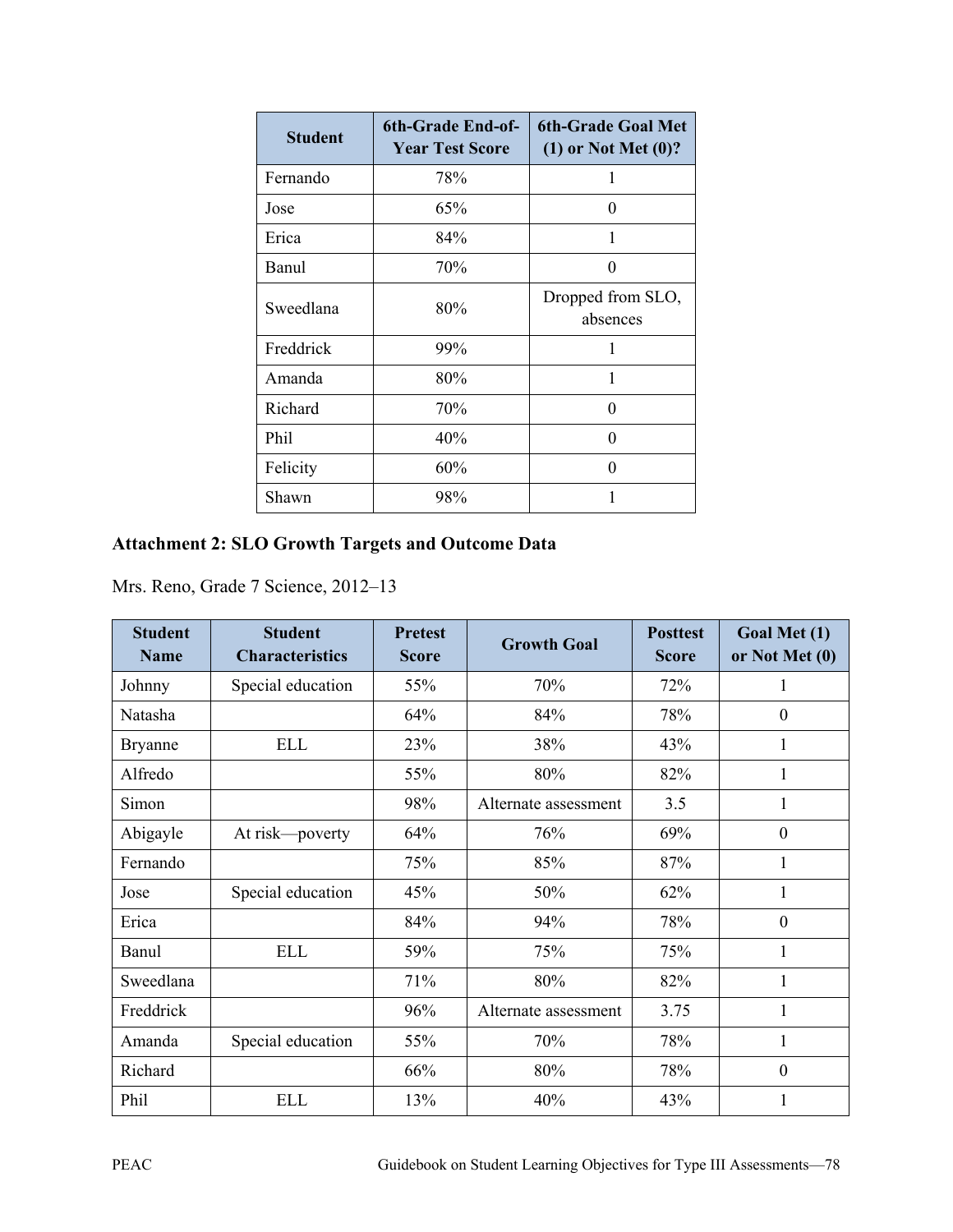| Student | 6th-Grade End-of-Year Test Score | 6th-Grade Goal Met (1) or Not Met (0)? |
|---|---|---|
| Fernando | 78% | 1 |
| Jose | 65% | 0 |
| Erica | 84% | 1 |
| Banul | 70% | 0 |
| Sweedlana | 80% | Dropped from SLO, absences |
| Freddrick | 99% | 1 |
| Amanda | 80% | 1 |
| Richard | 70% | 0 |
| Phil | 40% | 0 |
| Felicity | 60% | 0 |
| Shawn | 98% | 1 |

### Attachment 2: SLO Growth Targets and Outcome Data

Mrs. Reno, Grade 7 Science, 2012–13

| Student Name | Student Characteristics | Pretest Score | Growth Goal | Posttest Score | Goal Met (1) or Not Met (0) |
|---|---|---|---|---|---|
| Johnny | Special education | 55% | 70% | 72% | 1 |
| Natasha | | 64% | 84% | 78% | 0 |
| Bryanne | ELL | 23% | 38% | 43% | 1 |
| Alfredo | | 55% | 80% | 82% | 1 |
| Simon | | 98% | Alternate assessment | 3.5 | 1 |
| Abigayle | At risk—poverty | 64% | 76% | 69% | 0 |
| Fernando | | 75% | 85% | 87% | 1 |
| Jose | Special education | 45% | 50% | 62% | 1 |
| Erica | | 84% | 94% | 78% | 0 |
| Banul | ELL | 59% | 75% | 75% | 1 |
| Sweedlana | | 71% | 80% | 82% | 1 |
| Freddrick | | 96% | Alternate assessment | 3.75 | 1 |
| Amanda | Special education | 55% | 70% | 78% | 1 |
| Richard | | 66% | 80% | 78% | 0 |
| Phil | ELL | 13% | 40% | 43% | 1 |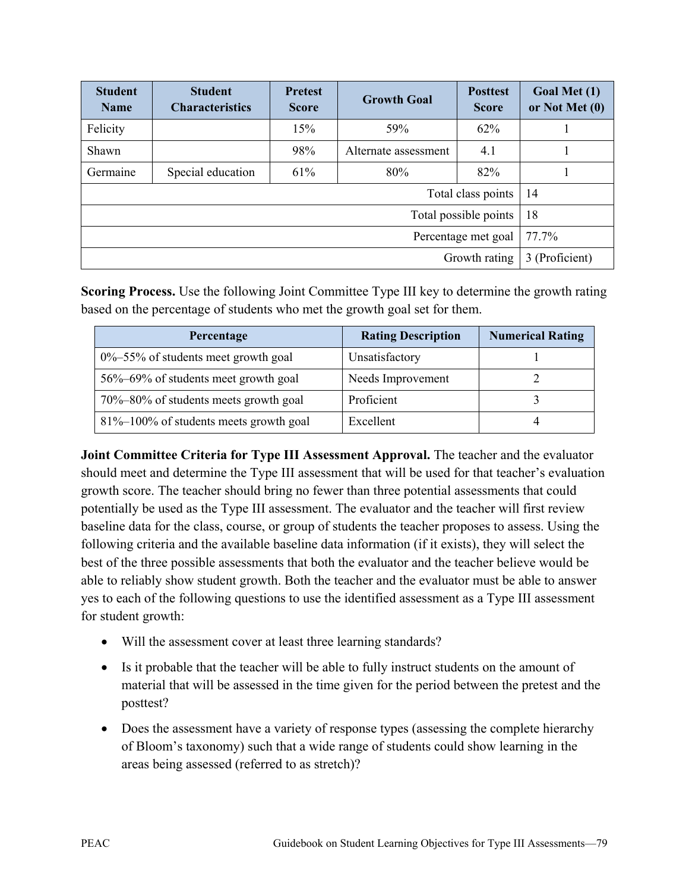| Student Name | Student Characteristics | Pretest Score | Growth Goal | Posttest Score | Goal Met (1) or Not Met (0) |
|---|---|---|---|---|---|
| Felicity | | 15% | 59% | 62% | 1 |
| Shawn | | 98% | Alternate assessment | 4.1 | 1 |
| Germaine | Special education | 61% | 80% | 82% | 1 |
| | | | | Total class points | 14 |
| | | | | Total possible points | 18 |
| | | | | Percentage met goal | 77.7% |
| | | | | Growth rating | 3 (Proficient) |

**Scoring Process.** Use the following Joint Committee Type III key to determine the growth rating based on the percentage of students who met the growth goal set for them.

| Percentage | Rating Description | Numerical Rating |
|---|---|---|
| 0%–55% of students meet growth goal | Unsatisfactory | 1 |
| 56%–69% of students meet growth goal | Needs Improvement | 2 |
| 70%–80% of students meets growth goal | Proficient | 3 |
| 81%–100% of students meets growth goal | Excellent | 4 |

**Joint Committee Criteria for Type III Assessment Approval.** The teacher and the evaluator should meet and determine the Type III assessment that will be used for that teacher's evaluation growth score. The teacher should bring no fewer than three potential assessments that could potentially be used as the Type III assessment. The evaluator and the teacher will first review baseline data for the class, course, or group of students the teacher proposes to assess. Using the following criteria and the available baseline data information (if it exists), they will select the best of the three possible assessments that both the evaluator and the teacher believe would be able to reliably show student growth. Both the teacher and the evaluator must be able to answer yes to each of the following questions to use the identified assessment as a Type III assessment for student growth:

- Will the assessment cover at least three learning standards?
- Is it probable that the teacher will be able to fully instruct students on the amount of material that will be assessed in the time given for the period between the pretest and the posttest?
- Does the assessment have a variety of response types (assessing the complete hierarchy of Bloom's taxonomy) such that a wide range of students could show learning in the areas being assessed (referred to as stretch)?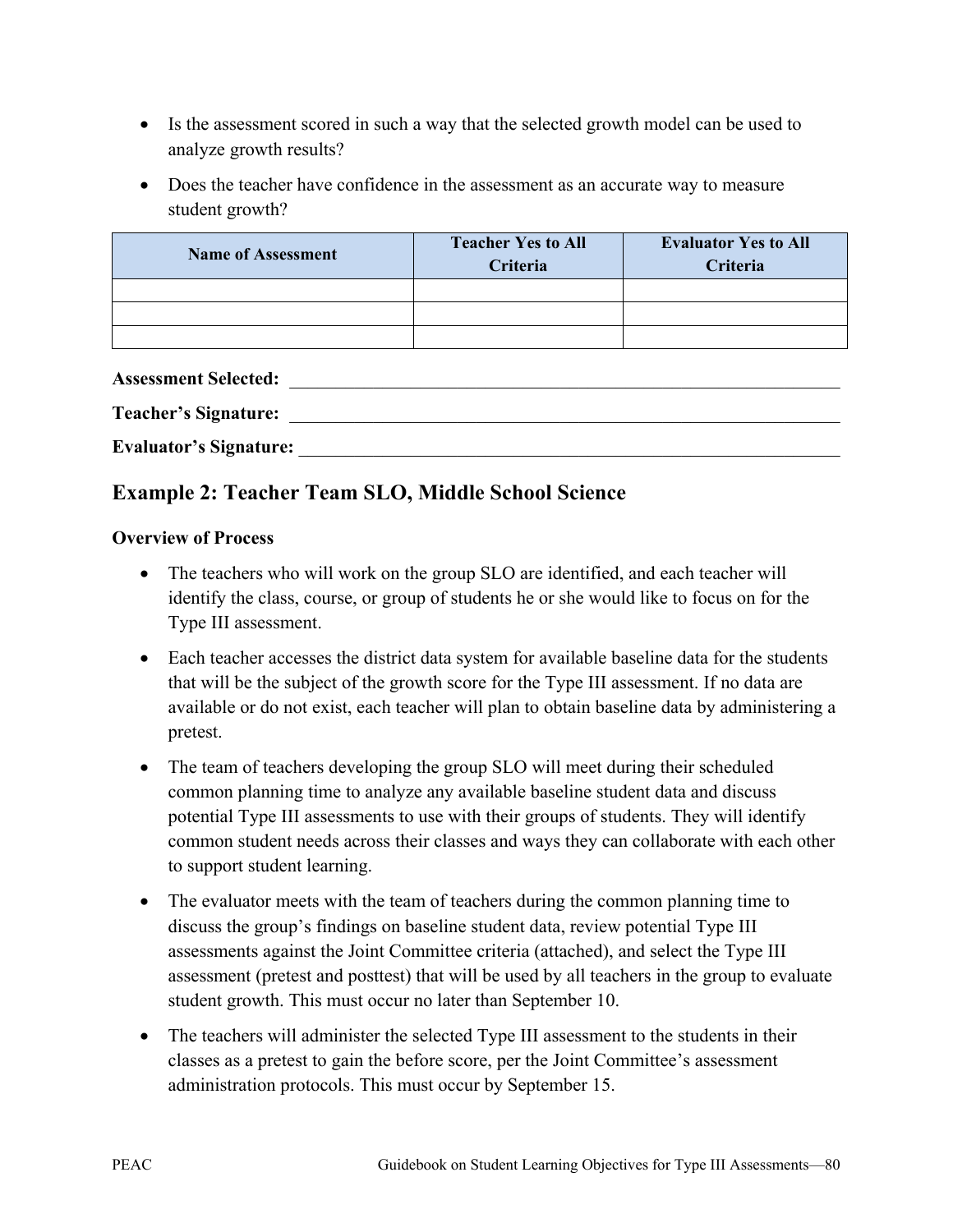- Is the assessment scored in such a way that the selected growth model can be used to analyze growth results?
- Does the teacher have confidence in the assessment as an accurate way to measure student growth?

| Name of Assessment | Teacher Yes to All Criteria | Evaluator Yes to All Criteria |
|---|---|---|
| | | |
| | | |
| | | |

**Assessment Selected:** \_\_\_\_\_\_\_\_\_\_\_\_\_\_\_\_\_\_\_\_\_\_\_\_\_\_\_\_\_\_\_\_\_\_\_\_\_\_\_\_\_\_\_\_

**Teacher's Signature:** \_\_\_\_\_\_\_\_\_\_\_\_\_\_\_\_\_\_\_\_\_\_\_\_\_\_\_\_\_\_\_\_\_\_\_\_\_\_\_\_\_\_\_\_

**Evaluator's Signature:** \_\_\_\_\_\_\_\_\_\_\_\_\_\_\_\_\_\_\_\_\_\_\_\_\_\_\_\_\_\_\_\_\_\_\_\_\_\_\_\_\_\_\_\_

## Example 2: Teacher Team SLO, Middle School Science

**Overview of Process**

- The teachers who will work on the group SLO are identified, and each teacher will identify the class, course, or group of students he or she would like to focus on for the Type III assessment.
- Each teacher accesses the district data system for available baseline data for the students that will be the subject of the growth score for the Type III assessment. If no data are available or do not exist, each teacher will plan to obtain baseline data by administering a pretest.
- The team of teachers developing the group SLO will meet during their scheduled common planning time to analyze any available baseline student data and discuss potential Type III assessments to use with their groups of students. They will identify common student needs across their classes and ways they can collaborate with each other to support student learning.
- The evaluator meets with the team of teachers during the common planning time to discuss the group's findings on baseline student data, review potential Type III assessments against the Joint Committee criteria (attached), and select the Type III assessment (pretest and posttest) that will be used by all teachers in the group to evaluate student growth. This must occur no later than September 10.
- The teachers will administer the selected Type III assessment to the students in their classes as a pretest to gain the before score, per the Joint Committee's assessment administration protocols. This must occur by September 15.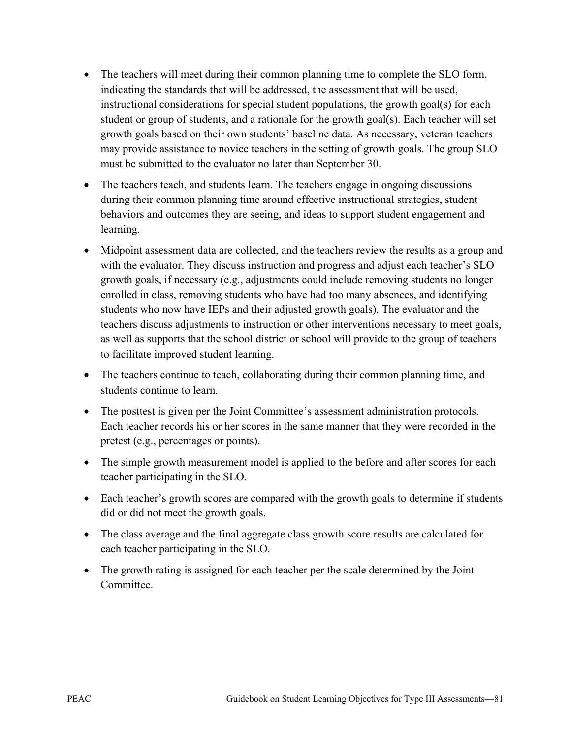- The teachers will meet during their common planning time to complete the SLO form, indicating the standards that will be addressed, the assessment that will be used, instructional considerations for special student populations, the growth goal(s) for each student or group of students, and a rationale for the growth goal(s). Each teacher will set growth goals based on their own students' baseline data. As necessary, veteran teachers may provide assistance to novice teachers in the setting of growth goals. The group SLO must be submitted to the evaluator no later than September 30.
- The teachers teach, and students learn. The teachers engage in ongoing discussions during their common planning time around effective instructional strategies, student behaviors and outcomes they are seeing, and ideas to support student engagement and learning.
- Midpoint assessment data are collected, and the teachers review the results as a group and with the evaluator. They discuss instruction and progress and adjust each teacher's SLO growth goals, if necessary (e.g., adjustments could include removing students no longer enrolled in class, removing students who have had too many absences, and identifying students who now have IEPs and their adjusted growth goals). The evaluator and the teachers discuss adjustments to instruction or other interventions necessary to meet goals, as well as supports that the school district or school will provide to the group of teachers to facilitate improved student learning.
- The teachers continue to teach, collaborating during their common planning time, and students continue to learn.
- The posttest is given per the Joint Committee's assessment administration protocols. Each teacher records his or her scores in the same manner that they were recorded in the pretest (e.g., percentages or points).
- The simple growth measurement model is applied to the before and after scores for each teacher participating in the SLO.
- Each teacher's growth scores are compared with the growth goals to determine if students did or did not meet the growth goals.
- The class average and the final aggregate class growth score results are calculated for each teacher participating in the SLO.
- The growth rating is assigned for each teacher per the scale determined by the Joint Committee.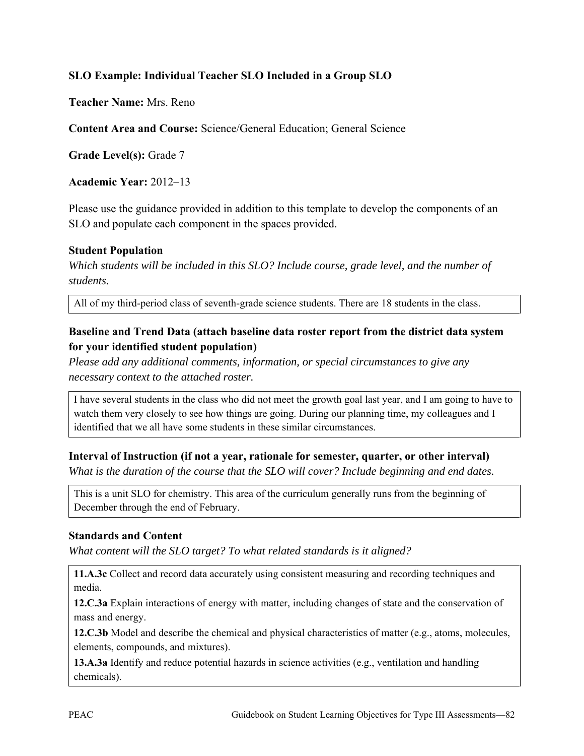**SLO Example: Individual Teacher SLO Included in a Group SLO**

**Teacher Name:** Mrs. Reno

**Content Area and Course:** Science/General Education; General Science

**Grade Level(s):** Grade 7

**Academic Year:** 2012–13

Please use the guidance provided in addition to this template to develop the components of an SLO and populate each component in the spaces provided.

### Student Population

*Which students will be included in this SLO? Include course, grade level, and the number of students.*

All of my third-period class of seventh-grade science students. There are 18 students in the class.

### Baseline and Trend Data (attach baseline data roster report from the district data system for your identified student population)

*Please add any additional comments, information, or special circumstances to give any necessary context to the attached roster.*

I have several students in the class who did not meet the growth goal last year, and I am going to have to watch them very closely to see how things are going. During our planning time, my colleagues and I identified that we all have some students in these similar circumstances.

### Interval of Instruction (if not a year, rationale for semester, quarter, or other interval)

*What is the duration of the course that the SLO will cover? Include beginning and end dates.*

This is a unit SLO for chemistry. This area of the curriculum generally runs from the beginning of December through the end of February.

### Standards and Content

*What content will the SLO target? To what related standards is it aligned?*

**11.A.3c** Collect and record data accurately using consistent measuring and recording techniques and media.

**12.C.3a** Explain interactions of energy with matter, including changes of state and the conservation of mass and energy.

**12.C.3b** Model and describe the chemical and physical characteristics of matter (e.g., atoms, molecules, elements, compounds, and mixtures).

**13.A.3a** Identify and reduce potential hazards in science activities (e.g., ventilation and handling chemicals).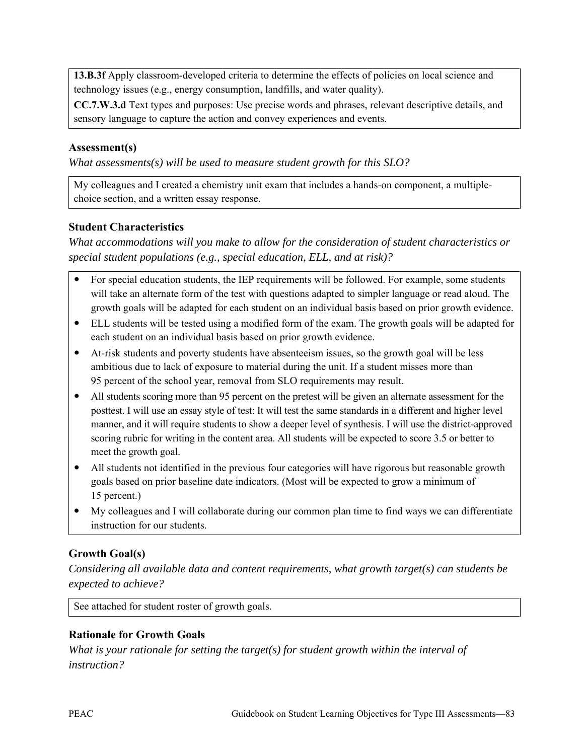**13.B.3f** Apply classroom-developed criteria to determine the effects of policies on local science and technology issues (e.g., energy consumption, landfills, and water quality).

**CC.7.W.3.d** Text types and purposes: Use precise words and phrases, relevant descriptive details, and sensory language to capture the action and convey experiences and events.

### Assessment(s)

*What assessments(s) will be used to measure student growth for this SLO?*

My colleagues and I created a chemistry unit exam that includes a hands-on component, a multiple-choice section, and a written essay response.

### Student Characteristics

*What accommodations will you make to allow for the consideration of student characteristics or special student populations (e.g., special education, ELL, and at risk)?*

- For special education students, the IEP requirements will be followed. For example, some students will take an alternate form of the test with questions adapted to simpler language or read aloud. The growth goals will be adapted for each student on an individual basis based on prior growth evidence.
- ELL students will be tested using a modified form of the exam. The growth goals will be adapted for each student on an individual basis based on prior growth evidence.
- At-risk students and poverty students have absenteeism issues, so the growth goal will be less ambitious due to lack of exposure to material during the unit. If a student misses more than 95 percent of the school year, removal from SLO requirements may result.
- All students scoring more than 95 percent on the pretest will be given an alternate assessment for the posttest. I will use an essay style of test: It will test the same standards in a different and higher level manner, and it will require students to show a deeper level of synthesis. I will use the district-approved scoring rubric for writing in the content area. All students will be expected to score 3.5 or better to meet the growth goal.
- All students not identified in the previous four categories will have rigorous but reasonable growth goals based on prior baseline date indicators. (Most will be expected to grow a minimum of 15 percent.)
- My colleagues and I will collaborate during our common plan time to find ways we can differentiate instruction for our students.

### Growth Goal(s)

*Considering all available data and content requirements, what growth target(s) can students be expected to achieve?*

See attached for student roster of growth goals.

### Rationale for Growth Goals

*What is your rationale for setting the target(s) for student growth within the interval of instruction?*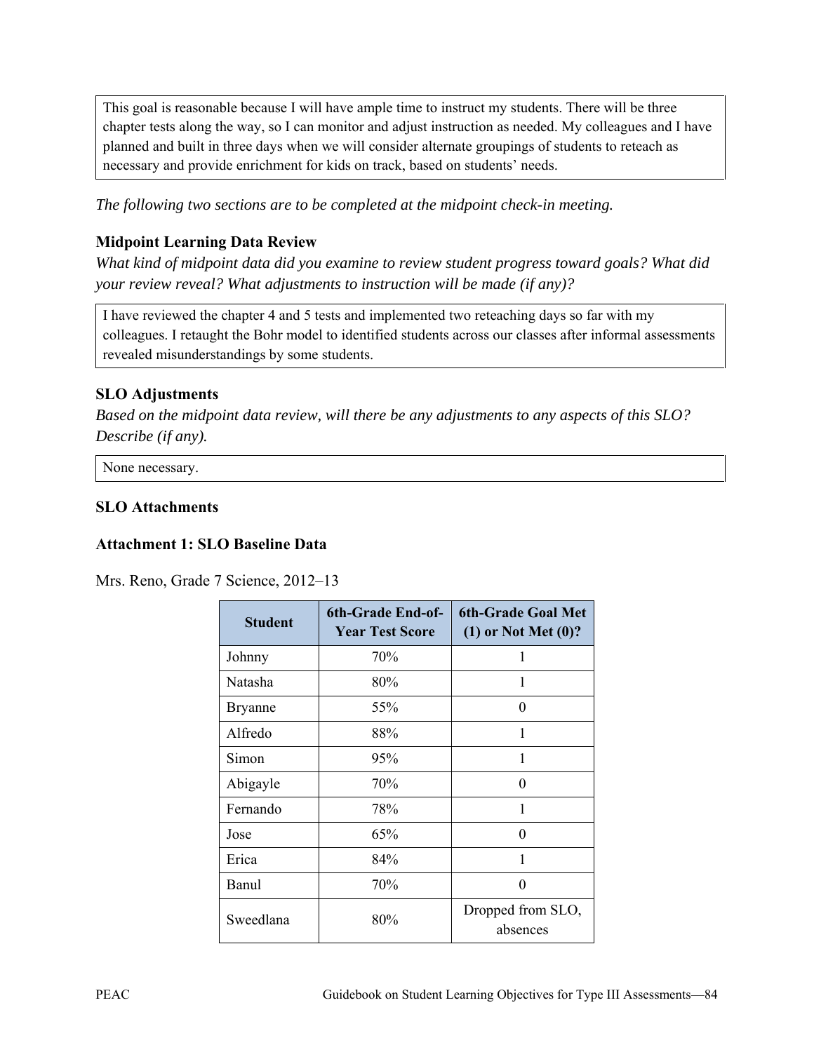This goal is reasonable because I will have ample time to instruct my students. There will be three chapter tests along the way, so I can monitor and adjust instruction as needed. My colleagues and I have planned and built in three days when we will consider alternate groupings of students to reteach as necessary and provide enrichment for kids on track, based on students' needs.

*The following two sections are to be completed at the midpoint check-in meeting.*

### Midpoint Learning Data Review

*What kind of midpoint data did you examine to review student progress toward goals? What did your review reveal? What adjustments to instruction will be made (if any)?*

I have reviewed the chapter 4 and 5 tests and implemented two reteaching days so far with my colleagues. I retaught the Bohr model to identified students across our classes after informal assessments revealed misunderstandings by some students.

### SLO Adjustments

*Based on the midpoint data review, will there be any adjustments to any aspects of this SLO? Describe (if any).*

None necessary.

### SLO Attachments

### Attachment 1: SLO Baseline Data

Mrs. Reno, Grade 7 Science, 2012–13

| Student | 6th-Grade End-of-Year Test Score | 6th-Grade Goal Met (1) or Not Met (0)? |
|---|---|---|
| Johnny | 70% | 1 |
| Natasha | 80% | 1 |
| Bryanne | 55% | 0 |
| Alfredo | 88% | 1 |
| Simon | 95% | 1 |
| Abigayle | 70% | 0 |
| Fernando | 78% | 1 |
| Jose | 65% | 0 |
| Erica | 84% | 1 |
| Banul | 70% | 0 |
| Sweedlana | 80% | Dropped from SLO, absences |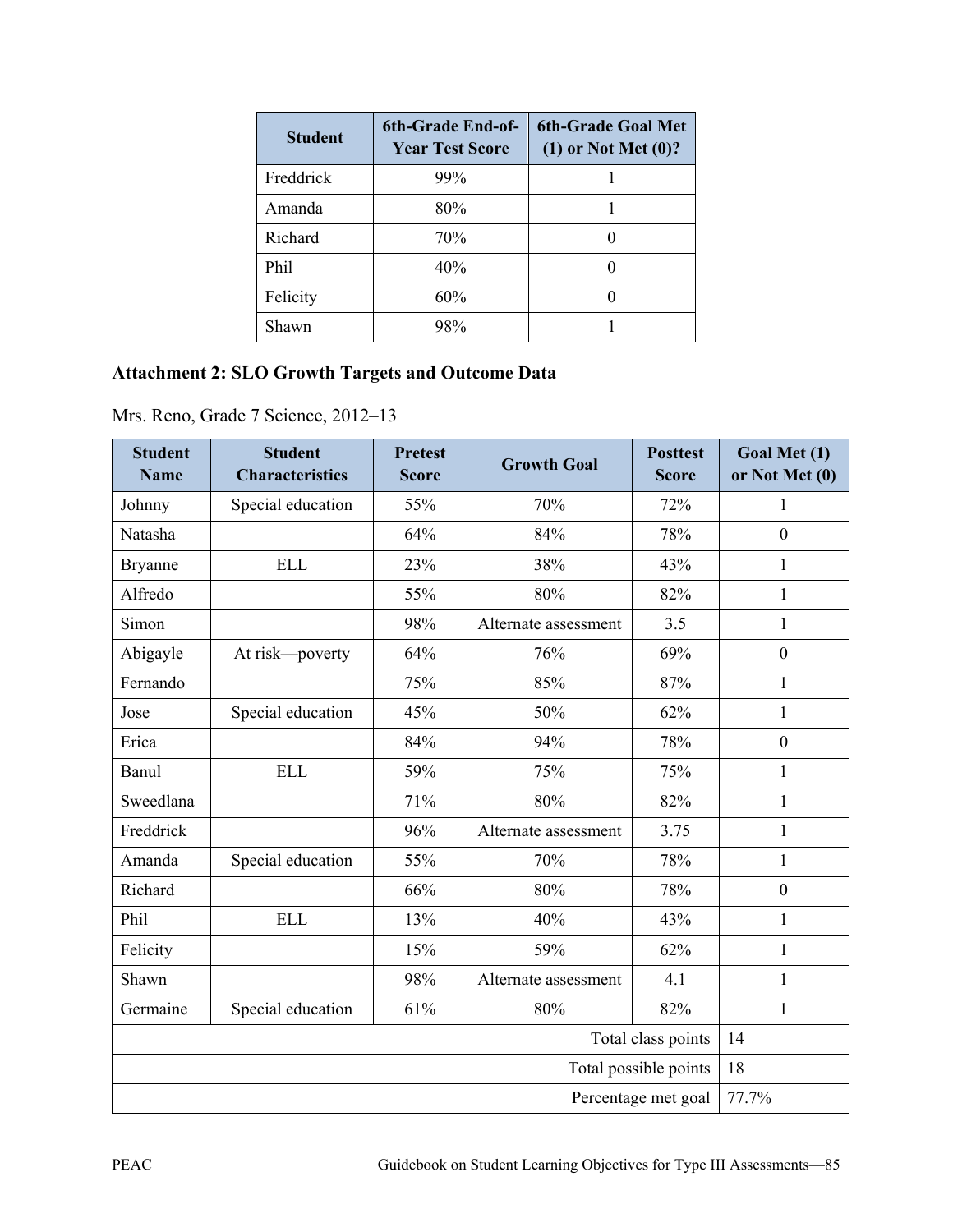| Student | 6th-Grade End-of-Year Test Score | 6th-Grade Goal Met (1) or Not Met (0)? |
|---|---|---|
| Freddrick | 99% | 1 |
| Amanda | 80% | 1 |
| Richard | 70% | 0 |
| Phil | 40% | 0 |
| Felicity | 60% | 0 |
| Shawn | 98% | 1 |

### Attachment 2: SLO Growth Targets and Outcome Data

Mrs. Reno, Grade 7 Science, 2012–13

| Student Name | Student Characteristics | Pretest Score | Growth Goal | Posttest Score | Goal Met (1) or Not Met (0) |
|---|---|---|---|---|---|
| Johnny | Special education | 55% | 70% | 72% | 1 |
| Natasha | | 64% | 84% | 78% | 0 |
| Bryanne | ELL | 23% | 38% | 43% | 1 |
| Alfredo | | 55% | 80% | 82% | 1 |
| Simon | | 98% | Alternate assessment | 3.5 | 1 |
| Abigayle | At risk—poverty | 64% | 76% | 69% | 0 |
| Fernando | | 75% | 85% | 87% | 1 |
| Jose | Special education | 45% | 50% | 62% | 1 |
| Erica | | 84% | 94% | 78% | 0 |
| Banul | ELL | 59% | 75% | 75% | 1 |
| Sweedlana | | 71% | 80% | 82% | 1 |
| Freddrick | | 96% | Alternate assessment | 3.75 | 1 |
| Amanda | Special education | 55% | 70% | 78% | 1 |
| Richard | | 66% | 80% | 78% | 0 |
| Phil | ELL | 13% | 40% | 43% | 1 |
| Felicity | | 15% | 59% | 62% | 1 |
| Shawn | | 98% | Alternate assessment | 4.1 | 1 |
| Germaine | Special education | 61% | 80% | 82% | 1 |
| | | | | Total class points | 14 |
| | | | | Total possible points | 18 |
| | | | | Percentage met goal | 77.7% |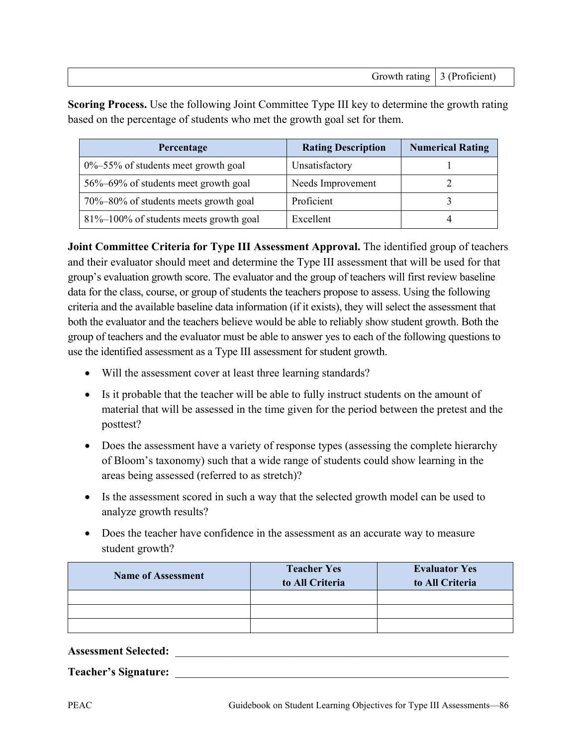| | Growth rating | 3 (Proficient) |
|---|---|---|

**Scoring Process.** Use the following Joint Committee Type III key to determine the growth rating based on the percentage of students who met the growth goal set for them.

| Percentage | Rating Description | Numerical Rating |
|---|---|---|
| 0%–55% of students meet growth goal | Unsatisfactory | 1 |
| 56%–69% of students meet growth goal | Needs Improvement | 2 |
| 70%–80% of students meets growth goal | Proficient | 3 |
| 81%–100% of students meets growth goal | Excellent | 4 |

**Joint Committee Criteria for Type III Assessment Approval.** The identified group of teachers and their evaluator should meet and determine the Type III assessment that will be used for that group's evaluation growth score. The evaluator and the group of teachers will first review baseline data for the class, course, or group of students the teachers propose to assess. Using the following criteria and the available baseline data information (if it exists), they will select the assessment that both the evaluator and the teachers believe would be able to reliably show student growth. Both the group of teachers and the evaluator must be able to answer yes to each of the following questions to use the identified assessment as a Type III assessment for student growth.

- Will the assessment cover at least three learning standards?
- Is it probable that the teacher will be able to fully instruct students on the amount of material that will be assessed in the time given for the period between the pretest and the posttest?
- Does the assessment have a variety of response types (assessing the complete hierarchy of Bloom's taxonomy) such that a wide range of students could show learning in the areas being assessed (referred to as stretch)?
- Is the assessment scored in such a way that the selected growth model can be used to analyze growth results?
- Does the teacher have confidence in the assessment as an accurate way to measure student growth?

| Name of Assessment | Teacher Yes to All Criteria | Evaluator Yes to All Criteria |
|---|---|---|
| | | |
| | | |
| | | |

**Assessment Selected:** ______________________________________________

**Teacher's Signature:** ______________________________________________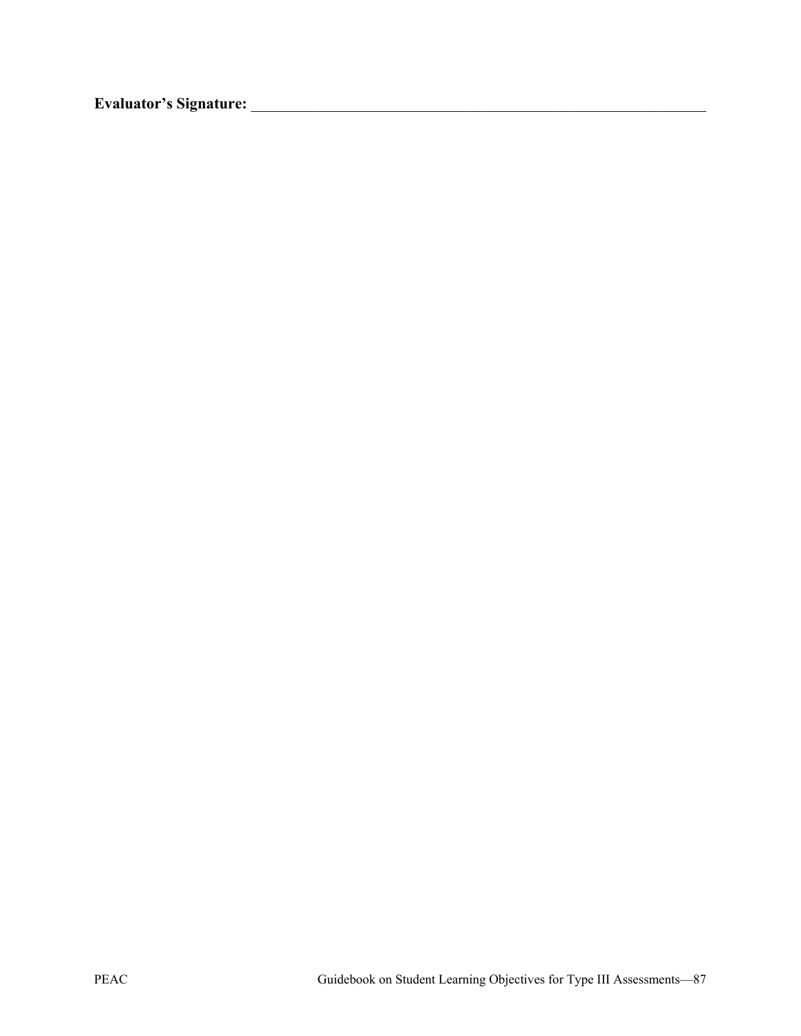**Evaluator's Signature:** ____________________________________________________________